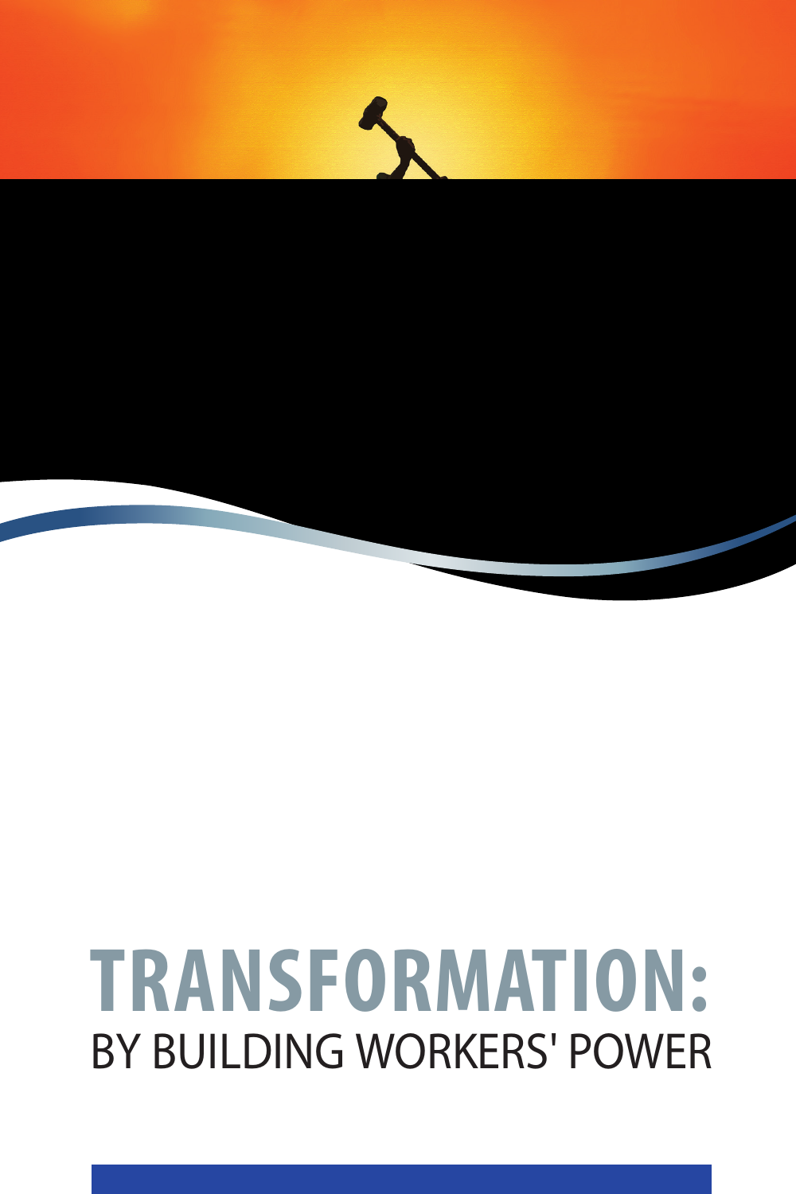# TRANSFORMATION:
## BY BUILDING WORKERS' POWER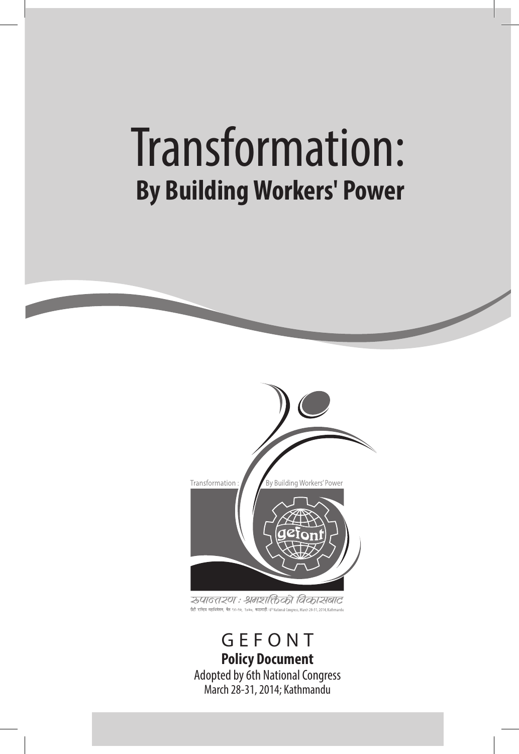# Transformation:
## By Building Workers' Power

Transformation : By Building Workers' Power

रुपान्तरण : श्रमशक्तिको विकासबाट

छैटौं राष्ट्रिय महाधिवेशन, चैत १४-१७, २०७०, काठमाडौं / 6th National Congress, March 28-31, 2014, Kathmandu

GEFONT

**Policy Document**

Adopted by 6th National Congress

March 28-31, 2014; Kathmandu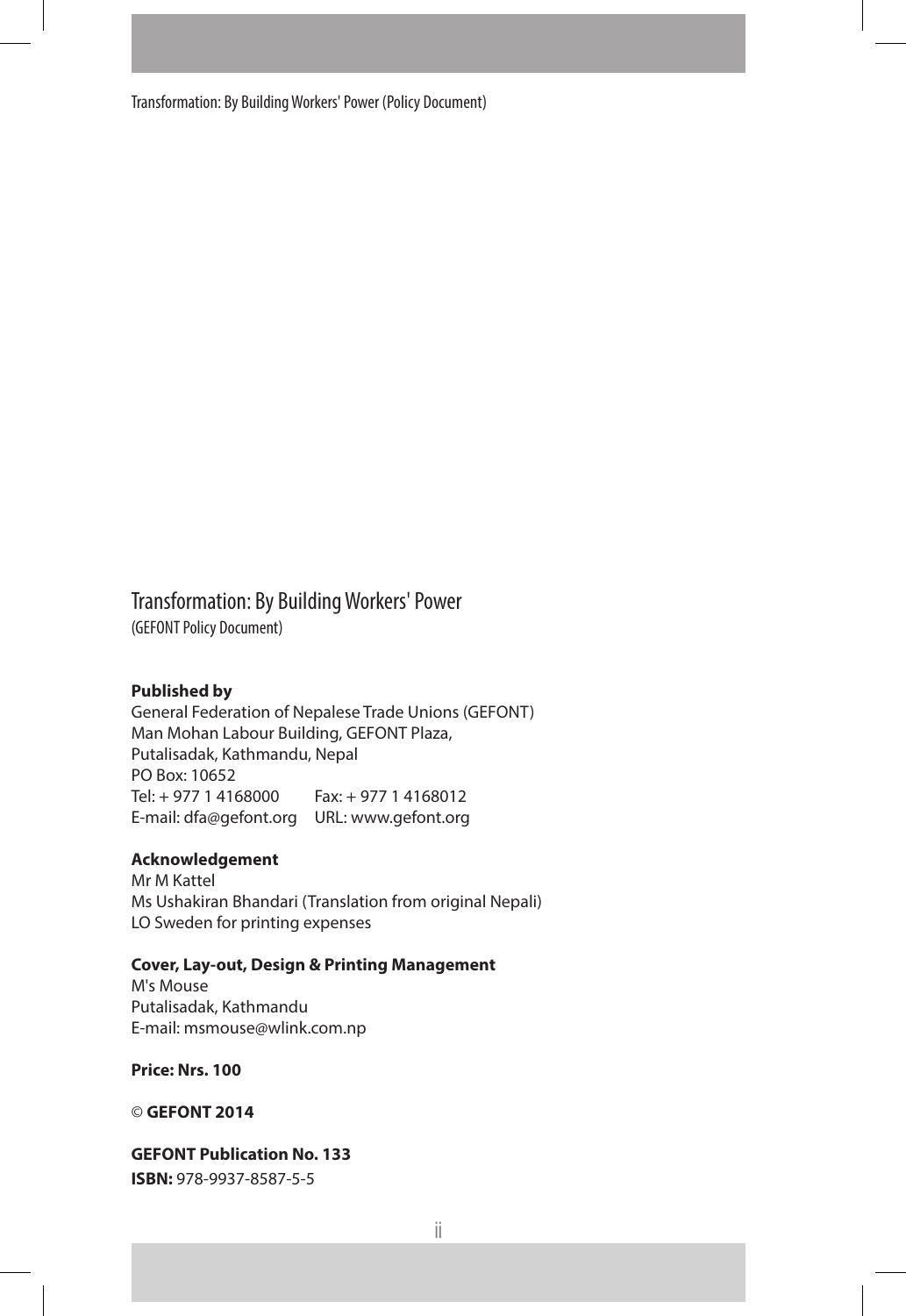Transformation: By Building Workers' Power
(GEFONT Policy Document)

**Published by**
General Federation of Nepalese Trade Unions (GEFONT)
Man Mohan Labour Building, GEFONT Plaza,
Putalisadak, Kathmandu, Nepal
PO Box: 10652
Tel: + 977 1 4168000    Fax: + 977 1 4168012
E-mail: dfa@gefont.org    URL: www.gefont.org

**Acknowledgement**
Mr M Kattel
Ms Ushakiran Bhandari (Translation from original Nepali)
LO Sweden for printing expenses

**Cover, Lay-out, Design & Printing Management**
M's Mouse
Putalisadak, Kathmandu
E-mail: msmouse@wlink.com.np

**Price: Nrs. 100**

© **GEFONT 2014**

**GEFONT Publication No. 133**
**ISBN:** 978-9937-8587-5-5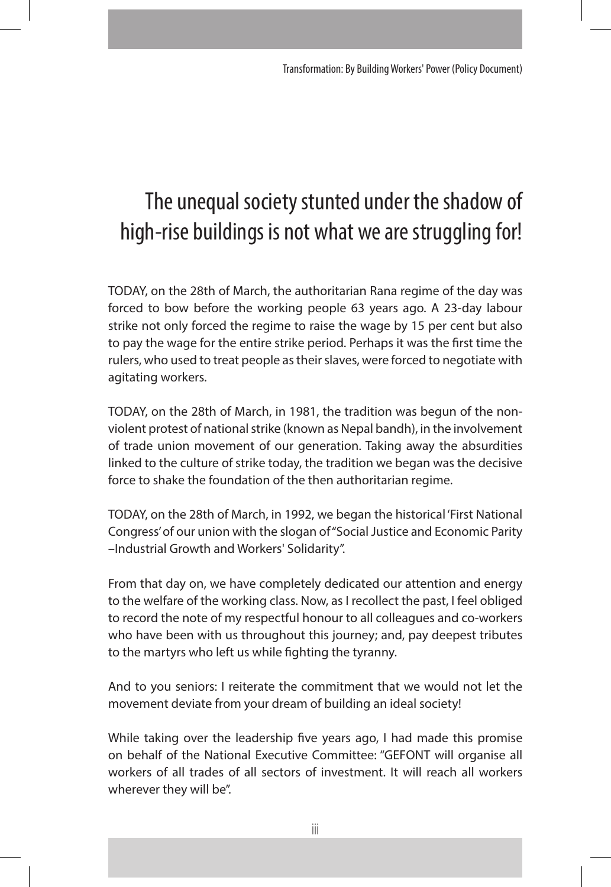# The unequal society stunted under the shadow of high-rise buildings is not what we are struggling for!

TODAY, on the 28th of March, the authoritarian Rana regime of the day was forced to bow before the working people 63 years ago. A 23-day labour strike not only forced the regime to raise the wage by 15 per cent but also to pay the wage for the entire strike period. Perhaps it was the first time the rulers, who used to treat people as their slaves, were forced to negotiate with agitating workers.

TODAY, on the 28th of March, in 1981, the tradition was begun of the non-violent protest of national strike (known as Nepal bandh), in the involvement of trade union movement of our generation. Taking away the absurdities linked to the culture of strike today, the tradition we began was the decisive force to shake the foundation of the then authoritarian regime.

TODAY, on the 28th of March, in 1992, we began the historical 'First National Congress' of our union with the slogan of "Social Justice and Economic Parity –Industrial Growth and Workers' Solidarity".

From that day on, we have completely dedicated our attention and energy to the welfare of the working class. Now, as I recollect the past, I feel obliged to record the note of my respectful honour to all colleagues and co-workers who have been with us throughout this journey; and, pay deepest tributes to the martyrs who left us while fighting the tyranny.

And to you seniors: I reiterate the commitment that we would not let the movement deviate from your dream of building an ideal society!

While taking over the leadership five years ago, I had made this promise on behalf of the National Executive Committee: "GEFONT will organise all workers of all trades of all sectors of investment. It will reach all workers wherever they will be".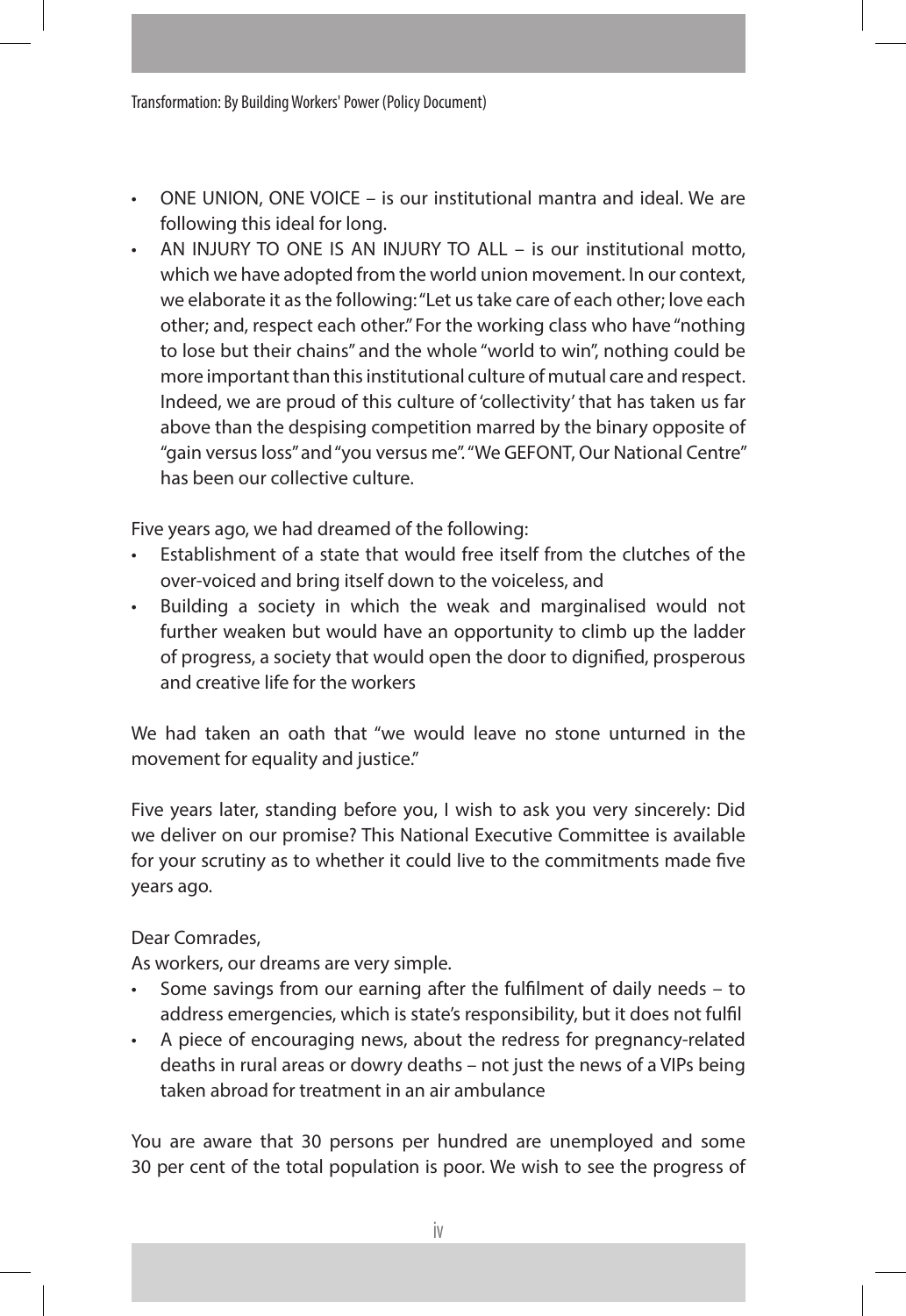- ONE UNION, ONE VOICE – is our institutional mantra and ideal. We are following this ideal for long.
- AN INJURY TO ONE IS AN INJURY TO ALL – is our institutional motto, which we have adopted from the world union movement. In our context, we elaborate it as the following: "Let us take care of each other; love each other; and, respect each other." For the working class who have "nothing to lose but their chains" and the whole "world to win", nothing could be more important than this institutional culture of mutual care and respect. Indeed, we are proud of this culture of 'collectivity' that has taken us far above than the despising competition marred by the binary opposite of "gain versus loss" and "you versus me". "We GEFONT, Our National Centre" has been our collective culture.

Five years ago, we had dreamed of the following:

- Establishment of a state that would free itself from the clutches of the over-voiced and bring itself down to the voiceless, and
- Building a society in which the weak and marginalised would not further weaken but would have an opportunity to climb up the ladder of progress, a society that would open the door to dignified, prosperous and creative life for the workers

We had taken an oath that "we would leave no stone unturned in the movement for equality and justice."

Five years later, standing before you, I wish to ask you very sincerely: Did we deliver on our promise? This National Executive Committee is available for your scrutiny as to whether it could live to the commitments made five years ago.

Dear Comrades,

As workers, our dreams are very simple.

- Some savings from our earning after the fulfilment of daily needs – to address emergencies, which is state's responsibility, but it does not fulfil
- A piece of encouraging news, about the redress for pregnancy-related deaths in rural areas or dowry deaths – not just the news of a VIPs being taken abroad for treatment in an air ambulance

You are aware that 30 persons per hundred are unemployed and some 30 per cent of the total population is poor. We wish to see the progress of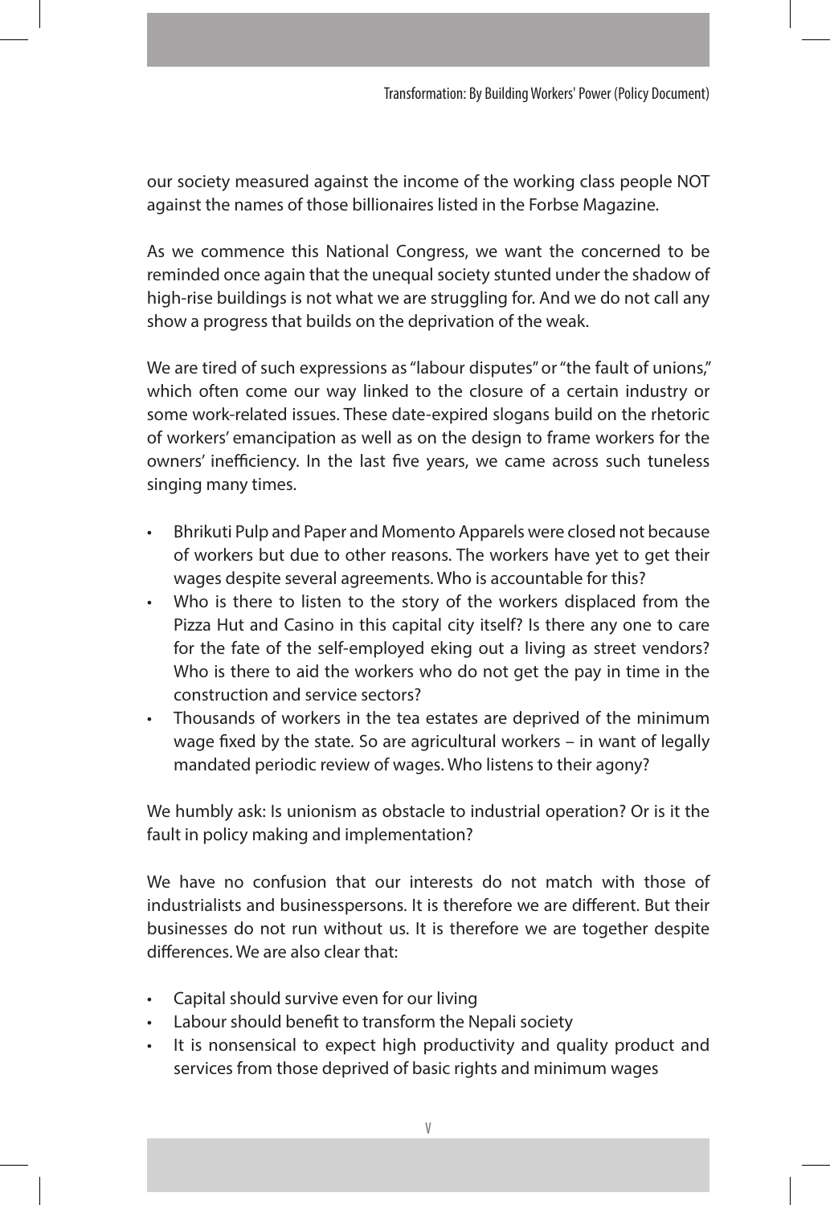our society measured against the income of the working class people NOT against the names of those billionaires listed in the Forbse Magazine.

As we commence this National Congress, we want the concerned to be reminded once again that the unequal society stunted under the shadow of high-rise buildings is not what we are struggling for. And we do not call any show a progress that builds on the deprivation of the weak.

We are tired of such expressions as "labour disputes" or "the fault of unions," which often come our way linked to the closure of a certain industry or some work-related issues. These date-expired slogans build on the rhetoric of workers' emancipation as well as on the design to frame workers for the owners' inefficiency. In the last five years, we came across such tuneless singing many times.

- Bhrikuti Pulp and Paper and Momento Apparels were closed not because of workers but due to other reasons. The workers have yet to get their wages despite several agreements. Who is accountable for this?
- Who is there to listen to the story of the workers displaced from the Pizza Hut and Casino in this capital city itself? Is there any one to care for the fate of the self-employed eking out a living as street vendors? Who is there to aid the workers who do not get the pay in time in the construction and service sectors?
- Thousands of workers in the tea estates are deprived of the minimum wage fixed by the state. So are agricultural workers – in want of legally mandated periodic review of wages. Who listens to their agony?

We humbly ask: Is unionism as obstacle to industrial operation? Or is it the fault in policy making and implementation?

We have no confusion that our interests do not match with those of industrialists and businesspersons. It is therefore we are different. But their businesses do not run without us. It is therefore we are together despite differences. We are also clear that:

- Capital should survive even for our living
- Labour should benefit to transform the Nepali society
- It is nonsensical to expect high productivity and quality product and services from those deprived of basic rights and minimum wages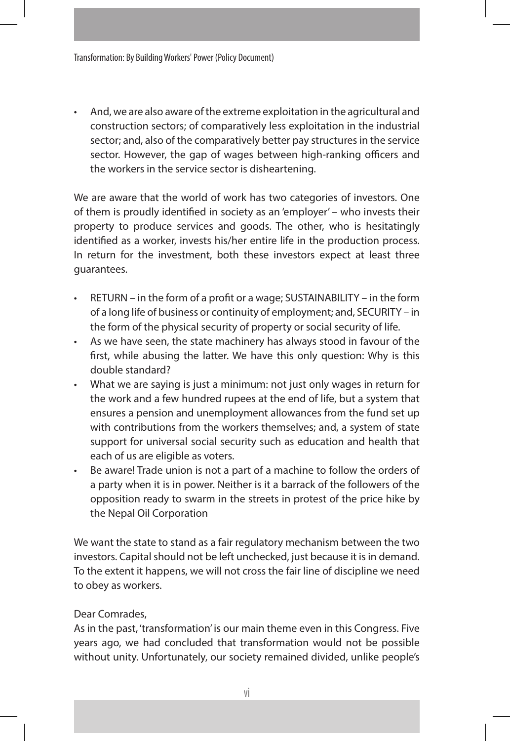- And, we are also aware of the extreme exploitation in the agricultural and construction sectors; of comparatively less exploitation in the industrial sector; and, also of the comparatively better pay structures in the service sector. However, the gap of wages between high-ranking officers and the workers in the service sector is disheartening.

We are aware that the world of work has two categories of investors. One of them is proudly identified in society as an 'employer' – who invests their property to produce services and goods. The other, who is hesitatingly identified as a worker, invests his/her entire life in the production process. In return for the investment, both these investors expect at least three guarantees.

- RETURN – in the form of a profit or a wage; SUSTAINABILITY – in the form of a long life of business or continuity of employment; and, SECURITY – in the form of the physical security of property or social security of life.
- As we have seen, the state machinery has always stood in favour of the first, while abusing the latter. We have this only question: Why is this double standard?
- What we are saying is just a minimum: not just only wages in return for the work and a few hundred rupees at the end of life, but a system that ensures a pension and unemployment allowances from the fund set up with contributions from the workers themselves; and, a system of state support for universal social security such as education and health that each of us are eligible as voters.
- Be aware! Trade union is not a part of a machine to follow the orders of a party when it is in power. Neither is it a barrack of the followers of the opposition ready to swarm in the streets in protest of the price hike by the Nepal Oil Corporation

We want the state to stand as a fair regulatory mechanism between the two investors. Capital should not be left unchecked, just because it is in demand. To the extent it happens, we will not cross the fair line of discipline we need to obey as workers.

Dear Comrades,
As in the past, 'transformation' is our main theme even in this Congress. Five years ago, we had concluded that transformation would not be possible without unity. Unfortunately, our society remained divided, unlike people's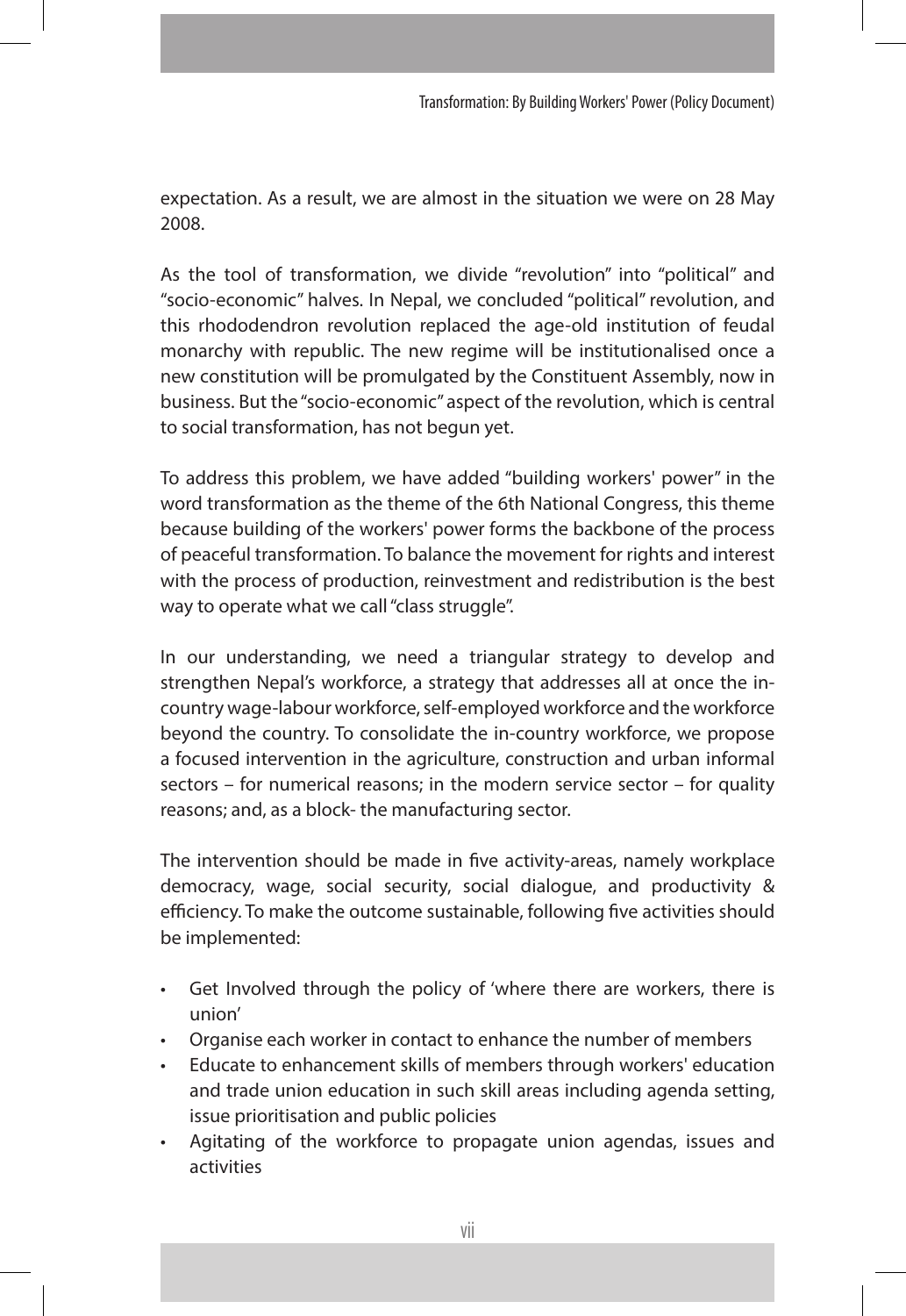expectation. As a result, we are almost in the situation we were on 28 May 2008.

As the tool of transformation, we divide "revolution" into "political" and "socio-economic" halves. In Nepal, we concluded "political" revolution, and this rhododendron revolution replaced the age-old institution of feudal monarchy with republic. The new regime will be institutionalised once a new constitution will be promulgated by the Constituent Assembly, now in business. But the "socio-economic" aspect of the revolution, which is central to social transformation, has not begun yet.

To address this problem, we have added "building workers' power" in the word transformation as the theme of the 6th National Congress, this theme because building of the workers' power forms the backbone of the process of peaceful transformation. To balance the movement for rights and interest with the process of production, reinvestment and redistribution is the best way to operate what we call "class struggle".

In our understanding, we need a triangular strategy to develop and strengthen Nepal's workforce, a strategy that addresses all at once the in-country wage-labour workforce, self-employed workforce and the workforce beyond the country. To consolidate the in-country workforce, we propose a focused intervention in the agriculture, construction and urban informal sectors – for numerical reasons; in the modern service sector – for quality reasons; and, as a block- the manufacturing sector.

The intervention should be made in five activity-areas, namely workplace democracy, wage, social security, social dialogue, and productivity & efficiency. To make the outcome sustainable, following five activities should be implemented:

- Get Involved through the policy of 'where there are workers, there is union'
- Organise each worker in contact to enhance the number of members
- Educate to enhancement skills of members through workers' education and trade union education in such skill areas including agenda setting, issue prioritisation and public policies
- Agitating of the workforce to propagate union agendas, issues and activities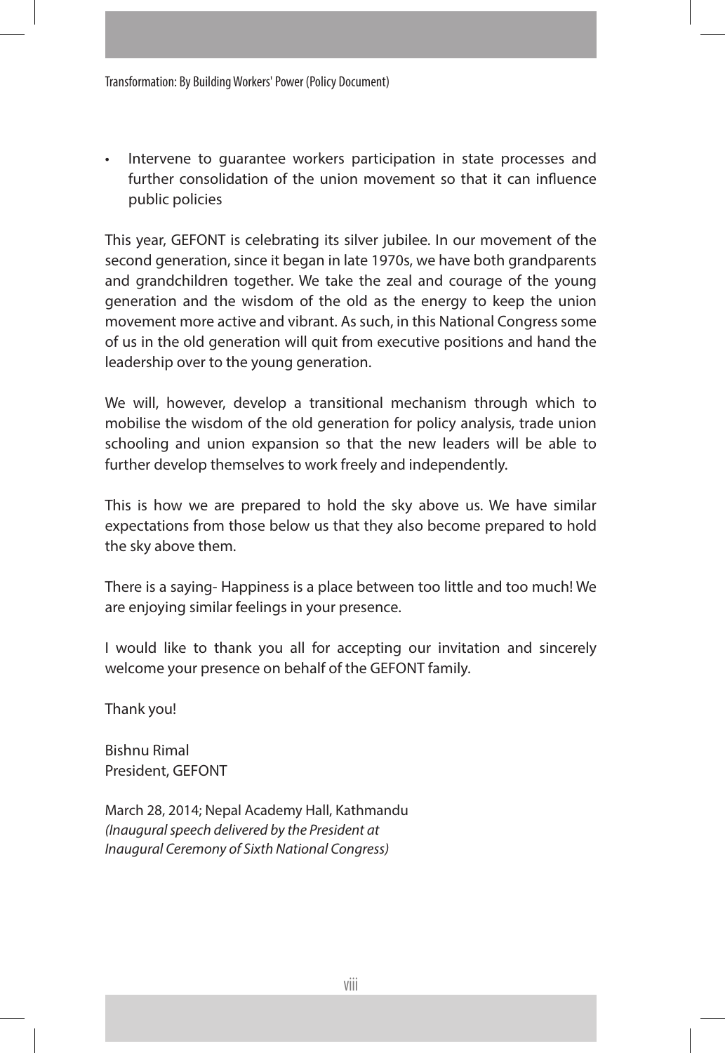- Intervene to guarantee workers participation in state processes and further consolidation of the union movement so that it can influence public policies

This year, GEFONT is celebrating its silver jubilee. In our movement of the second generation, since it began in late 1970s, we have both grandparents and grandchildren together. We take the zeal and courage of the young generation and the wisdom of the old as the energy to keep the union movement more active and vibrant. As such, in this National Congress some of us in the old generation will quit from executive positions and hand the leadership over to the young generation.

We will, however, develop a transitional mechanism through which to mobilise the wisdom of the old generation for policy analysis, trade union schooling and union expansion so that the new leaders will be able to further develop themselves to work freely and independently.

This is how we are prepared to hold the sky above us. We have similar expectations from those below us that they also become prepared to hold the sky above them.

There is a saying- Happiness is a place between too little and too much! We are enjoying similar feelings in your presence.

I would like to thank you all for accepting our invitation and sincerely welcome your presence on behalf of the GEFONT family.

Thank you!

Bishnu Rimal
President, GEFONT

March 28, 2014; Nepal Academy Hall, Kathmandu
*(Inaugural speech delivered by the President at Inaugural Ceremony of Sixth National Congress)*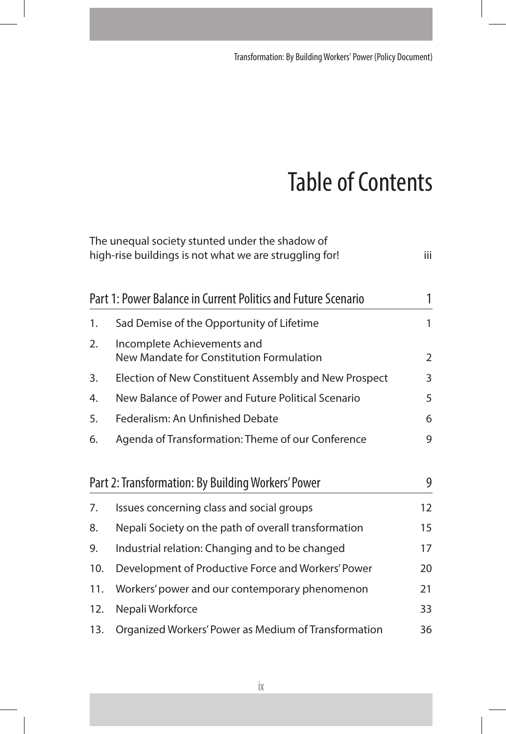# Table of Contents

| | | |
|---|---|---|
| | The unequal society stunted under the shadow of high-rise buildings is not what we are struggling for! | iii |
| **Part 1: Power Balance in Current Politics and Future Scenario** | | **1** |
| 1. | Sad Demise of the Opportunity of Lifetime | 1 |
| 2. | Incomplete Achievements and New Mandate for Constitution Formulation | 2 |
| 3. | Election of New Constituent Assembly and New Prospect | 3 |
| 4. | New Balance of Power and Future Political Scenario | 5 |
| 5. | Federalism: An Unfinished Debate | 6 |
| 6. | Agenda of Transformation: Theme of our Conference | 9 |
| **Part 2: Transformation: By Building Workers' Power** | | **9** |
| 7. | Issues concerning class and social groups | 12 |
| 8. | Nepali Society on the path of overall transformation | 15 |
| 9. | Industrial relation: Changing and to be changed | 17 |
| 10. | Development of Productive Force and Workers' Power | 20 |
| 11. | Workers' power and our contemporary phenomenon | 21 |
| 12. | Nepali Workforce | 33 |
| 13. | Organized Workers' Power as Medium of Transformation | 36 |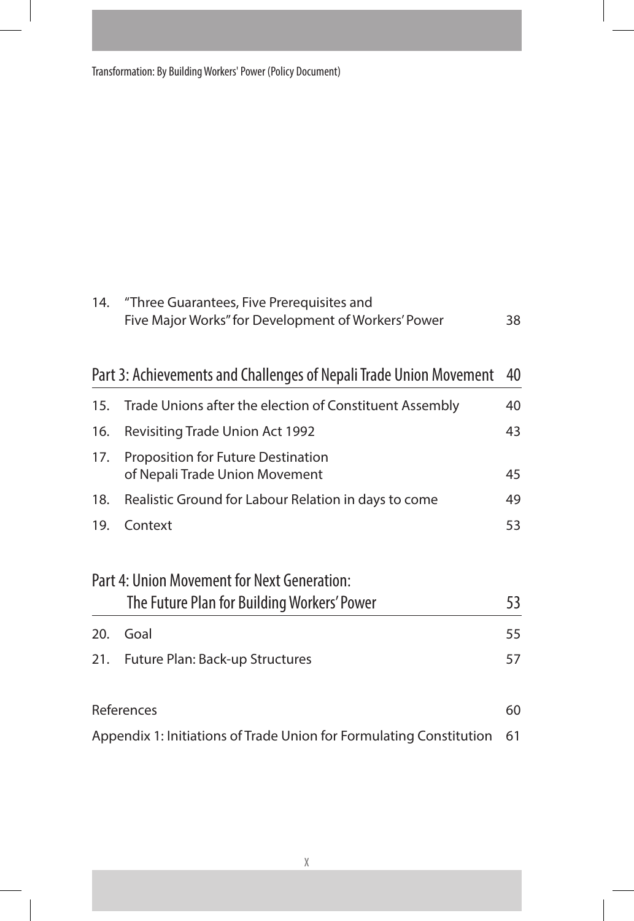| | | |
|---|---|---|
| 14. | "Three Guarantees, Five Prerequisites and Five Major Works" for Development of Workers' Power | 38 |

## Part 3: Achievements and Challenges of Nepali Trade Union Movement 40

| | | |
|---|---|---|
| 15. | Trade Unions after the election of Constituent Assembly | 40 |
| 16. | Revisiting Trade Union Act 1992 | 43 |
| 17. | Proposition for Future Destination of Nepali Trade Union Movement | 45 |
| 18. | Realistic Ground for Labour Relation in days to come | 49 |
| 19. | Context | 53 |

## Part 4: Union Movement for Next Generation: The Future Plan for Building Workers' Power 53

| | | |
|---|---|---|
| 20. | Goal | 55 |
| 21. | Future Plan: Back-up Structures | 57 |

| | |
|---|---|
| References | 60 |
| Appendix 1: Initiations of Trade Union for Formulating Constitution | 61 |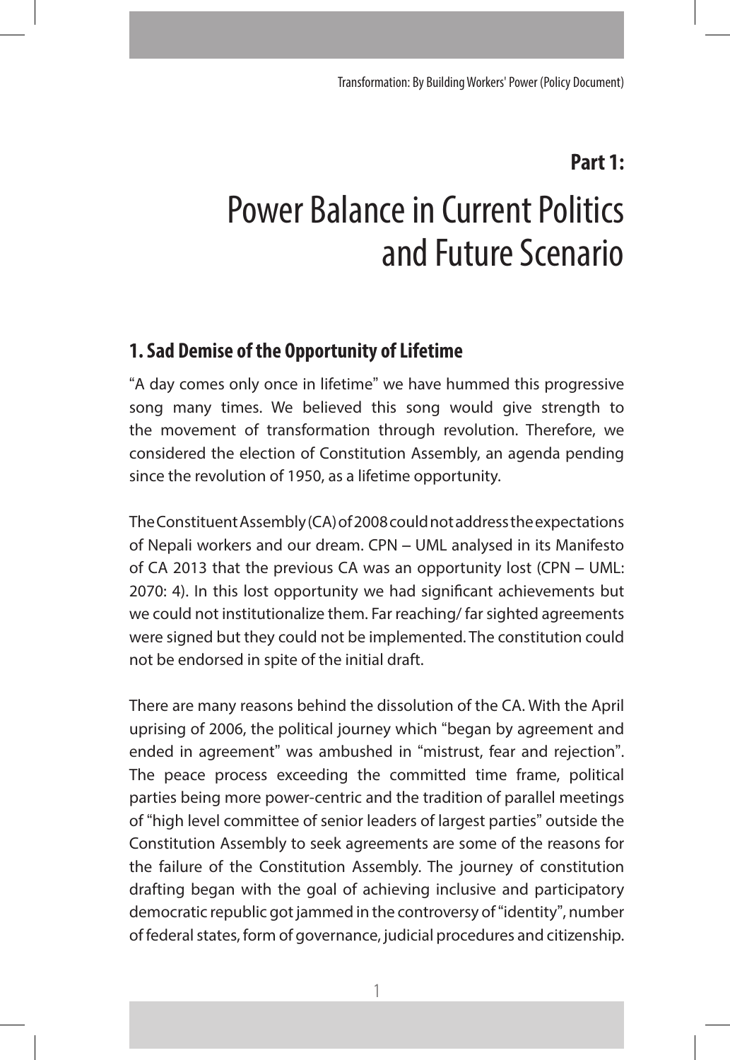## Part 1:

# Power Balance in Current Politics and Future Scenario

### 1. Sad Demise of the Opportunity of Lifetime

"A day comes only once in lifetime" we have hummed this progressive song many times. We believed this song would give strength to the movement of transformation through revolution. Therefore, we considered the election of Constitution Assembly, an agenda pending since the revolution of 1950, as a lifetime opportunity.

The Constituent Assembly (CA) of 2008 could not address the expectations of Nepali workers and our dream. CPN – UML analysed in its Manifesto of CA 2013 that the previous CA was an opportunity lost (CPN – UML: 2070: 4). In this lost opportunity we had significant achievements but we could not institutionalize them. Far reaching/ far sighted agreements were signed but they could not be implemented. The constitution could not be endorsed in spite of the initial draft.

There are many reasons behind the dissolution of the CA. With the April uprising of 2006, the political journey which "began by agreement and ended in agreement" was ambushed in "mistrust, fear and rejection". The peace process exceeding the committed time frame, political parties being more power-centric and the tradition of parallel meetings of "high level committee of senior leaders of largest parties" outside the Constitution Assembly to seek agreements are some of the reasons for the failure of the Constitution Assembly. The journey of constitution drafting began with the goal of achieving inclusive and participatory democratic republic got jammed in the controversy of "identity", number of federal states, form of governance, judicial procedures and citizenship.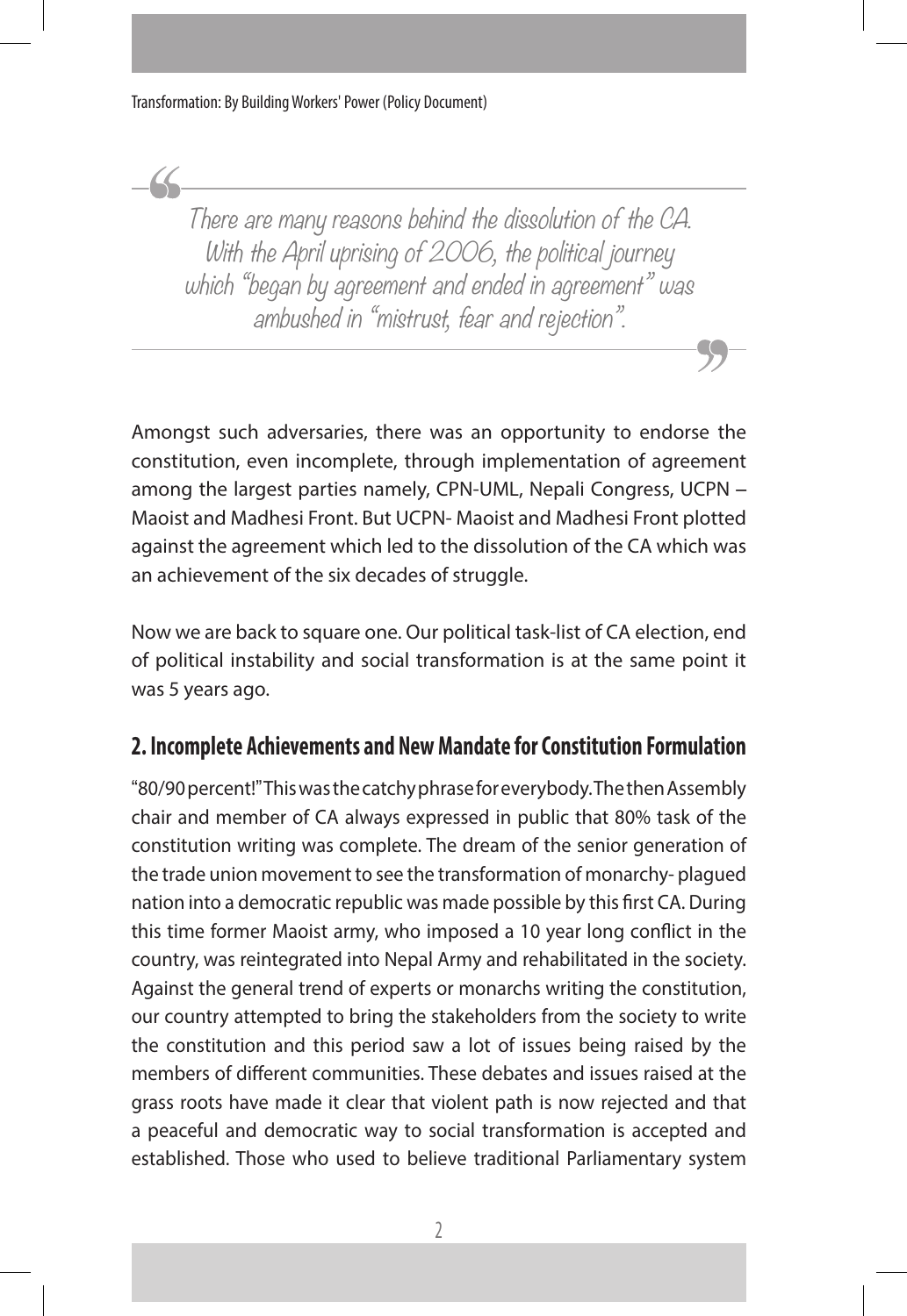> There are many reasons behind the dissolution of the CA. With the April uprising of 2006, the political journey which "began by agreement and ended in agreement" was ambushed in "mistrust, fear and rejection".

Amongst such adversaries, there was an opportunity to endorse the constitution, even incomplete, through implementation of agreement among the largest parties namely, CPN-UML, Nepali Congress, UCPN – Maoist and Madhesi Front. But UCPN- Maoist and Madhesi Front plotted against the agreement which led to the dissolution of the CA which was an achievement of the six decades of struggle.

Now we are back to square one. Our political task-list of CA election, end of political instability and social transformation is at the same point it was 5 years ago.

## 2. Incomplete Achievements and New Mandate for Constitution Formulation

"80/90 percent!" This was the catchy phrase for everybody. The then Assembly chair and member of CA always expressed in public that 80% task of the constitution writing was complete. The dream of the senior generation of the trade union movement to see the transformation of monarchy- plagued nation into a democratic republic was made possible by this first CA. During this time former Maoist army, who imposed a 10 year long conflict in the country, was reintegrated into Nepal Army and rehabilitated in the society. Against the general trend of experts or monarchs writing the constitution, our country attempted to bring the stakeholders from the society to write the constitution and this period saw a lot of issues being raised by the members of different communities. These debates and issues raised at the grass roots have made it clear that violent path is now rejected and that a peaceful and democratic way to social transformation is accepted and established. Those who used to believe traditional Parliamentary system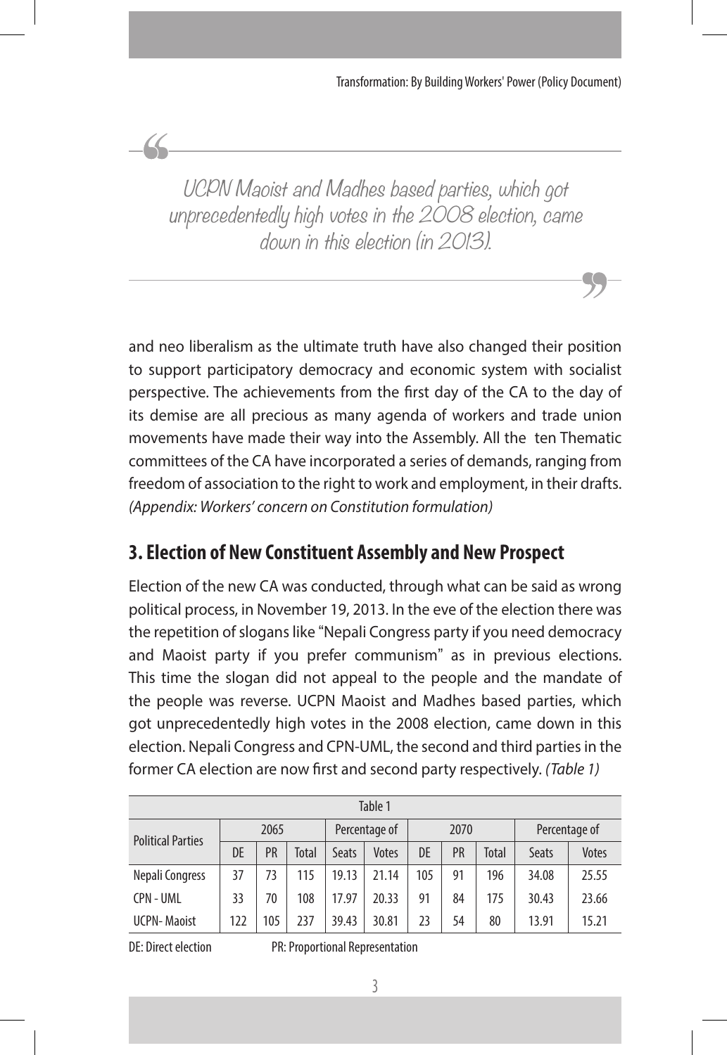> UCPN Maoist and Madhes based parties, which got unprecedentedly high votes in the 2008 election, came down in this election (in 2013).

and neo liberalism as the ultimate truth have also changed their position to support participatory democracy and economic system with socialist perspective. The achievements from the first day of the CA to the day of its demise are all precious as many agenda of workers and trade union movements have made their way into the Assembly. All the ten Thematic committees of the CA have incorporated a series of demands, ranging from freedom of association to the right to work and employment, in their drafts. *(Appendix: Workers' concern on Constitution formulation)*

## 3. Election of New Constituent Assembly and New Prospect

Election of the new CA was conducted, through what can be said as wrong political process, in November 19, 2013. In the eve of the election there was the repetition of slogans like "Nepali Congress party if you need democracy and Maoist party if you prefer communism" as in previous elections. This time the slogan did not appeal to the people and the mandate of the people was reverse. UCPN Maoist and Madhes based parties, which got unprecedentedly high votes in the 2008 election, came down in this election. Nepali Congress and CPN-UML, the second and third parties in the former CA election are now first and second party respectively. *(Table 1)*

Table 1

| Political Parties | 2065 | | | Percentage of | | 2070 | | | Percentage of | |
|---|---|---|---|---|---|---|---|---|---|---|
| | DE | PR | Total | Seats | Votes | DE | PR | Total | Seats | Votes |
| Nepali Congress | 37 | 73 | 115 | 19.13 | 21.14 | 105 | 91 | 196 | 34.08 | 25.55 |
| CPN - UML | 33 | 70 | 108 | 17.97 | 20.33 | 91 | 84 | 175 | 30.43 | 23.66 |
| UCPN- Maoist | 122 | 105 | 237 | 39.43 | 30.81 | 23 | 54 | 80 | 13.91 | 15.21 |

DE: Direct election PR: Proportional Representation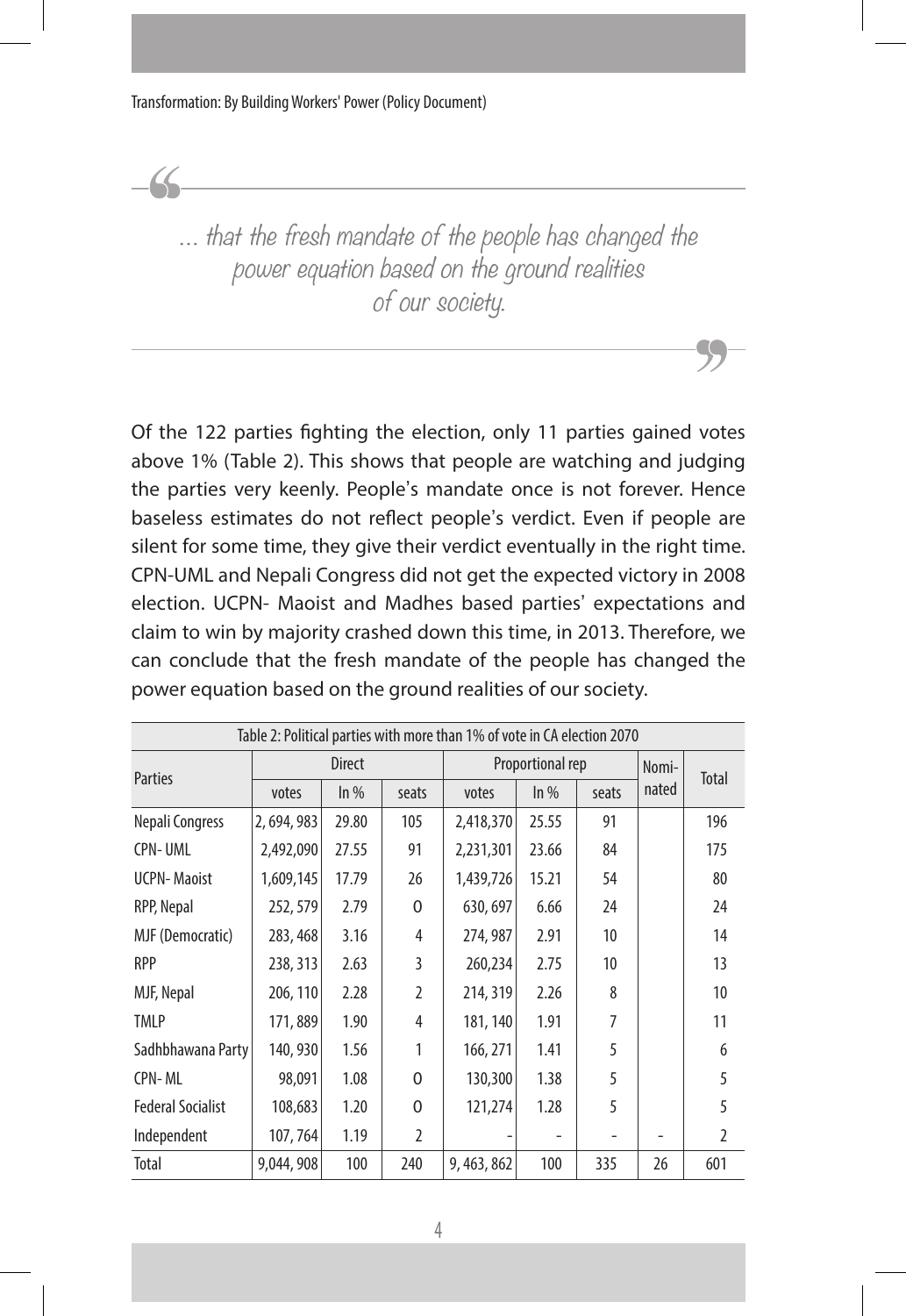> ... that the fresh mandate of the people has changed the power equation based on the ground realities of our society.

Of the 122 parties fighting the election, only 11 parties gained votes above 1% (Table 2). This shows that people are watching and judging the parties very keenly. People's mandate once is not forever. Hence baseless estimates do not reflect people's verdict. Even if people are silent for some time, they give their verdict eventually in the right time. CPN-UML and Nepali Congress did not get the expected victory in 2008 election. UCPN- Maoist and Madhes based parties' expectations and claim to win by majority crashed down this time, in 2013. Therefore, we can conclude that the fresh mandate of the people has changed the power equation based on the ground realities of our society.

Table 2: Political parties with more than 1% of vote in CA election 2070

| Parties | Direct | | | Proportional rep | | | Nomi-nated | Total |
|---|---|---|---|---|---|---|---|---|
| | votes | In % | seats | votes | In % | seats | | |
| Nepali Congress | 2, 694, 983 | 29.80 | 105 | 2,418,370 | 25.55 | 91 | | 196 |
| CPN- UML | 2,492,090 | 27.55 | 91 | 2,231,301 | 23.66 | 84 | | 175 |
| UCPN- Maoist | 1,609,145 | 17.79 | 26 | 1,439,726 | 15.21 | 54 | | 80 |
| RPP, Nepal | 252, 579 | 2.79 | 0 | 630, 697 | 6.66 | 24 | | 24 |
| MJF (Democratic) | 283, 468 | 3.16 | 4 | 274, 987 | 2.91 | 10 | | 14 |
| RPP | 238, 313 | 2.63 | 3 | 260,234 | 2.75 | 10 | | 13 |
| MJF, Nepal | 206, 110 | 2.28 | 2 | 214, 319 | 2.26 | 8 | | 10 |
| TMLP | 171, 889 | 1.90 | 4 | 181, 140 | 1.91 | 7 | | 11 |
| Sadhbhawana Party | 140, 930 | 1.56 | 1 | 166, 271 | 1.41 | 5 | | 6 |
| CPN- ML | 98,091 | 1.08 | 0 | 130,300 | 1.38 | 5 | | 5 |
| Federal Socialist | 108,683 | 1.20 | 0 | 121,274 | 1.28 | 5 | | 5 |
| Independent | 107, 764 | 1.19 | 2 | - | - | - | - | 2 |
| Total | 9,044, 908 | 100 | 240 | 9, 463, 862 | 100 | 335 | 26 | 601 |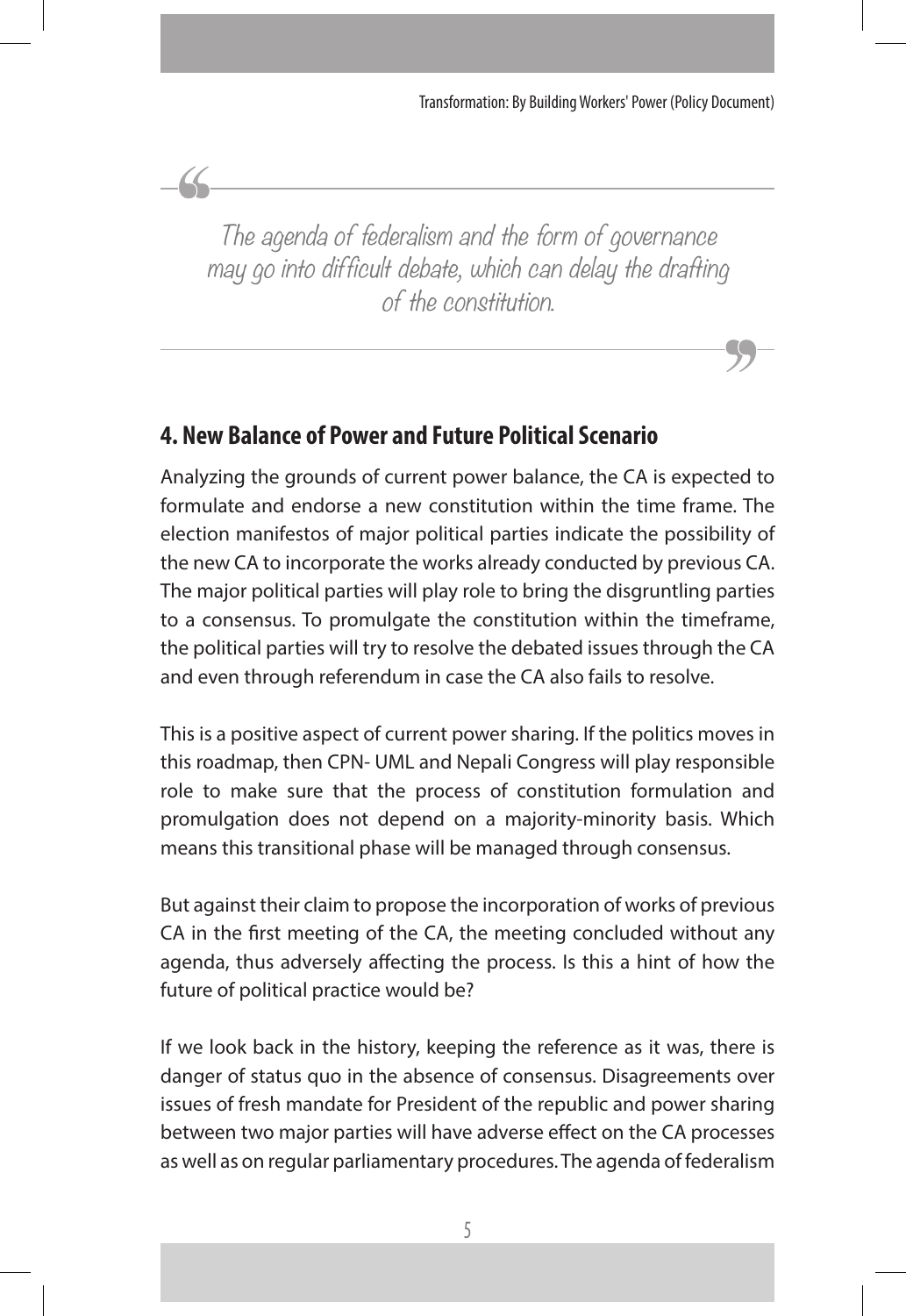> The agenda of federalism and the form of governance may go into difficult debate, which can delay the drafting of the constitution.

## 4. New Balance of Power and Future Political Scenario

Analyzing the grounds of current power balance, the CA is expected to formulate and endorse a new constitution within the time frame. The election manifestos of major political parties indicate the possibility of the new CA to incorporate the works already conducted by previous CA. The major political parties will play role to bring the disgruntling parties to a consensus. To promulgate the constitution within the timeframe, the political parties will try to resolve the debated issues through the CA and even through referendum in case the CA also fails to resolve.

This is a positive aspect of current power sharing. If the politics moves in this roadmap, then CPN- UML and Nepali Congress will play responsible role to make sure that the process of constitution formulation and promulgation does not depend on a majority-minority basis. Which means this transitional phase will be managed through consensus.

But against their claim to propose the incorporation of works of previous CA in the first meeting of the CA, the meeting concluded without any agenda, thus adversely affecting the process. Is this a hint of how the future of political practice would be?

If we look back in the history, keeping the reference as it was, there is danger of status quo in the absence of consensus. Disagreements over issues of fresh mandate for President of the republic and power sharing between two major parties will have adverse effect on the CA processes as well as on regular parliamentary procedures. The agenda of federalism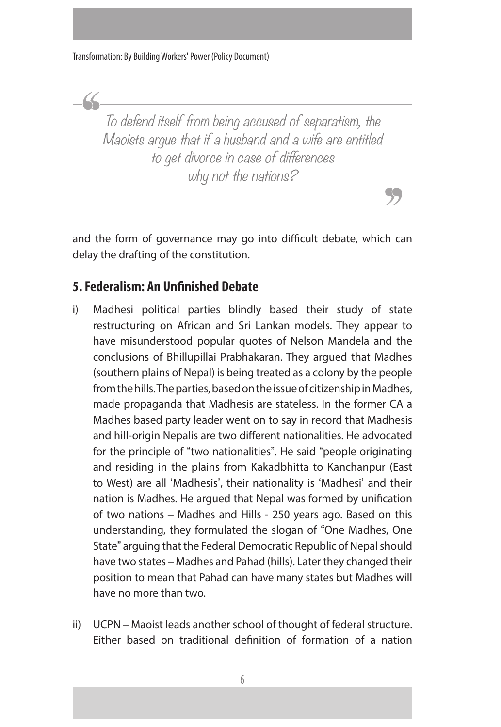> *To defend itself from being accused of separatism, the Maoists argue that if a husband and a wife are entitled to get divorce in case of differences why not the nations?*

and the form of governance may go into difficult debate, which can delay the drafting of the constitution.

## 5. Federalism: An Unfinished Debate

i) Madhesi political parties blindly based their study of state restructuring on African and Sri Lankan models. They appear to have misunderstood popular quotes of Nelson Mandela and the conclusions of Bhillupillai Prabhakaran. They argued that Madhes (southern plains of Nepal) is being treated as a colony by the people from the hills. The parties, based on the issue of citizenship in Madhes, made propaganda that Madhesis are stateless. In the former CA a Madhes based party leader went on to say in record that Madhesis and hill-origin Nepalis are two different nationalities. He advocated for the principle of "two nationalities". He said "people originating and residing in the plains from Kakadbhitta to Kanchanpur (East to West) are all 'Madhesis', their nationality is 'Madhesi' and their nation is Madhes. He argued that Nepal was formed by unification of two nations – Madhes and Hills - 250 years ago. Based on this understanding, they formulated the slogan of "One Madhes, One State" arguing that the Federal Democratic Republic of Nepal should have two states – Madhes and Pahad (hills). Later they changed their position to mean that Pahad can have many states but Madhes will have no more than two.

ii) UCPN – Maoist leads another school of thought of federal structure. Either based on traditional definition of formation of a nation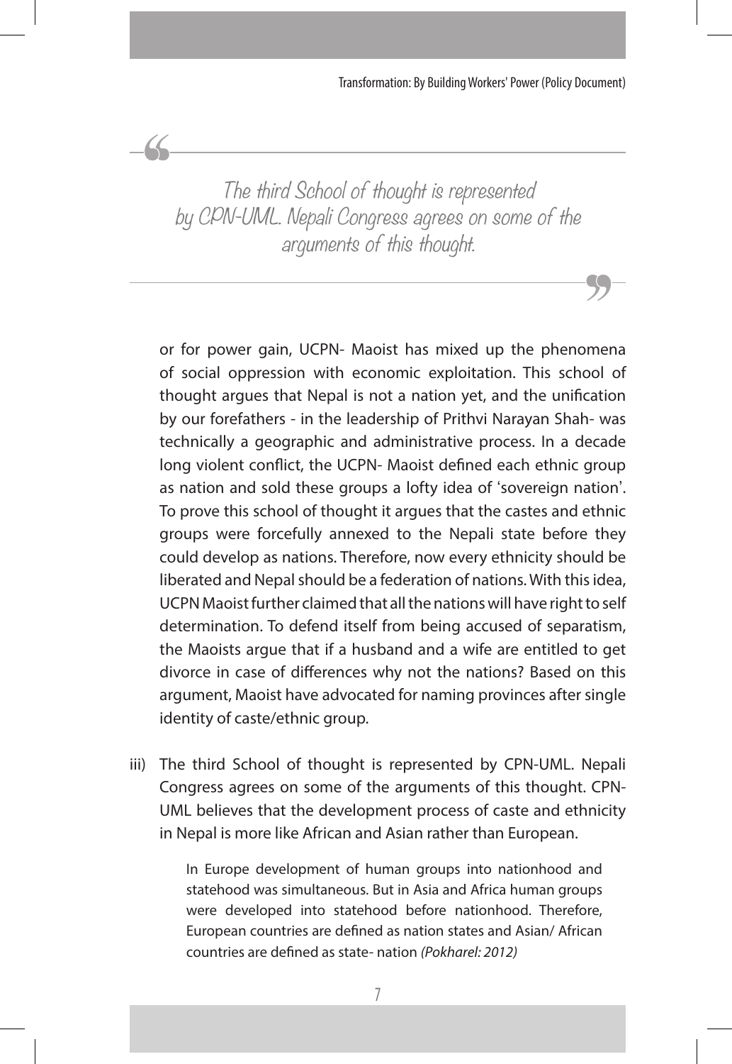> The third School of thought is represented by CPN-UML. Nepali Congress agrees on some of the arguments of this thought.

or for power gain, UCPN- Maoist has mixed up the phenomena of social oppression with economic exploitation. This school of thought argues that Nepal is not a nation yet, and the unification by our forefathers - in the leadership of Prithvi Narayan Shah- was technically a geographic and administrative process. In a decade long violent conflict, the UCPN- Maoist defined each ethnic group as nation and sold these groups a lofty idea of 'sovereign nation'. To prove this school of thought it argues that the castes and ethnic groups were forcefully annexed to the Nepali state before they could develop as nations. Therefore, now every ethnicity should be liberated and Nepal should be a federation of nations. With this idea, UCPN Maoist further claimed that all the nations will have right to self determination. To defend itself from being accused of separatism, the Maoists argue that if a husband and a wife are entitled to get divorce in case of differences why not the nations? Based on this argument, Maoist have advocated for naming provinces after single identity of caste/ethnic group.

iii) The third School of thought is represented by CPN-UML. Nepali Congress agrees on some of the arguments of this thought. CPN-UML believes that the development process of caste and ethnicity in Nepal is more like African and Asian rather than European.

> In Europe development of human groups into nationhood and statehood was simultaneous. But in Asia and Africa human groups were developed into statehood before nationhood. Therefore, European countries are defined as nation states and Asian/ African countries are defined as state- nation *(Pokharel: 2012)*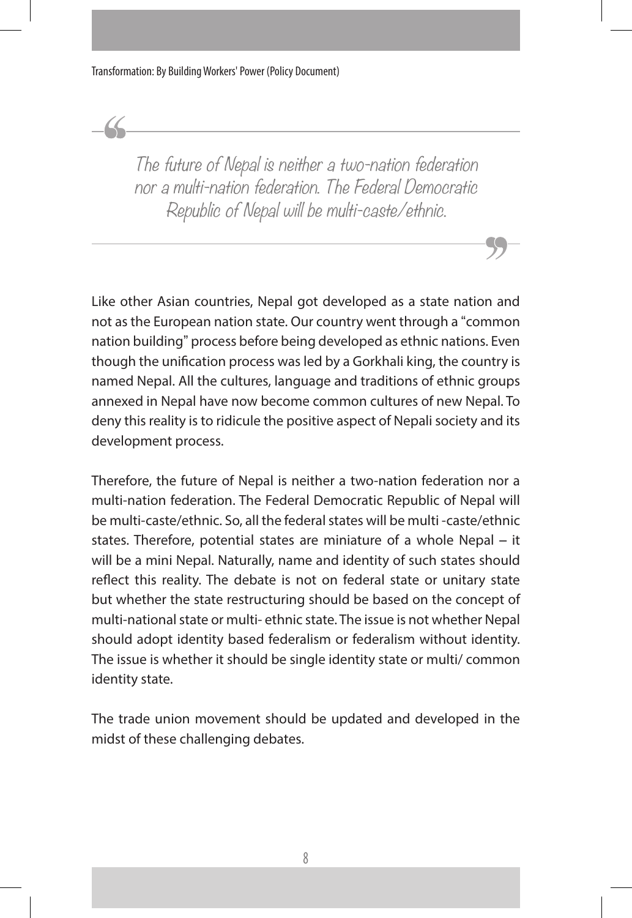> *The future of Nepal is neither a two-nation federation nor a multi-nation federation. The Federal Democratic Republic of Nepal will be multi-caste/ethnic.*

Like other Asian countries, Nepal got developed as a state nation and not as the European nation state. Our country went through a "common nation building" process before being developed as ethnic nations. Even though the unification process was led by a Gorkhali king, the country is named Nepal. All the cultures, language and traditions of ethnic groups annexed in Nepal have now become common cultures of new Nepal. To deny this reality is to ridicule the positive aspect of Nepali society and its development process.

Therefore, the future of Nepal is neither a two-nation federation nor a multi-nation federation. The Federal Democratic Republic of Nepal will be multi-caste/ethnic. So, all the federal states will be multi -caste/ethnic states. Therefore, potential states are miniature of a whole Nepal – it will be a mini Nepal. Naturally, name and identity of such states should reflect this reality. The debate is not on federal state or unitary state but whether the state restructuring should be based on the concept of multi-national state or multi- ethnic state. The issue is not whether Nepal should adopt identity based federalism or federalism without identity. The issue is whether it should be single identity state or multi/ common identity state.

The trade union movement should be updated and developed in the midst of these challenging debates.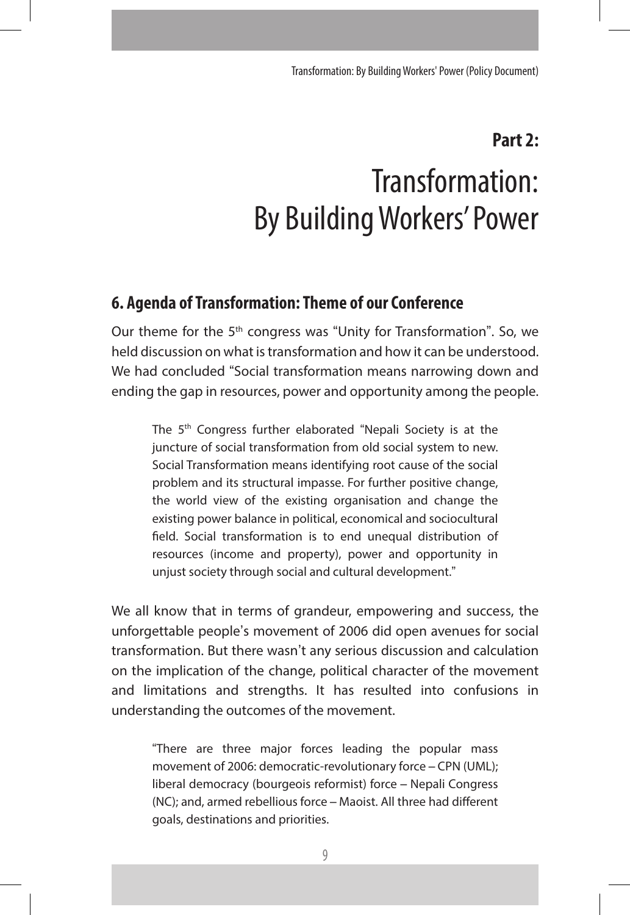## Part 2:

# Transformation: By Building Workers' Power

### 6. Agenda of Transformation: Theme of our Conference

Our theme for the 5th congress was "Unity for Transformation". So, we held discussion on what is transformation and how it can be understood. We had concluded "Social transformation means narrowing down and ending the gap in resources, power and opportunity among the people.

> The 5th Congress further elaborated "Nepali Society is at the juncture of social transformation from old social system to new. Social Transformation means identifying root cause of the social problem and its structural impasse. For further positive change, the world view of the existing organisation and change the existing power balance in political, economical and sociocultural field. Social transformation is to end unequal distribution of resources (income and property), power and opportunity in unjust society through social and cultural development."

We all know that in terms of grandeur, empowering and success, the unforgettable people's movement of 2006 did open avenues for social transformation. But there wasn't any serious discussion and calculation on the implication of the change, political character of the movement and limitations and strengths. It has resulted into confusions in understanding the outcomes of the movement.

> "There are three major forces leading the popular mass movement of 2006: democratic-revolutionary force – CPN (UML); liberal democracy (bourgeois reformist) force – Nepali Congress (NC); and, armed rebellious force – Maoist. All three had different goals, destinations and priorities.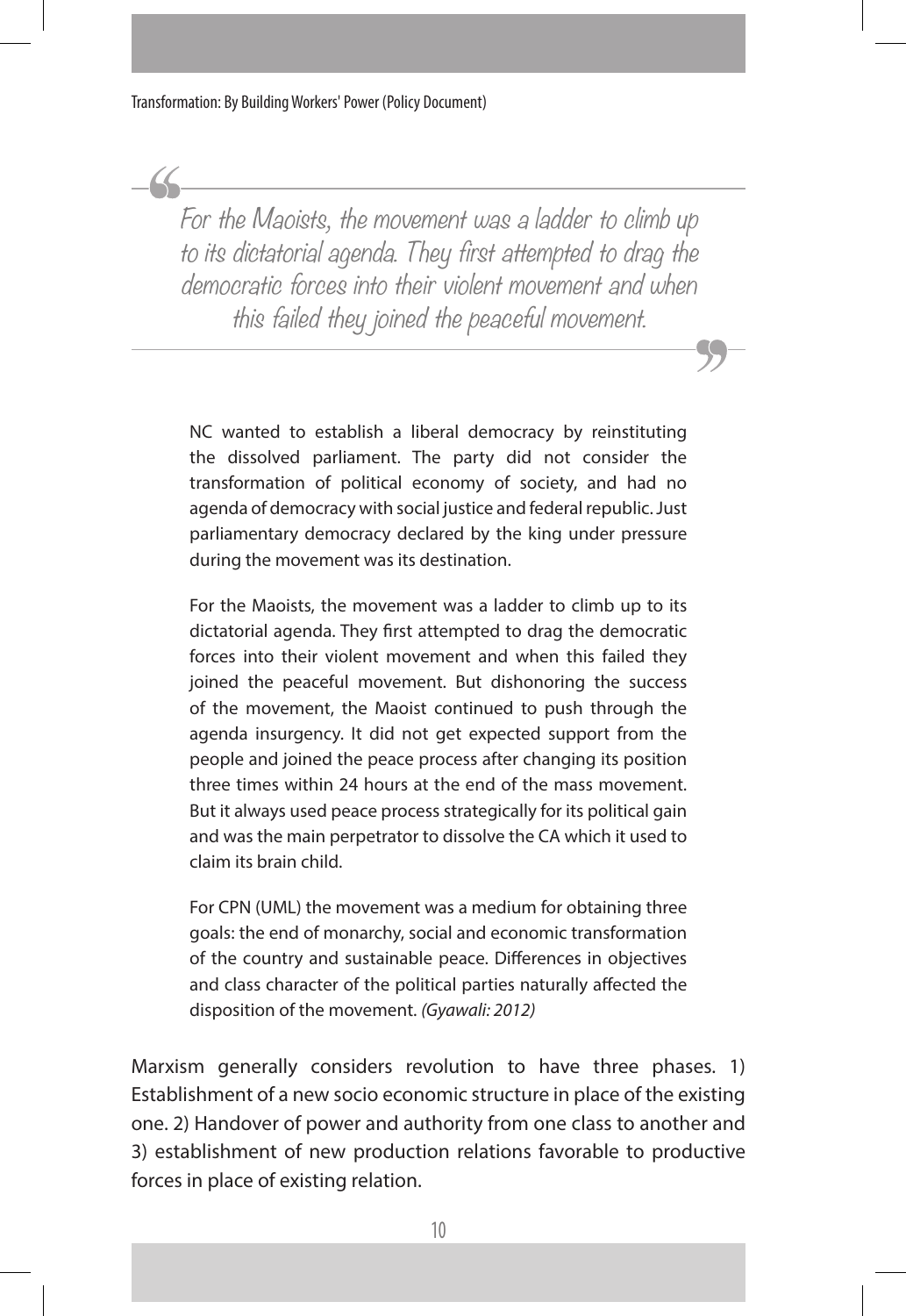> *For the Maoists, the movement was a ladder to climb up to its dictatorial agenda. They first attempted to drag the democratic forces into their violent movement and when this failed they joined the peaceful movement.*

> NC wanted to establish a liberal democracy by reinstituting the dissolved parliament. The party did not consider the transformation of political economy of society, and had no agenda of democracy with social justice and federal republic. Just parliamentary democracy declared by the king under pressure during the movement was its destination.
>
> For the Maoists, the movement was a ladder to climb up to its dictatorial agenda. They first attempted to drag the democratic forces into their violent movement and when this failed they joined the peaceful movement. But dishonoring the success of the movement, the Maoist continued to push through the agenda insurgency. It did not get expected support from the people and joined the peace process after changing its position three times within 24 hours at the end of the mass movement. But it always used peace process strategically for its political gain and was the main perpetrator to dissolve the CA which it used to claim its brain child.
>
> For CPN (UML) the movement was a medium for obtaining three goals: the end of monarchy, social and economic transformation of the country and sustainable peace. Differences in objectives and class character of the political parties naturally affected the disposition of the movement. *(Gyawali: 2012)*

Marxism generally considers revolution to have three phases. 1) Establishment of a new socio economic structure in place of the existing one. 2) Handover of power and authority from one class to another and 3) establishment of new production relations favorable to productive forces in place of existing relation.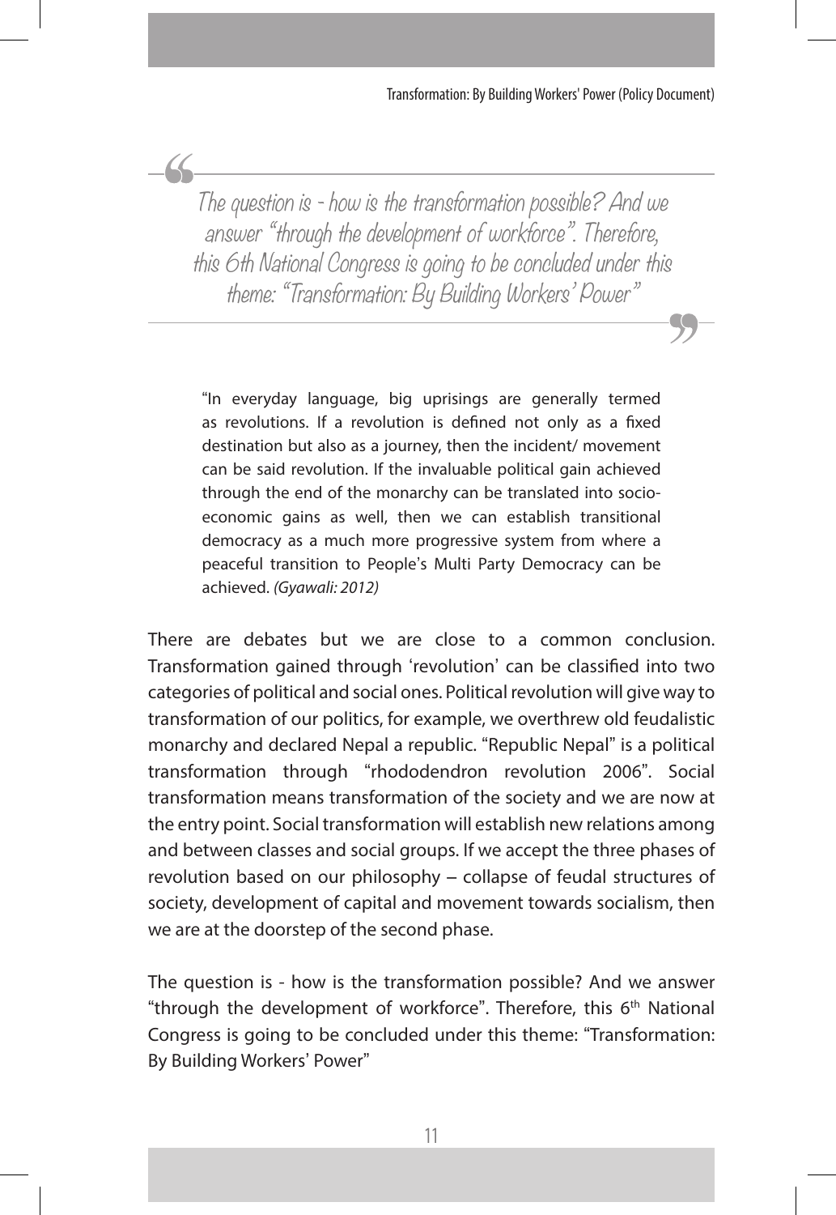> The question is - how is the transformation possible? And we answer "through the development of workforce". Therefore, this 6th National Congress is going to be concluded under this theme: "Transformation: By Building Workers' Power"

> "In everyday language, big uprisings are generally termed as revolutions. If a revolution is defined not only as a fixed destination but also as a journey, then the incident/ movement can be said revolution. If the invaluable political gain achieved through the end of the monarchy can be translated into socio-economic gains as well, then we can establish transitional democracy as a much more progressive system from where a peaceful transition to People's Multi Party Democracy can be achieved. *(Gyawali: 2012)*

There are debates but we are close to a common conclusion. Transformation gained through 'revolution' can be classified into two categories of political and social ones. Political revolution will give way to transformation of our politics, for example, we overthrew old feudalistic monarchy and declared Nepal a republic. "Republic Nepal" is a political transformation through "rhododendron revolution 2006". Social transformation means transformation of the society and we are now at the entry point. Social transformation will establish new relations among and between classes and social groups. If we accept the three phases of revolution based on our philosophy – collapse of feudal structures of society, development of capital and movement towards socialism, then we are at the doorstep of the second phase.

The question is - how is the transformation possible? And we answer "through the development of workforce". Therefore, this 6th National Congress is going to be concluded under this theme: "Transformation: By Building Workers' Power"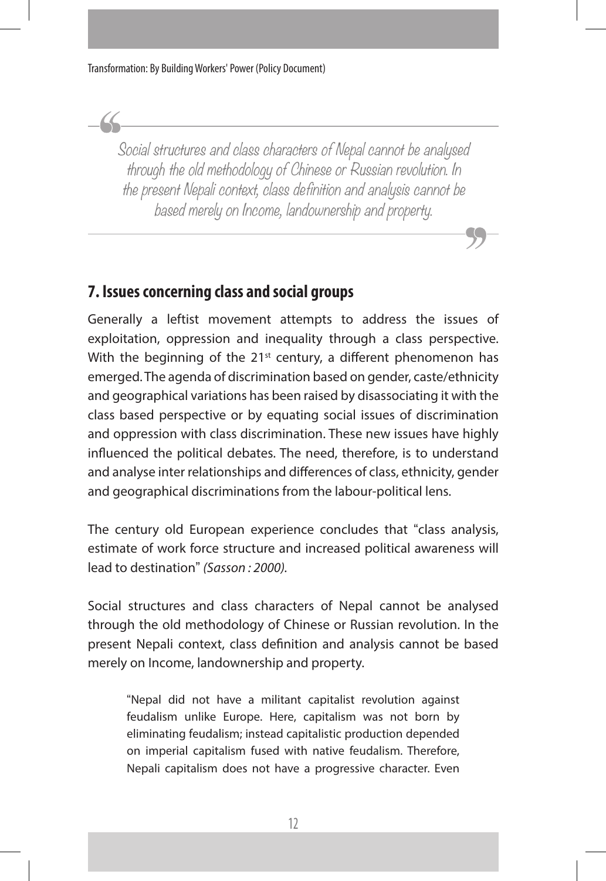> Social structures and class characters of Nepal cannot be analysed through the old methodology of Chinese or Russian revolution. In the present Nepali context, class definition and analysis cannot be based merely on Income, landownership and property.

## 7. Issues concerning class and social groups

Generally a leftist movement attempts to address the issues of exploitation, oppression and inequality through a class perspective. With the beginning of the 21st century, a different phenomenon has emerged. The agenda of discrimination based on gender, caste/ethnicity and geographical variations has been raised by disassociating it with the class based perspective or by equating social issues of discrimination and oppression with class discrimination. These new issues have highly influenced the political debates. The need, therefore, is to understand and analyse inter relationships and differences of class, ethnicity, gender and geographical discriminations from the labour-political lens.

The century old European experience concludes that "class analysis, estimate of work force structure and increased political awareness will lead to destination" *(Sasson : 2000).*

Social structures and class characters of Nepal cannot be analysed through the old methodology of Chinese or Russian revolution. In the present Nepali context, class definition and analysis cannot be based merely on Income, landownership and property.

> "Nepal did not have a militant capitalist revolution against feudalism unlike Europe. Here, capitalism was not born by eliminating feudalism; instead capitalistic production depended on imperial capitalism fused with native feudalism. Therefore, Nepali capitalism does not have a progressive character. Even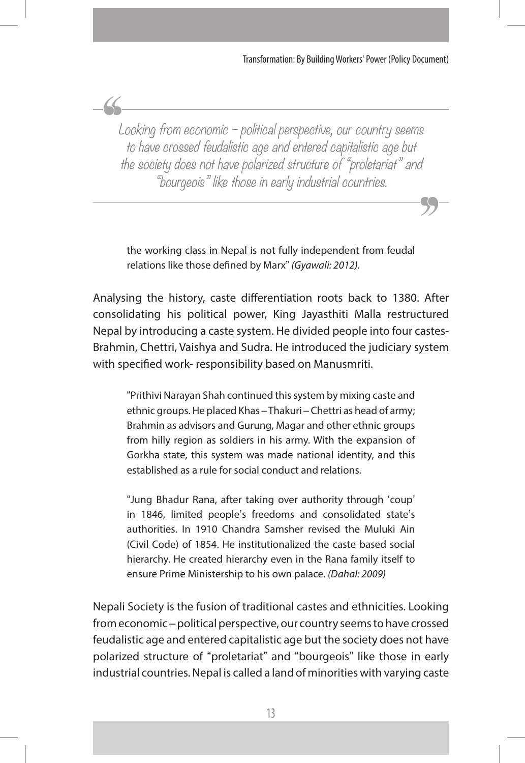> Looking from economic – political perspective, our country seems to have crossed feudalistic age and entered capitalistic age but the society does not have polarized structure of "proletariat" and "bourgeois" like those in early industrial countries.

the working class in Nepal is not fully independent from feudal relations like those defined by Marx" *(Gyawali: 2012)*.

Analysing the history, caste differentiation roots back to 1380. After consolidating his political power, King Jayasthiti Malla restructured Nepal by introducing a caste system. He divided people into four castes- Brahmin, Chettri, Vaishya and Sudra. He introduced the judiciary system with specified work- responsibility based on Manusmriti.

"Prithivi Narayan Shah continued this system by mixing caste and ethnic groups. He placed Khas – Thakuri – Chettri as head of army; Brahmin as advisors and Gurung, Magar and other ethnic groups from hilly region as soldiers in his army. With the expansion of Gorkha state, this system was made national identity, and this established as a rule for social conduct and relations.

"Jung Bhadur Rana, after taking over authority through 'coup' in 1846, limited people's freedoms and consolidated state's authorities. In 1910 Chandra Samsher revised the Muluki Ain (Civil Code) of 1854. He institutionalized the caste based social hierarchy. He created hierarchy even in the Rana family itself to ensure Prime Ministership to his own palace. *(Dahal: 2009)*

Nepali Society is the fusion of traditional castes and ethnicities. Looking from economic – political perspective, our country seems to have crossed feudalistic age and entered capitalistic age but the society does not have polarized structure of "proletariat" and "bourgeois" like those in early industrial countries. Nepal is called a land of minorities with varying caste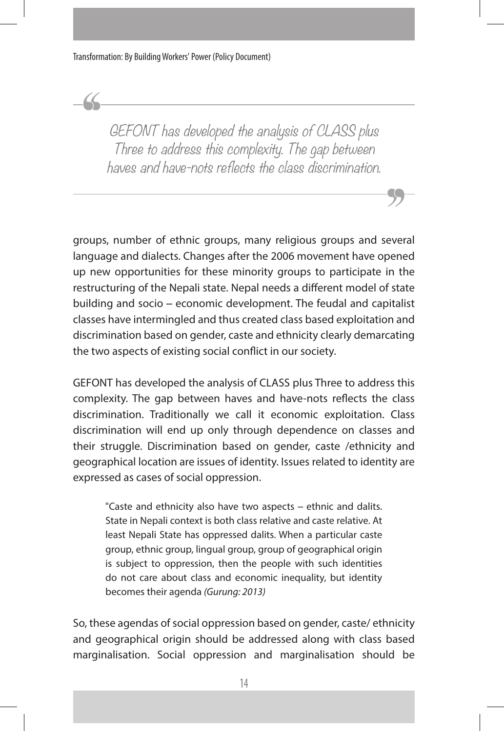> GEFONT has developed the analysis of CLASS plus Three to address this complexity. The gap between haves and have-nots reflects the class discrimination.

groups, number of ethnic groups, many religious groups and several language and dialects. Changes after the 2006 movement have opened up new opportunities for these minority groups to participate in the restructuring of the Nepali state. Nepal needs a different model of state building and socio – economic development. The feudal and capitalist classes have intermingled and thus created class based exploitation and discrimination based on gender, caste and ethnicity clearly demarcating the two aspects of existing social conflict in our society.

GEFONT has developed the analysis of CLASS plus Three to address this complexity. The gap between haves and have-nots reflects the class discrimination. Traditionally we call it economic exploitation. Class discrimination will end up only through dependence on classes and their struggle. Discrimination based on gender, caste /ethnicity and geographical location are issues of identity. Issues related to identity are expressed as cases of social oppression.

> "Caste and ethnicity also have two aspects – ethnic and dalits. State in Nepali context is both class relative and caste relative. At least Nepali State has oppressed dalits. When a particular caste group, ethnic group, lingual group, group of geographical origin is subject to oppression, then the people with such identities do not care about class and economic inequality, but identity becomes their agenda *(Gurung: 2013)*

So, these agendas of social oppression based on gender, caste/ ethnicity and geographical origin should be addressed along with class based marginalisation. Social oppression and marginalisation should be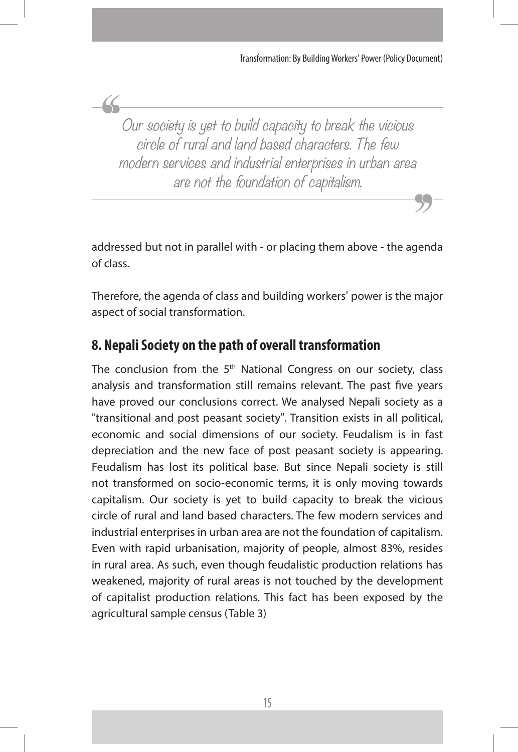> Our society is yet to build capacity to break the vicious circle of rural and land based characters. The few modern services and industrial enterprises in urban area are not the foundation of capitalism.

addressed but not in parallel with - or placing them above - the agenda of class.

Therefore, the agenda of class and building workers' power is the major aspect of social transformation.

## 8. Nepali Society on the path of overall transformation

The conclusion from the 5th National Congress on our society, class analysis and transformation still remains relevant. The past five years have proved our conclusions correct. We analysed Nepali society as a "transitional and post peasant society". Transition exists in all political, economic and social dimensions of our society. Feudalism is in fast depreciation and the new face of post peasant society is appearing. Feudalism has lost its political base. But since Nepali society is still not transformed on socio-economic terms, it is only moving towards capitalism. Our society is yet to build capacity to break the vicious circle of rural and land based characters. The few modern services and industrial enterprises in urban area are not the foundation of capitalism. Even with rapid urbanisation, majority of people, almost 83%, resides in rural area. As such, even though feudalistic production relations has weakened, majority of rural areas is not touched by the development of capitalist production relations. This fact has been exposed by the agricultural sample census (Table 3)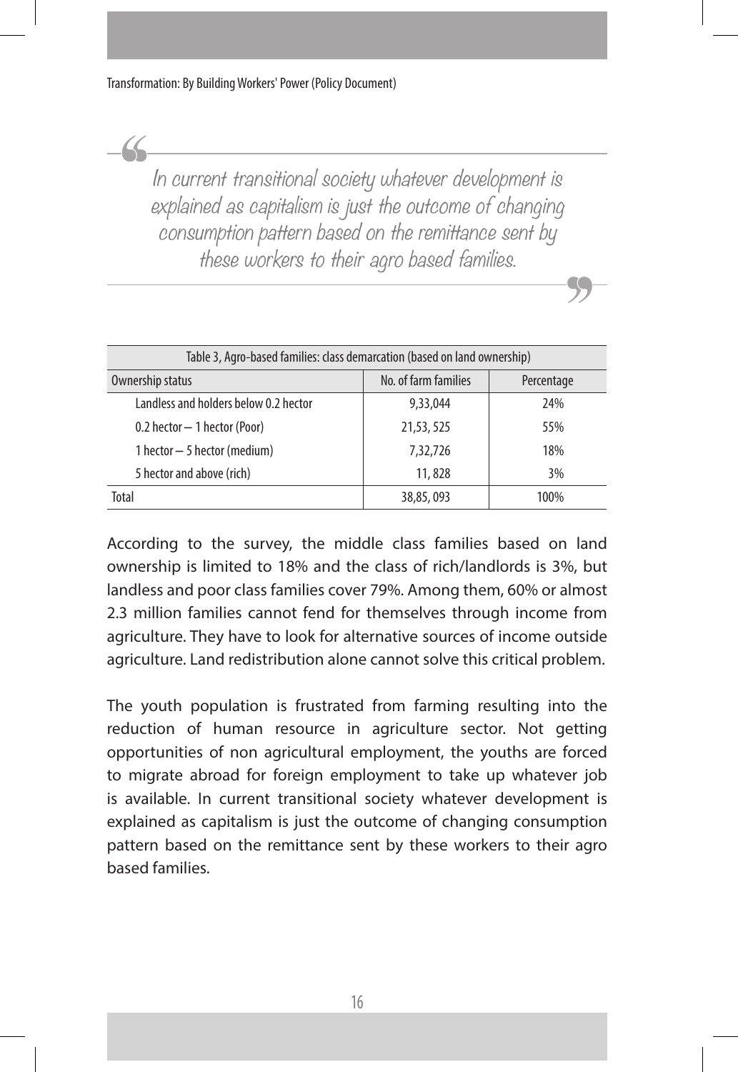> In current transitional society whatever development is explained as capitalism is just the outcome of changing consumption pattern based on the remittance sent by these workers to their agro based families.

| Table 3, Agro-based families: class demarcation (based on land ownership) | | |
|---|---|---|
| Ownership status | No. of farm families | Percentage |
| Landless and holders below 0.2 hector | 9,33,044 | 24% |
| 0.2 hector – 1 hector (Poor) | 21,53, 525 | 55% |
| 1 hector – 5 hector (medium) | 7,32,726 | 18% |
| 5 hector and above (rich) | 11, 828 | 3% |
| Total | 38,85, 093 | 100% |

According to the survey, the middle class families based on land ownership is limited to 18% and the class of rich/landlords is 3%, but landless and poor class families cover 79%. Among them, 60% or almost 2.3 million families cannot fend for themselves through income from agriculture. They have to look for alternative sources of income outside agriculture. Land redistribution alone cannot solve this critical problem.

The youth population is frustrated from farming resulting into the reduction of human resource in agriculture sector. Not getting opportunities of non agricultural employment, the youths are forced to migrate abroad for foreign employment to take up whatever job is available. In current transitional society whatever development is explained as capitalism is just the outcome of changing consumption pattern based on the remittance sent by these workers to their agro based families.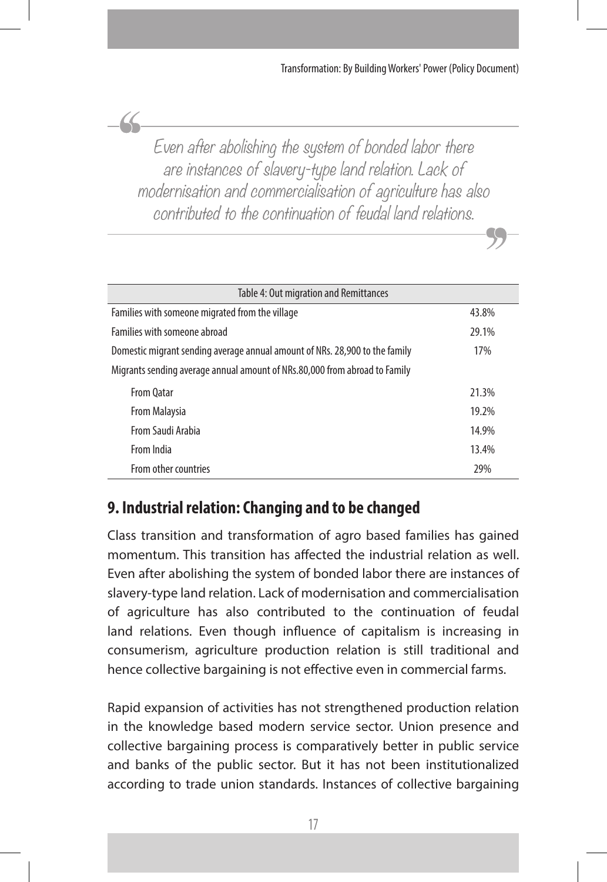> *Even after abolishing the system of bonded labor there are instances of slavery-type land relation. Lack of modernisation and commercialisation of agriculture has also contributed to the continuation of feudal land relations.*

| Table 4: Out migration and Remittances | |
|---|---|
| Families with someone migrated from the village | 43.8% |
| Families with someone abroad | 29.1% |
| Domestic migrant sending average annual amount of NRs. 28,900 to the family | 17% |
| Migrants sending average annual amount of NRs.80,000 from abroad to Family | |
| From Qatar | 21.3% |
| From Malaysia | 19.2% |
| From Saudi Arabia | 14.9% |
| From India | 13.4% |
| From other countries | 29% |

## 9. Industrial relation: Changing and to be changed

Class transition and transformation of agro based families has gained momentum. This transition has affected the industrial relation as well. Even after abolishing the system of bonded labor there are instances of slavery-type land relation. Lack of modernisation and commercialisation of agriculture has also contributed to the continuation of feudal land relations. Even though influence of capitalism is increasing in consumerism, agriculture production relation is still traditional and hence collective bargaining is not effective even in commercial farms.

Rapid expansion of activities has not strengthened production relation in the knowledge based modern service sector. Union presence and collective bargaining process is comparatively better in public service and banks of the public sector. But it has not been institutionalized according to trade union standards. Instances of collective bargaining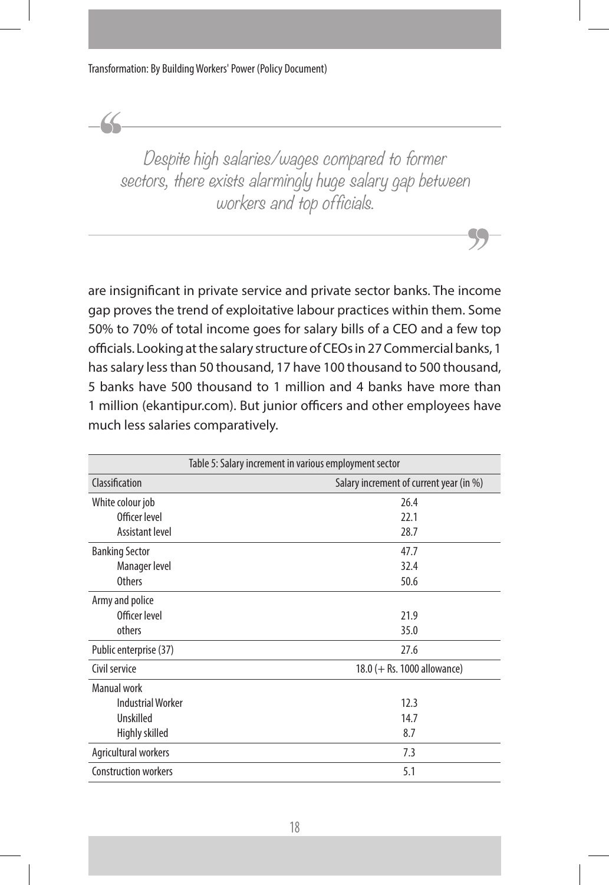> *Despite high salaries/wages compared to former sectors, there exists alarmingly huge salary gap between workers and top officials.*

are insignificant in private service and private sector banks. The income gap proves the trend of exploitative labour practices within them. Some 50% to 70% of total income goes for salary bills of a CEO and a few top officials. Looking at the salary structure of CEOs in 27 Commercial banks, 1 has salary less than 50 thousand, 17 have 100 thousand to 500 thousand, 5 banks have 500 thousand to 1 million and 4 banks have more than 1 million (ekantipur.com). But junior officers and other employees have much less salaries comparatively.

Table 5: Salary increment in various employment sector

| Classification | Salary increment of current year (in %) |
|---|---|
| White colour job | 26.4 |
| Officer level | 22.1 |
| Assistant level | 28.7 |
| Banking Sector | 47.7 |
| Manager level | 32.4 |
| Others | 50.6 |
| Army and police | |
| Officer level | 21.9 |
| others | 35.0 |
| Public enterprise (37) | 27.6 |
| Civil service | 18.0 (+ Rs. 1000 allowance) |
| Manual work | |
| Industrial Worker | 12.3 |
| Unskilled | 14.7 |
| Highly skilled | 8.7 |
| Agricultural workers | 7.3 |
| Construction workers | 5.1 |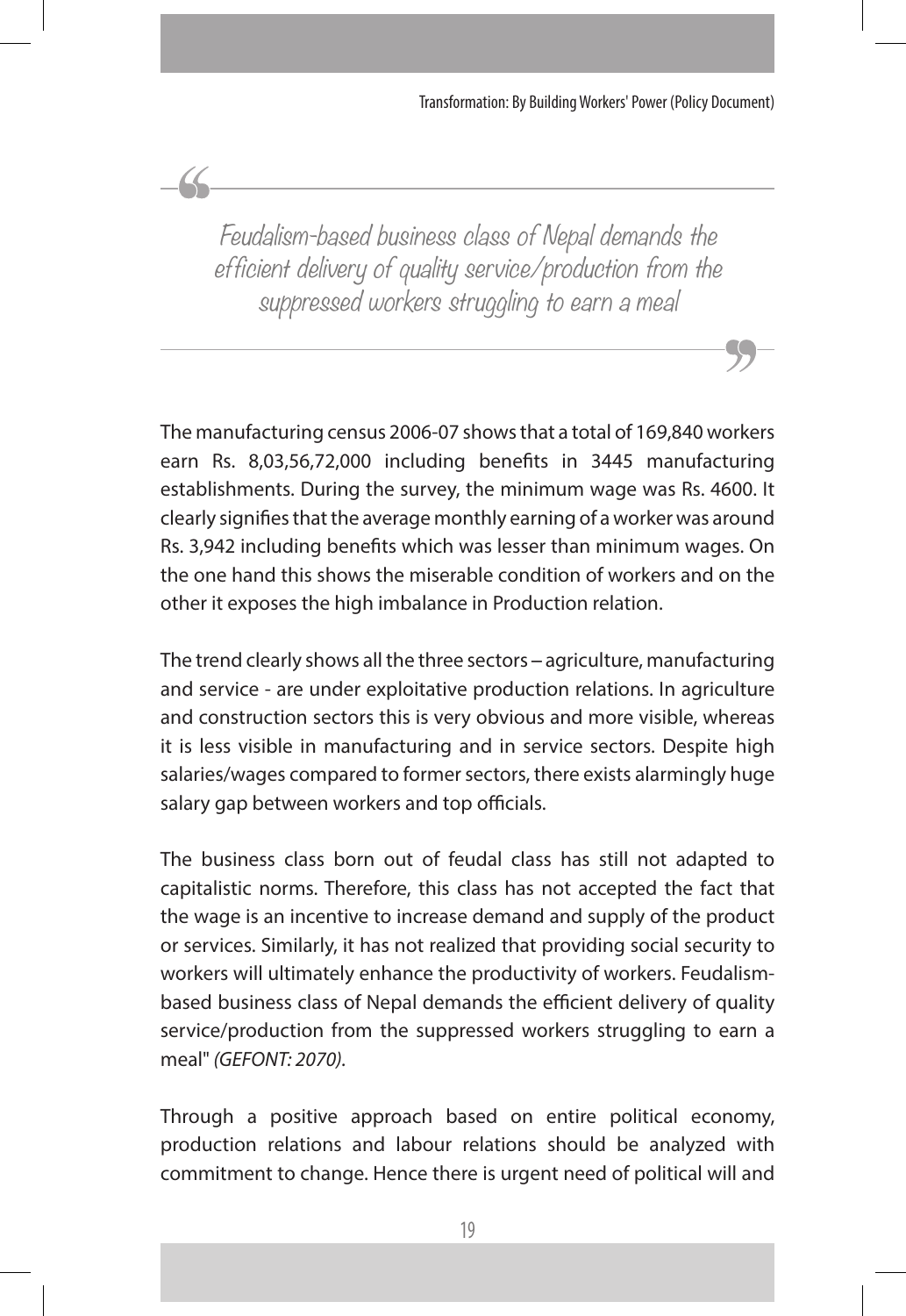> *Feudalism-based business class of Nepal demands the efficient delivery of quality service/production from the suppressed workers struggling to earn a meal*

The manufacturing census 2006-07 shows that a total of 169,840 workers earn Rs. 8,03,56,72,000 including benefits in 3445 manufacturing establishments. During the survey, the minimum wage was Rs. 4600. It clearly signifies that the average monthly earning of a worker was around Rs. 3,942 including benefits which was lesser than minimum wages. On the one hand this shows the miserable condition of workers and on the other it exposes the high imbalance in Production relation.

The trend clearly shows all the three sectors – agriculture, manufacturing and service - are under exploitative production relations. In agriculture and construction sectors this is very obvious and more visible, whereas it is less visible in manufacturing and in service sectors. Despite high salaries/wages compared to former sectors, there exists alarmingly huge salary gap between workers and top officials.

The business class born out of feudal class has still not adapted to capitalistic norms. Therefore, this class has not accepted the fact that the wage is an incentive to increase demand and supply of the product or services. Similarly, it has not realized that providing social security to workers will ultimately enhance the productivity of workers. Feudalism-based business class of Nepal demands the efficient delivery of quality service/production from the suppressed workers struggling to earn a meal" *(GEFONT: 2070).*

Through a positive approach based on entire political economy, production relations and labour relations should be analyzed with commitment to change. Hence there is urgent need of political will and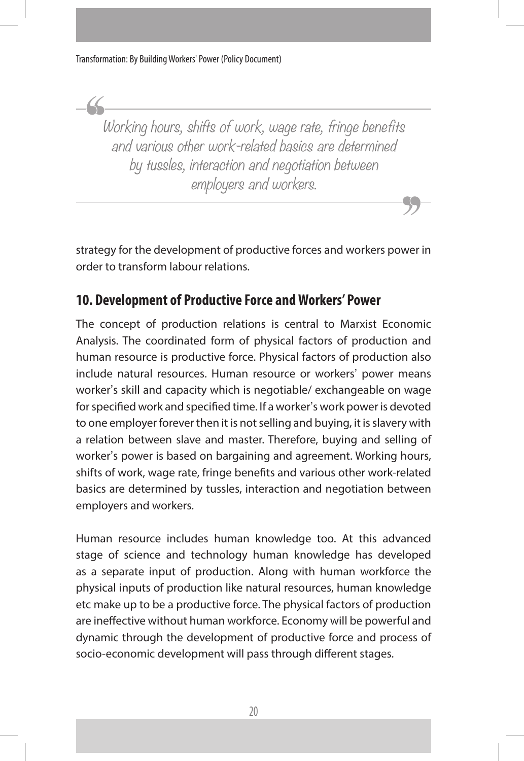> *Working hours, shifts of work, wage rate, fringe benefits and various other work-related basics are determined by tussles, interaction and negotiation between employers and workers.*

strategy for the development of productive forces and workers power in order to transform labour relations.

## 10. Development of Productive Force and Workers' Power

The concept of production relations is central to Marxist Economic Analysis. The coordinated form of physical factors of production and human resource is productive force. Physical factors of production also include natural resources. Human resource or workers' power means worker's skill and capacity which is negotiable/ exchangeable on wage for specified work and specified time. If a worker's work power is devoted to one employer forever then it is not selling and buying, it is slavery with a relation between slave and master. Therefore, buying and selling of worker's power is based on bargaining and agreement. Working hours, shifts of work, wage rate, fringe benefits and various other work-related basics are determined by tussles, interaction and negotiation between employers and workers.

Human resource includes human knowledge too. At this advanced stage of science and technology human knowledge has developed as a separate input of production. Along with human workforce the physical inputs of production like natural resources, human knowledge etc make up to be a productive force. The physical factors of production are ineffective without human workforce. Economy will be powerful and dynamic through the development of productive force and process of socio-economic development will pass through different stages.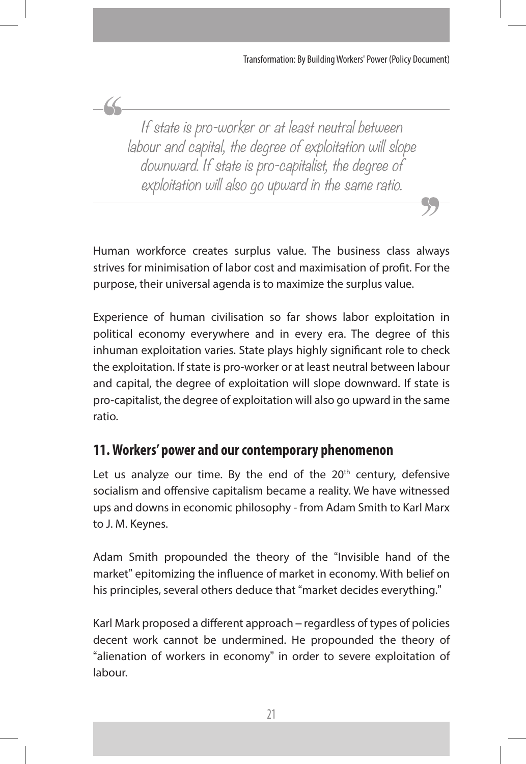> If state is pro-worker or at least neutral between labour and capital, the degree of exploitation will slope downward. If state is pro-capitalist, the degree of exploitation will also go upward in the same ratio.

Human workforce creates surplus value. The business class always strives for minimisation of labor cost and maximisation of profit. For the purpose, their universal agenda is to maximize the surplus value.

Experience of human civilisation so far shows labor exploitation in political economy everywhere and in every era. The degree of this inhuman exploitation varies. State plays highly significant role to check the exploitation. If state is pro-worker or at least neutral between labour and capital, the degree of exploitation will slope downward. If state is pro-capitalist, the degree of exploitation will also go upward in the same ratio.

## 11. Workers' power and our contemporary phenomenon

Let us analyze our time. By the end of the 20th century, defensive socialism and offensive capitalism became a reality. We have witnessed ups and downs in economic philosophy - from Adam Smith to Karl Marx to J. M. Keynes.

Adam Smith propounded the theory of the "Invisible hand of the market" epitomizing the influence of market in economy. With belief on his principles, several others deduce that "market decides everything."

Karl Mark proposed a different approach – regardless of types of policies decent work cannot be undermined. He propounded the theory of "alienation of workers in economy" in order to severe exploitation of labour.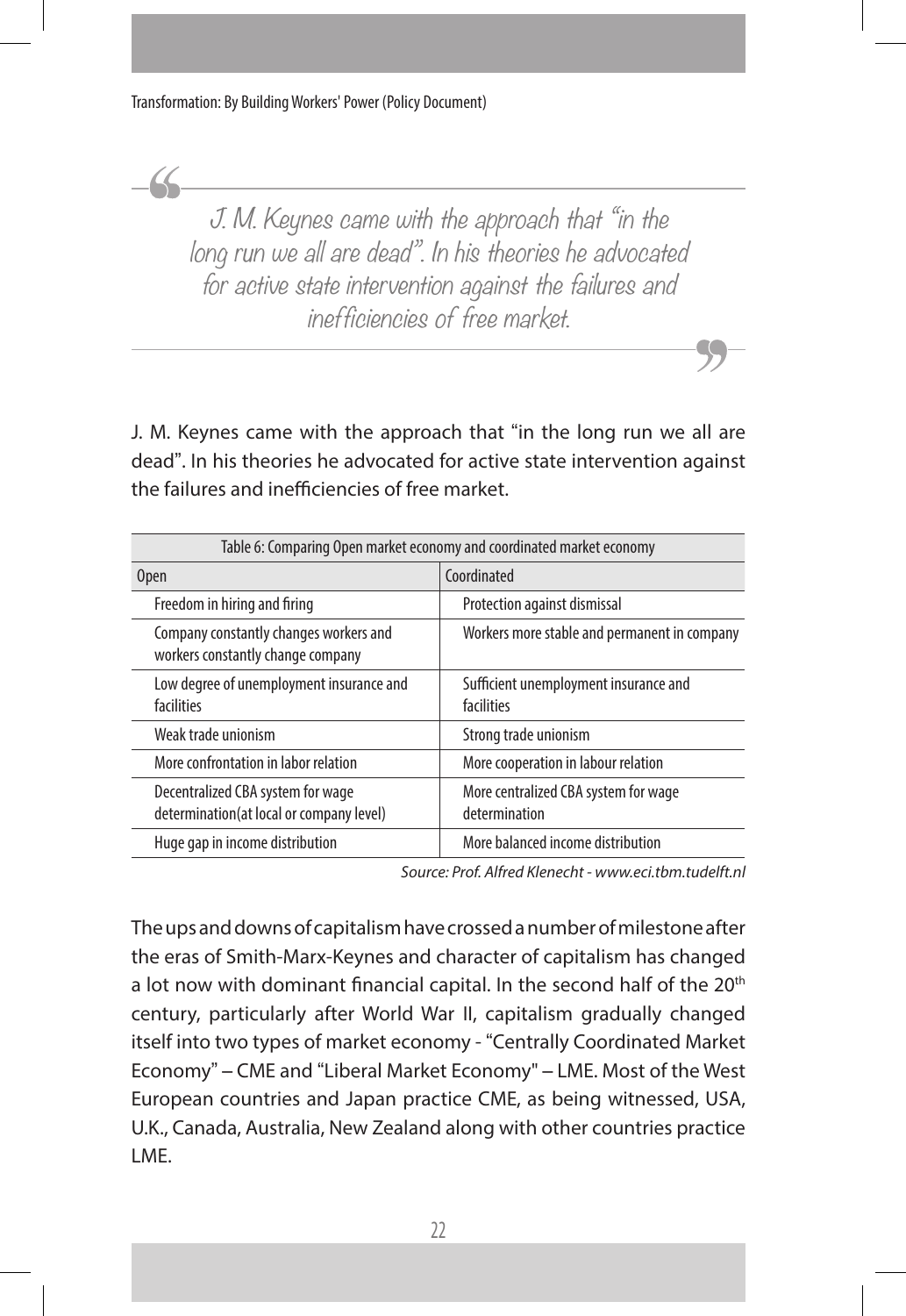> J. M. Keynes came with the approach that "in the long run we all are dead". In his theories he advocated for active state intervention against the failures and inefficiencies of free market.

J. M. Keynes came with the approach that "in the long run we all are dead". In his theories he advocated for active state intervention against the failures and inefficiencies of free market.

| Table 6: Comparing Open market economy and coordinated market economy | |
|---|---|
| Open | Coordinated |
| Freedom in hiring and firing | Protection against dismissal |
| Company constantly changes workers and workers constantly change company | Workers more stable and permanent in company |
| Low degree of unemployment insurance and facilities | Sufficient unemployment insurance and facilities |
| Weak trade unionism | Strong trade unionism |
| More confrontation in labor relation | More cooperation in labour relation |
| Decentralized CBA system for wage determination(at local or company level) | More centralized CBA system for wage determination |
| Huge gap in income distribution | More balanced income distribution |

*Source: Prof. Alfred Klenecht - www.eci.tbm.tudelft.nl*

The ups and downs of capitalism have crossed a number of milestone after the eras of Smith-Marx-Keynes and character of capitalism has changed a lot now with dominant financial capital. In the second half of the 20th century, particularly after World War II, capitalism gradually changed itself into two types of market economy - "Centrally Coordinated Market Economy" – CME and "Liberal Market Economy" – LME. Most of the West European countries and Japan practice CME, as being witnessed, USA, U.K., Canada, Australia, New Zealand along with other countries practice LME.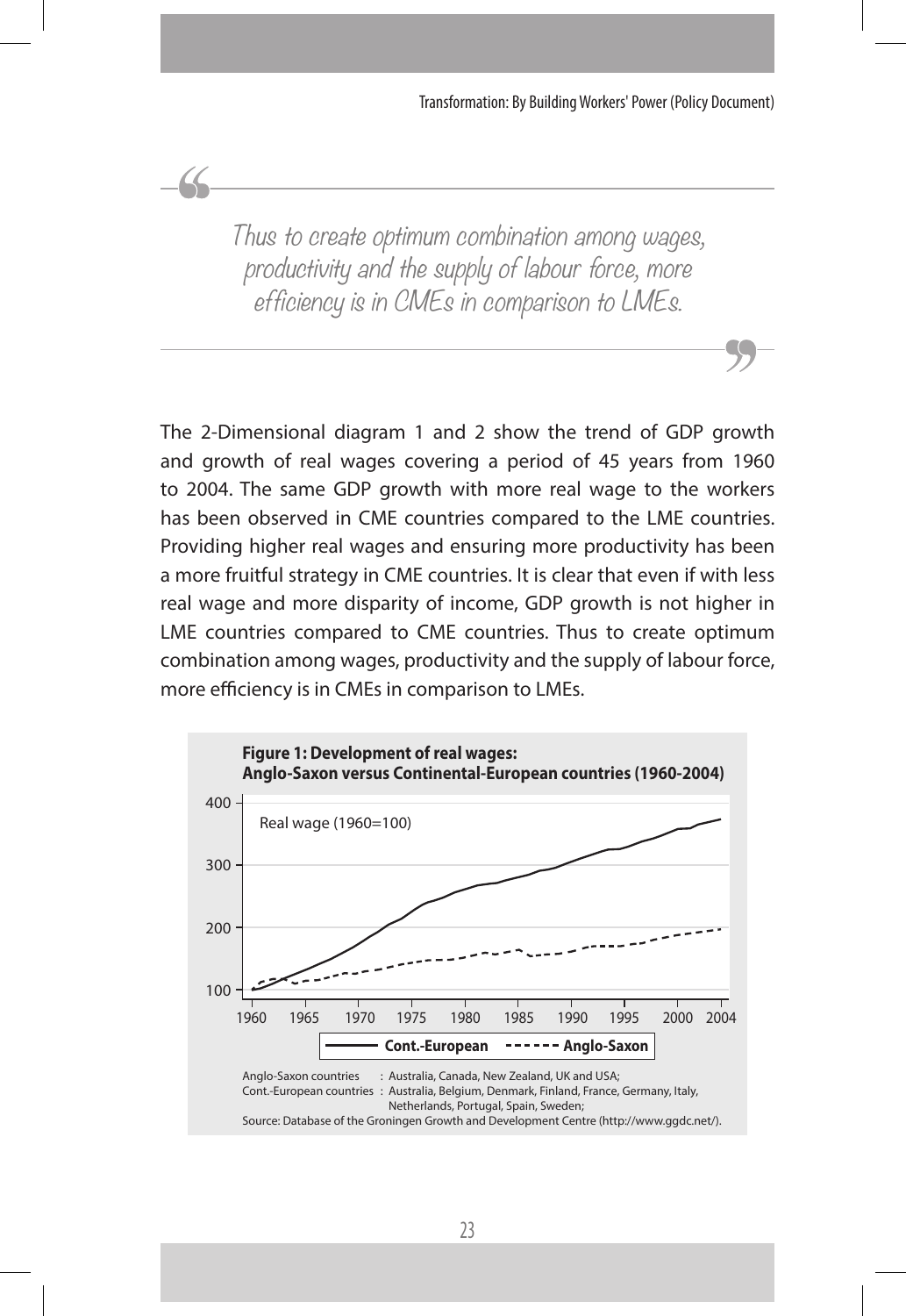> *Thus to create optimum combination among wages, productivity and the supply of labour force, more efficiency is in CMEs in comparison to LMEs.*

The 2-Dimensional diagram 1 and 2 show the trend of GDP growth and growth of real wages covering a period of 45 years from 1960 to 2004. The same GDP growth with more real wage to the workers has been observed in CME countries compared to the LME countries. Providing higher real wages and ensuring more productivity has been a more fruitful strategy in CME countries. It is clear that even if with less real wage and more disparity of income, GDP growth is not higher in LME countries compared to CME countries. Thus to create optimum combination among wages, productivity and the supply of labour force, more efficiency is in CMEs in comparison to LMEs.

**Figure 1: Development of real wages: Anglo-Saxon versus Continental-European countries (1960-2004)**

Real wage (1960=100)

Cont.-European — Anglo-Saxon

Anglo-Saxon countries : Australia, Canada, New Zealand, UK and USA;
Cont.-European countries : Australia, Belgium, Denmark, Finland, France, Germany, Italy, Netherlands, Portugal, Spain, Sweden;
Source: Database of the Groningen Growth and Development Centre (http://www.ggdc.net/).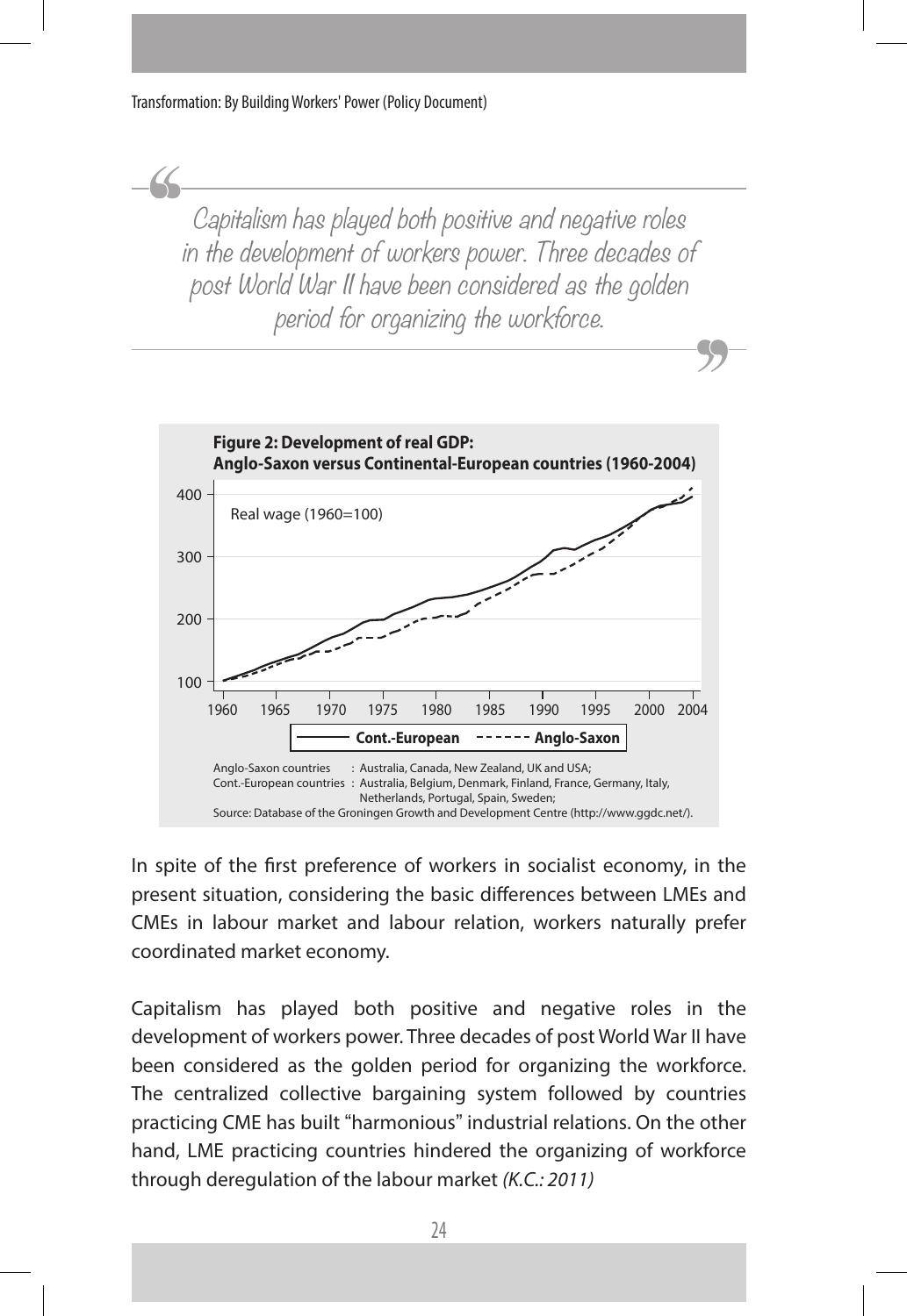> *Capitalism has played both positive and negative roles in the development of workers power. Three decades of post World War II have been considered as the golden period for organizing the workforce.*

**Figure 2: Development of real GDP: Anglo-Saxon versus Continental-European countries (1960-2004)**

Anglo-Saxon countries : Australia, Canada, New Zealand, UK and USA;
Cont.-European countries : Australia, Belgium, Denmark, Finland, France, Germany, Italy, Netherlands, Portugal, Spain, Sweden;
Source: Database of the Groningen Growth and Development Centre (http://www.ggdc.net/).

In spite of the first preference of workers in socialist economy, in the present situation, considering the basic differences between LMEs and CMEs in labour market and labour relation, workers naturally prefer coordinated market economy.

Capitalism has played both positive and negative roles in the development of workers power. Three decades of post World War II have been considered as the golden period for organizing the workforce. The centralized collective bargaining system followed by countries practicing CME has built "harmonious" industrial relations. On the other hand, LME practicing countries hindered the organizing of workforce through deregulation of the labour market *(K.C.: 2011)*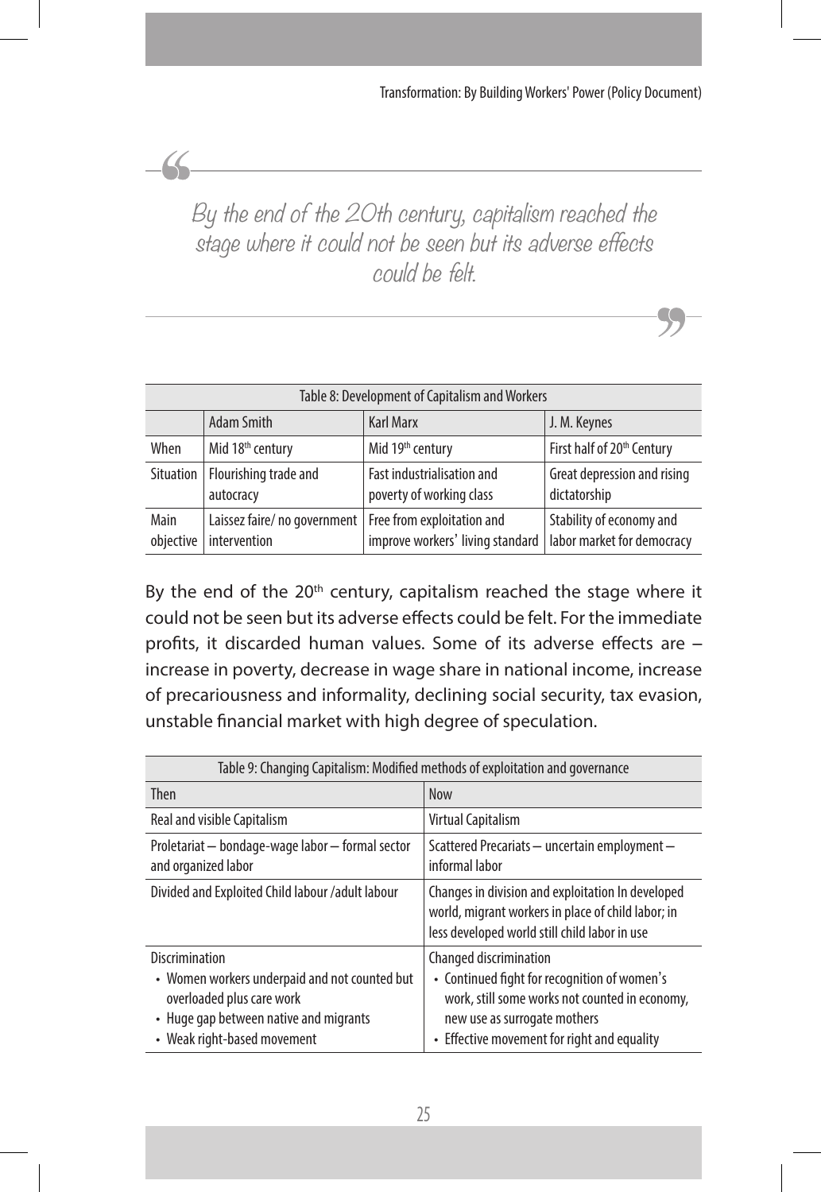> *By the end of the 20th century, capitalism reached the stage where it could not be seen but its adverse effects could be felt.*

| Table 8: Development of Capitalism and Workers | | | |
|---|---|---|---|
| | Adam Smith | Karl Marx | J. M. Keynes |
| When | Mid 18th century | Mid 19th century | First half of 20th Century |
| Situation | Flourishing trade and autocracy | Fast industrialisation and poverty of working class | Great depression and rising dictatorship |
| Main objective | Laissez faire/ no government intervention | Free from exploitation and improve workers' living standard | Stability of economy and labor market for democracy |

By the end of the 20th century, capitalism reached the stage where it could not be seen but its adverse effects could be felt. For the immediate profits, it discarded human values. Some of its adverse effects are – increase in poverty, decrease in wage share in national income, increase of precariousness and informality, declining social security, tax evasion, unstable financial market with high degree of speculation.

| Table 9: Changing Capitalism: Modified methods of exploitation and governance | |
|---|---|
| Then | Now |
| Real and visible Capitalism | Virtual Capitalism |
| Proletariat – bondage-wage labor – formal sector and organized labor | Scattered Precariats – uncertain employment – informal labor |
| Divided and Exploited Child labour /adult labour | Changes in division and exploitation In developed world, migrant workers in place of child labor; in less developed world still child labor in use |
| Discrimination<br>• Women workers underpaid and not counted but overloaded plus care work<br>• Huge gap between native and migrants<br>• Weak right-based movement | Changed discrimination<br>• Continued fight for recognition of women's work, still some works not counted in economy, new use as surrogate mothers<br>• Effective movement for right and equality |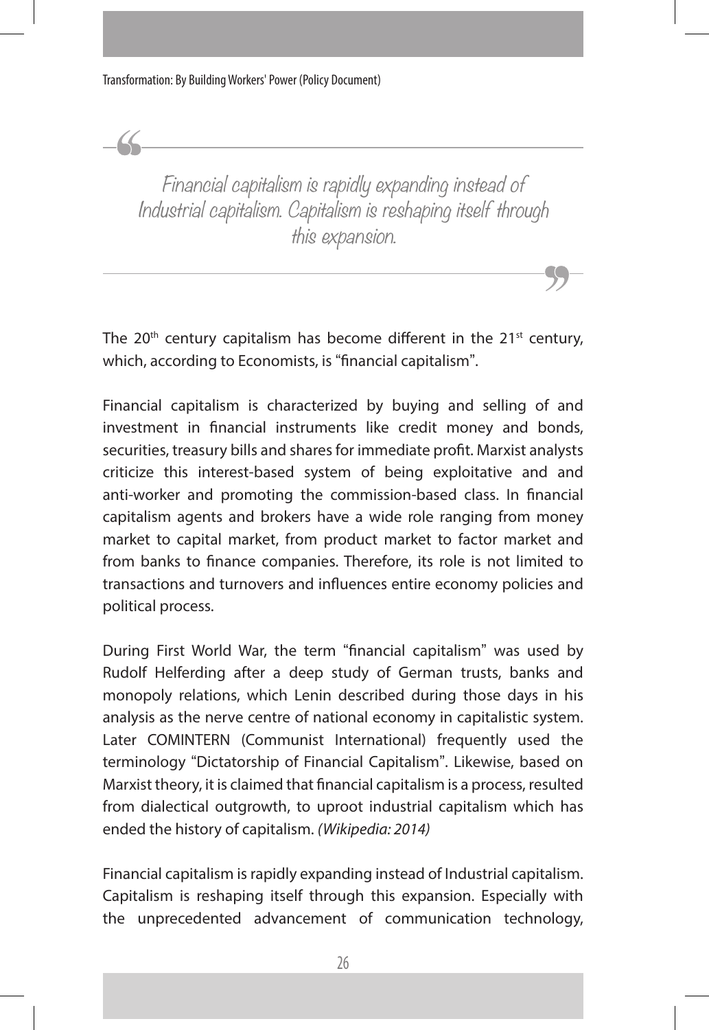> Financial capitalism is rapidly expanding instead of Industrial capitalism. Capitalism is reshaping itself through this expansion.

The 20th century capitalism has become different in the 21st century, which, according to Economists, is "financial capitalism".

Financial capitalism is characterized by buying and selling of and investment in financial instruments like credit money and bonds, securities, treasury bills and shares for immediate profit. Marxist analysts criticize this interest-based system of being exploitative and and anti-worker and promoting the commission-based class. In financial capitalism agents and brokers have a wide role ranging from money market to capital market, from product market to factor market and from banks to finance companies. Therefore, its role is not limited to transactions and turnovers and influences entire economy policies and political process.

During First World War, the term "financial capitalism" was used by Rudolf Helferding after a deep study of German trusts, banks and monopoly relations, which Lenin described during those days in his analysis as the nerve centre of national economy in capitalistic system. Later COMINTERN (Communist International) frequently used the terminology "Dictatorship of Financial Capitalism". Likewise, based on Marxist theory, it is claimed that financial capitalism is a process, resulted from dialectical outgrowth, to uproot industrial capitalism which has ended the history of capitalism. *(Wikipedia: 2014)*

Financial capitalism is rapidly expanding instead of Industrial capitalism. Capitalism is reshaping itself through this expansion. Especially with the unprecedented advancement of communication technology,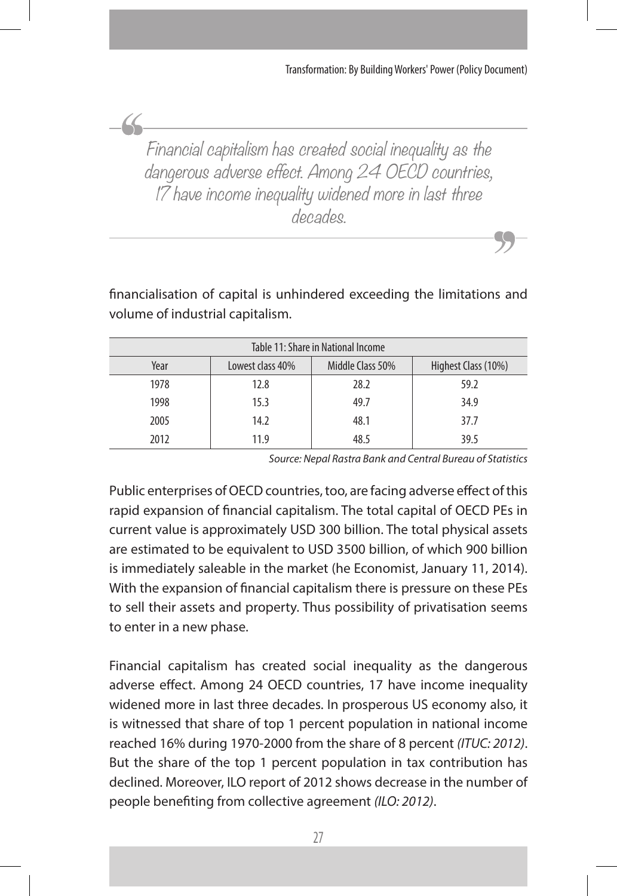> Financial capitalism has created social inequality as the dangerous adverse effect. Among 24 OECD countries, 17 have income inequality widened more in last three decades.

financialisation of capital is unhindered exceeding the limitations and volume of industrial capitalism.

| Table 11: Share in National Income | | | |
|---|---|---|---|
| Year | Lowest class 40% | Middle Class 50% | Highest Class (10%) |
| 1978 | 12.8 | 28.2 | 59.2 |
| 1998 | 15.3 | 49.7 | 34.9 |
| 2005 | 14.2 | 48.1 | 37.7 |
| 2012 | 11.9 | 48.5 | 39.5 |

*Source: Nepal Rastra Bank and Central Bureau of Statistics*

Public enterprises of OECD countries, too, are facing adverse effect of this rapid expansion of financial capitalism. The total capital of OECD PEs in current value is approximately USD 300 billion. The total physical assets are estimated to be equivalent to USD 3500 billion, of which 900 billion is immediately saleable in the market (he Economist, January 11, 2014). With the expansion of financial capitalism there is pressure on these PEs to sell their assets and property. Thus possibility of privatisation seems to enter in a new phase.

Financial capitalism has created social inequality as the dangerous adverse effect. Among 24 OECD countries, 17 have income inequality widened more in last three decades. In prosperous US economy also, it is witnessed that share of top 1 percent population in national income reached 16% during 1970-2000 from the share of 8 percent *(ITUC: 2012)*. But the share of the top 1 percent population in tax contribution has declined. Moreover, ILO report of 2012 shows decrease in the number of people benefiting from collective agreement *(ILO: 2012)*.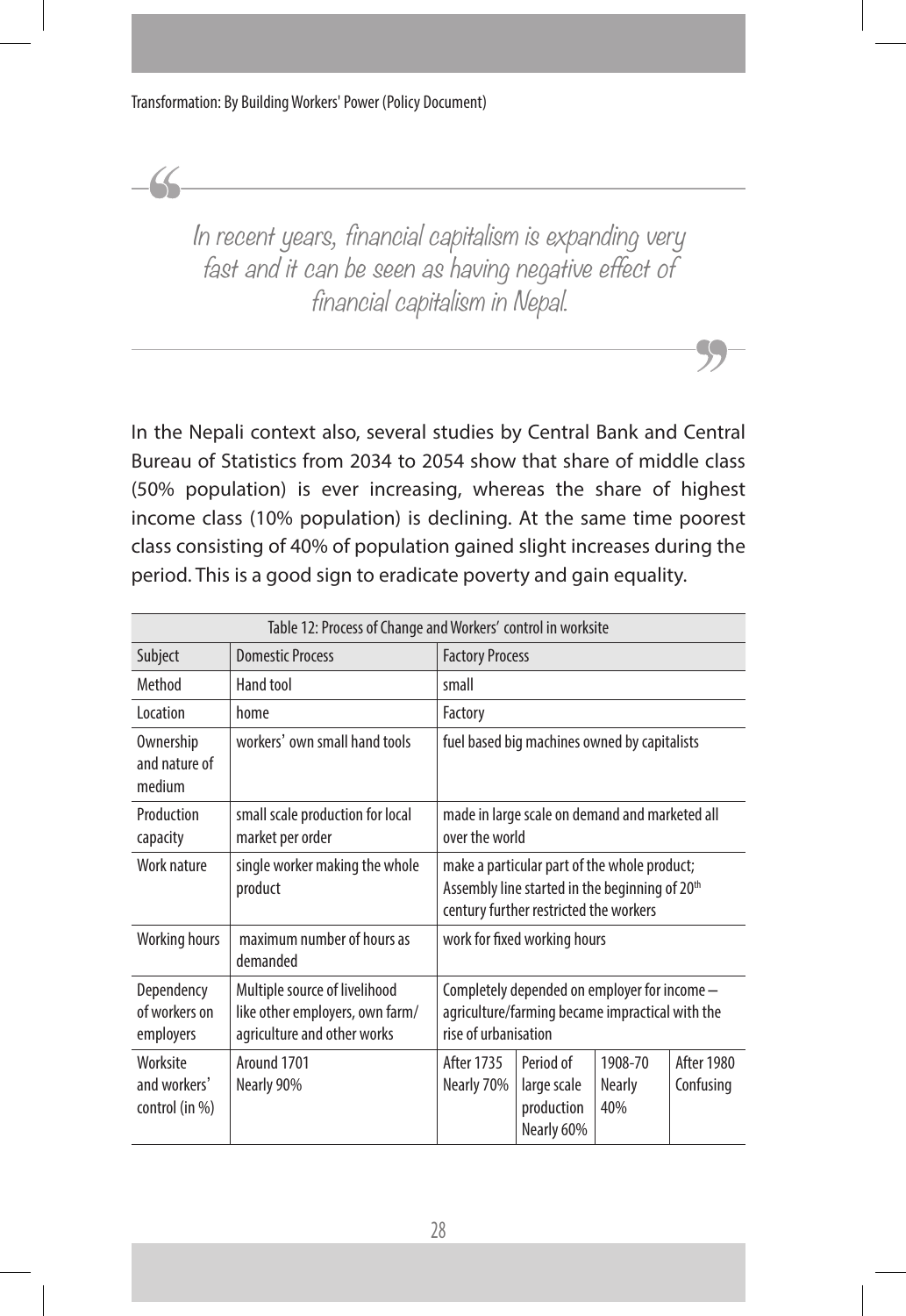> *In recent years, financial capitalism is expanding very fast and it can be seen as having negative effect of financial capitalism in Nepal.*

In the Nepali context also, several studies by Central Bank and Central Bureau of Statistics from 2034 to 2054 show that share of middle class (50% population) is ever increasing, whereas the share of highest income class (10% population) is declining. At the same time poorest class consisting of 40% of population gained slight increases during the period. This is a good sign to eradicate poverty and gain equality.

Table 12: Process of Change and Workers' control in worksite

| Subject | Domestic Process | Factory Process | | | |
|---|---|---|---|---|---|
| Method | Hand tool | small | | | |
| Location | home | Factory | | | |
| Ownership and nature of medium | workers' own small hand tools | fuel based big machines owned by capitalists | | | |
| Production capacity | small scale production for local market per order | made in large scale on demand and marketed all over the world | | | |
| Work nature | single worker making the whole product | make a particular part of the whole product; Assembly line started in the beginning of 20th century further restricted the workers | | | |
| Working hours | maximum number of hours as demanded | work for fixed working hours | | | |
| Dependency of workers on employers | Multiple source of livelihood like other employers, own farm/ agriculture and other works | Completely depended on employer for income – agriculture/farming became impractical with the rise of urbanisation | | | |
| Worksite and workers' control (in %) | Around 1701 Nearly 90% | After 1735 Nearly 70% | Period of large scale production Nearly 60% | 1908-70 Nearly 40% | After 1980 Confusing |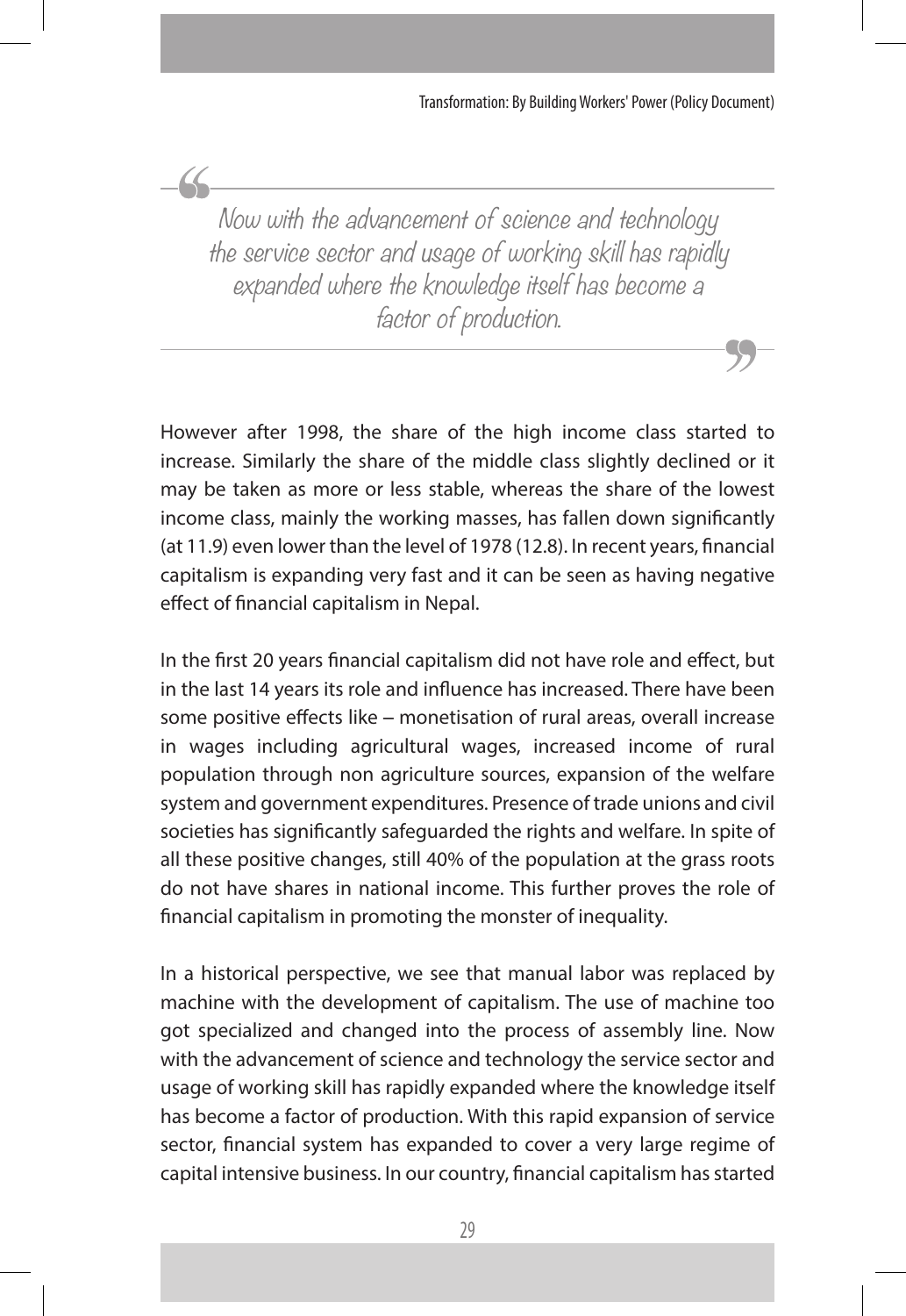> *Now with the advancement of science and technology the service sector and usage of working skill has rapidly expanded where the knowledge itself has become a factor of production.*

However after 1998, the share of the high income class started to increase. Similarly the share of the middle class slightly declined or it may be taken as more or less stable, whereas the share of the lowest income class, mainly the working masses, has fallen down significantly (at 11.9) even lower than the level of 1978 (12.8). In recent years, financial capitalism is expanding very fast and it can be seen as having negative effect of financial capitalism in Nepal.

In the first 20 years financial capitalism did not have role and effect, but in the last 14 years its role and influence has increased. There have been some positive effects like – monetisation of rural areas, overall increase in wages including agricultural wages, increased income of rural population through non agriculture sources, expansion of the welfare system and government expenditures. Presence of trade unions and civil societies has significantly safeguarded the rights and welfare. In spite of all these positive changes, still 40% of the population at the grass roots do not have shares in national income. This further proves the role of financial capitalism in promoting the monster of inequality.

In a historical perspective, we see that manual labor was replaced by machine with the development of capitalism. The use of machine too got specialized and changed into the process of assembly line. Now with the advancement of science and technology the service sector and usage of working skill has rapidly expanded where the knowledge itself has become a factor of production. With this rapid expansion of service sector, financial system has expanded to cover a very large regime of capital intensive business. In our country, financial capitalism has started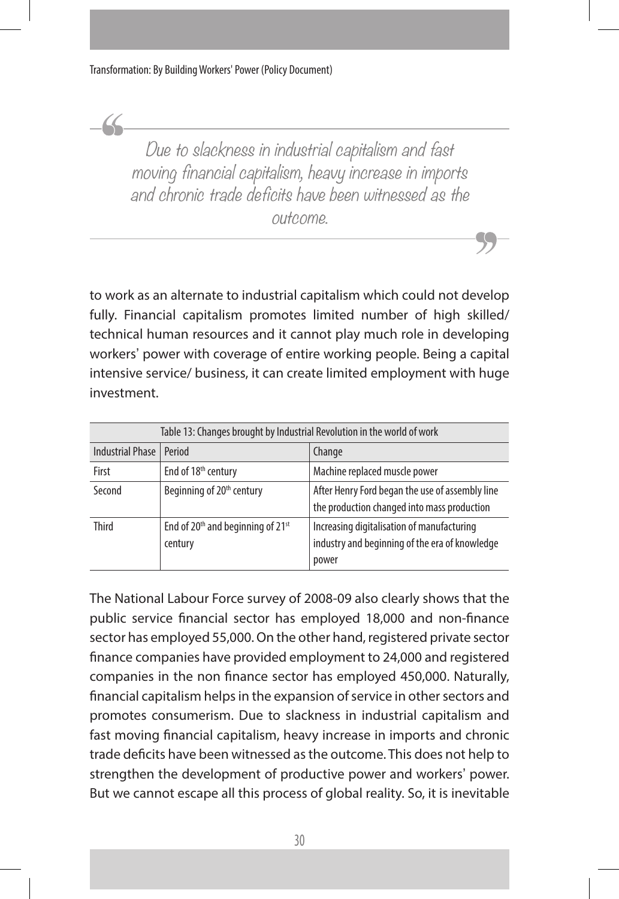> *Due to slackness in industrial capitalism and fast moving financial capitalism, heavy increase in imports and chronic trade deficits have been witnessed as the outcome.*

to work as an alternate to industrial capitalism which could not develop fully. Financial capitalism promotes limited number of high skilled/ technical human resources and it cannot play much role in developing workers' power with coverage of entire working people. Being a capital intensive service/ business, it can create limited employment with huge investment.

Table 13: Changes brought by Industrial Revolution in the world of work

| Industrial Phase | Period | Change |
|---|---|---|
| First | End of 18th century | Machine replaced muscle power |
| Second | Beginning of 20th century | After Henry Ford began the use of assembly line the production changed into mass production |
| Third | End of 20th and beginning of 21st century | Increasing digitalisation of manufacturing industry and beginning of the era of knowledge power |

The National Labour Force survey of 2008-09 also clearly shows that the public service financial sector has employed 18,000 and non-finance sector has employed 55,000. On the other hand, registered private sector finance companies have provided employment to 24,000 and registered companies in the non finance sector has employed 450,000. Naturally, financial capitalism helps in the expansion of service in other sectors and promotes consumerism. Due to slackness in industrial capitalism and fast moving financial capitalism, heavy increase in imports and chronic trade deficits have been witnessed as the outcome. This does not help to strengthen the development of productive power and workers' power. But we cannot escape all this process of global reality. So, it is inevitable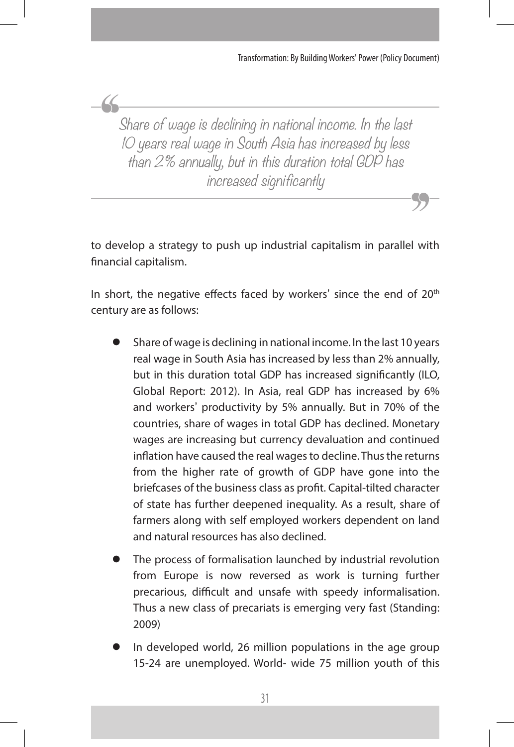> Share of wage is declining in national income. In the last 10 years real wage in South Asia has increased by less than 2% annually, but in this duration total GDP has increased significantly

to develop a strategy to push up industrial capitalism in parallel with financial capitalism.

In short, the negative effects faced by workers' since the end of 20th century are as follows:

- Share of wage is declining in national income. In the last 10 years real wage in South Asia has increased by less than 2% annually, but in this duration total GDP has increased significantly (ILO, Global Report: 2012). In Asia, real GDP has increased by 6% and workers' productivity by 5% annually. But in 70% of the countries, share of wages in total GDP has declined. Monetary wages are increasing but currency devaluation and continued inflation have caused the real wages to decline. Thus the returns from the higher rate of growth of GDP have gone into the briefcases of the business class as profit. Capital-tilted character of state has further deepened inequality. As a result, share of farmers along with self employed workers dependent on land and natural resources has also declined.
- The process of formalisation launched by industrial revolution from Europe is now reversed as work is turning further precarious, difficult and unsafe with speedy informalisation. Thus a new class of precariats is emerging very fast (Standing: 2009)
- In developed world, 26 million populations in the age group 15-24 are unemployed. World- wide 75 million youth of this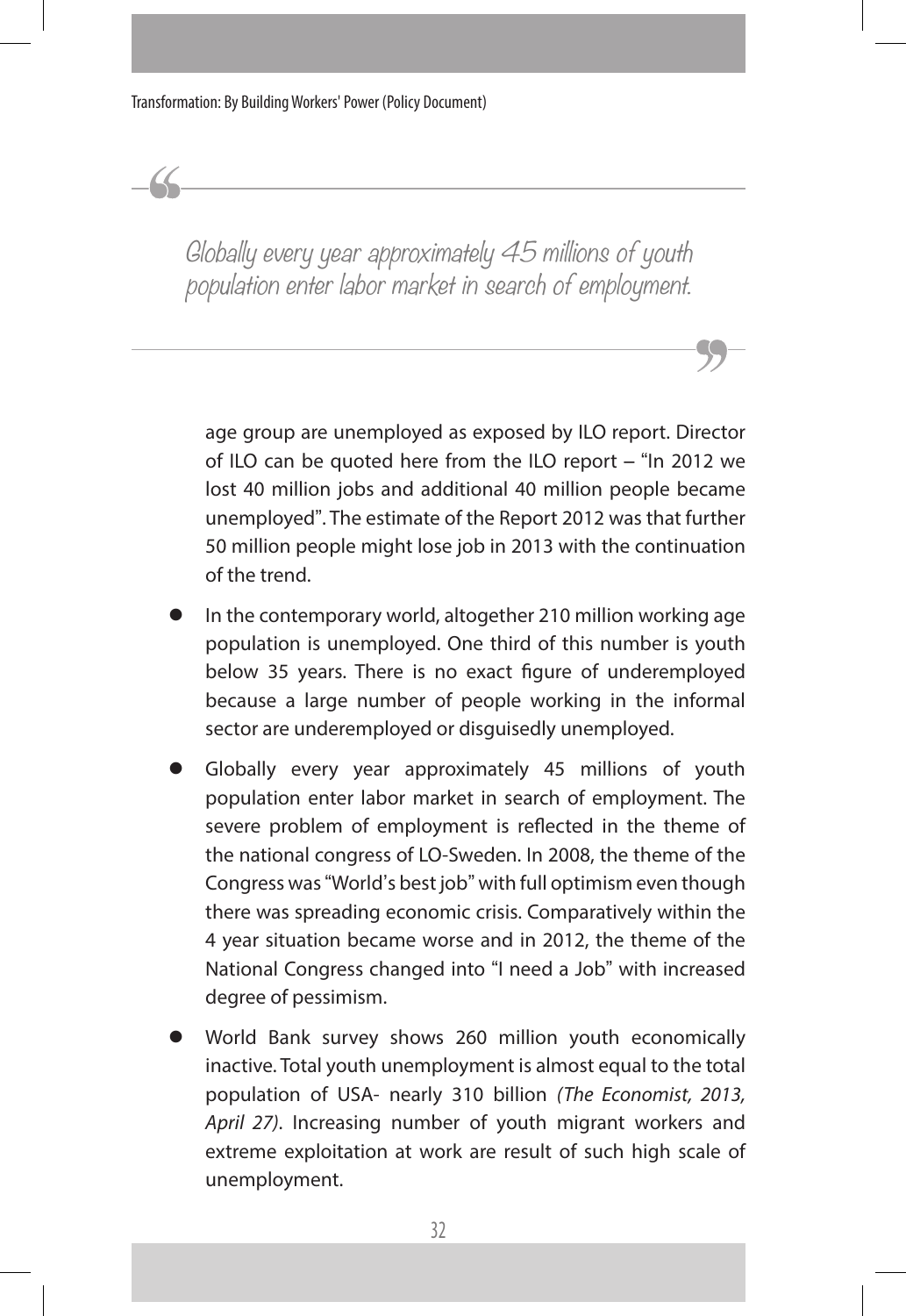> Globally every year approximately 45 millions of youth population enter labor market in search of employment.

age group are unemployed as exposed by ILO report. Director of ILO can be quoted here from the ILO report – "In 2012 we lost 40 million jobs and additional 40 million people became unemployed". The estimate of the Report 2012 was that further 50 million people might lose job in 2013 with the continuation of the trend.

- In the contemporary world, altogether 210 million working age population is unemployed. One third of this number is youth below 35 years. There is no exact figure of underemployed because a large number of people working in the informal sector are underemployed or disguisedly unemployed.
- Globally every year approximately 45 millions of youth population enter labor market in search of employment. The severe problem of employment is reflected in the theme of the national congress of LO-Sweden. In 2008, the theme of the Congress was "World's best job" with full optimism even though there was spreading economic crisis. Comparatively within the 4 year situation became worse and in 2012, the theme of the National Congress changed into "I need a Job" with increased degree of pessimism.
- World Bank survey shows 260 million youth economically inactive. Total youth unemployment is almost equal to the total population of USA- nearly 310 billion *(The Economist, 2013, April 27)*. Increasing number of youth migrant workers and extreme exploitation at work are result of such high scale of unemployment.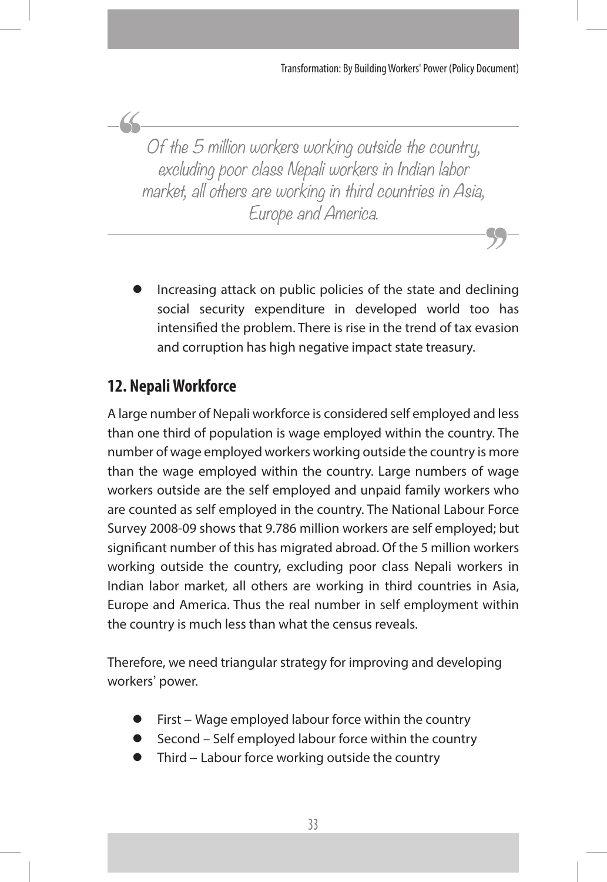> *Of the 5 million workers working outside the country, excluding poor class Nepali workers in Indian labor market, all others are working in third countries in Asia, Europe and America.*

- Increasing attack on public policies of the state and declining social security expenditure in developed world too has intensified the problem. There is rise in the trend of tax evasion and corruption has high negative impact state treasury.

## 12. Nepali Workforce

A large number of Nepali workforce is considered self employed and less than one third of population is wage employed within the country. The number of wage employed workers working outside the country is more than the wage employed within the country. Large numbers of wage workers outside are the self employed and unpaid family workers who are counted as self employed in the country. The National Labour Force Survey 2008-09 shows that 9.786 million workers are self employed; but significant number of this has migrated abroad. Of the 5 million workers working outside the country, excluding poor class Nepali workers in Indian labor market, all others are working in third countries in Asia, Europe and America. Thus the real number in self employment within the country is much less than what the census reveals.

Therefore, we need triangular strategy for improving and developing workers' power.

- First – Wage employed labour force within the country
- Second – Self employed labour force within the country
- Third – Labour force working outside the country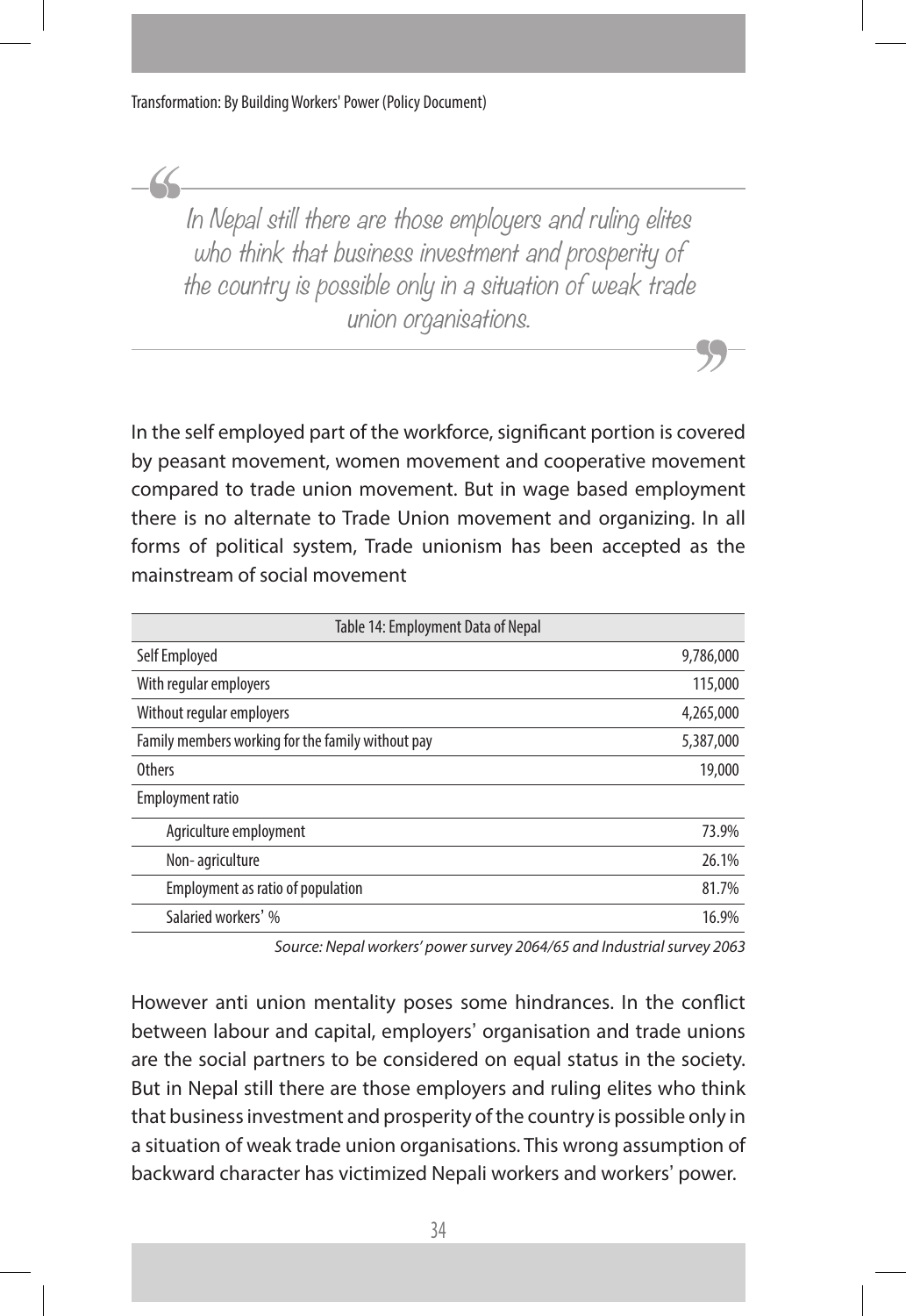> In Nepal still there are those employers and ruling elites who think that business investment and prosperity of the country is possible only in a situation of weak trade union organisations.

In the self employed part of the workforce, significant portion is covered by peasant movement, women movement and cooperative movement compared to trade union movement. But in wage based employment there is no alternate to Trade Union movement and organizing. In all forms of political system, Trade unionism has been accepted as the mainstream of social movement

| Table 14: Employment Data of Nepal | |
|---|---|
| Self Employed | 9,786,000 |
| With regular employers | 115,000 |
| Without regular employers | 4,265,000 |
| Family members working for the family without pay | 5,387,000 |
| Others | 19,000 |
| Employment ratio | |
| Agriculture employment | 73.9% |
| Non- agriculture | 26.1% |
| Employment as ratio of population | 81.7% |
| Salaried workers' % | 16.9% |

*Source: Nepal workers' power survey 2064/65 and Industrial survey 2063*

However anti union mentality poses some hindrances. In the conflict between labour and capital, employers' organisation and trade unions are the social partners to be considered on equal status in the society. But in Nepal still there are those employers and ruling elites who think that business investment and prosperity of the country is possible only in a situation of weak trade union organisations. This wrong assumption of backward character has victimized Nepali workers and workers' power.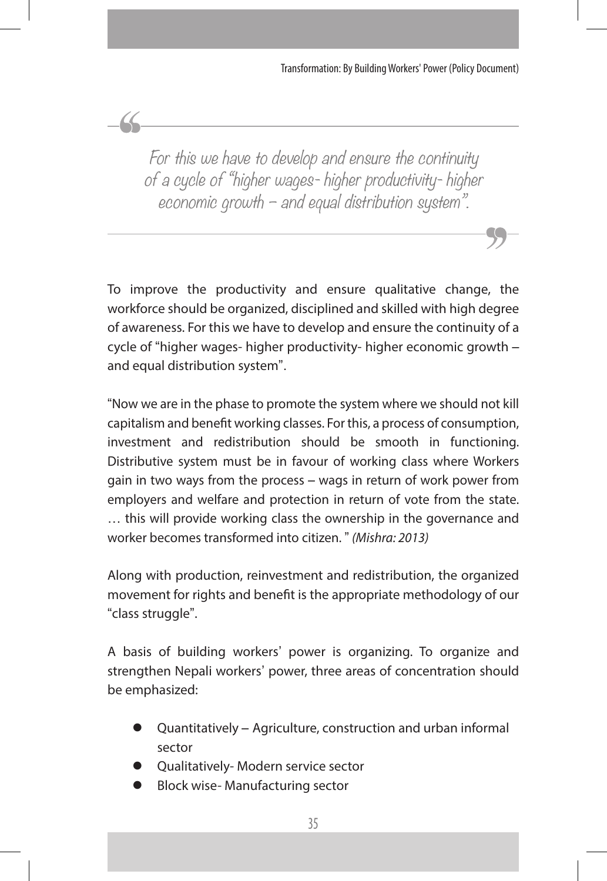> *For this we have to develop and ensure the continuity of a cycle of "higher wages- higher productivity- higher economic growth – and equal distribution system".*

To improve the productivity and ensure qualitative change, the workforce should be organized, disciplined and skilled with high degree of awareness. For this we have to develop and ensure the continuity of a cycle of "higher wages- higher productivity- higher economic growth – and equal distribution system".

"Now we are in the phase to promote the system where we should not kill capitalism and benefit working classes. For this, a process of consumption, investment and redistribution should be smooth in functioning. Distributive system must be in favour of working class where Workers gain in two ways from the process – wags in return of work power from employers and welfare and protection in return of vote from the state. … this will provide working class the ownership in the governance and worker becomes transformed into citizen. " *(Mishra: 2013)*

Along with production, reinvestment and redistribution, the organized movement for rights and benefit is the appropriate methodology of our "class struggle".

A basis of building workers' power is organizing. To organize and strengthen Nepali workers' power, three areas of concentration should be emphasized:

- Quantitatively – Agriculture, construction and urban informal sector
- Qualitatively- Modern service sector
- Block wise- Manufacturing sector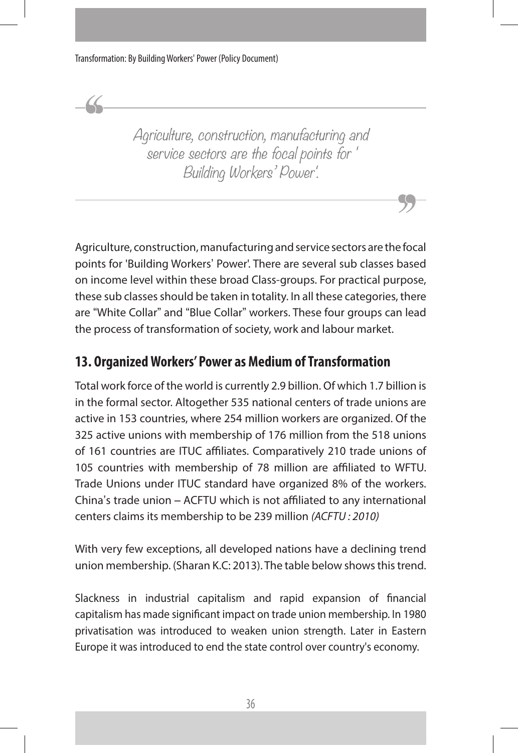> *Agriculture, construction, manufacturing and service sectors are the focal points for ' Building Workers' Power'.*

Agriculture, construction, manufacturing and service sectors are the focal points for 'Building Workers' Power'. There are several sub classes based on income level within these broad Class-groups. For practical purpose, these sub classes should be taken in totality. In all these categories, there are "White Collar" and "Blue Collar" workers. These four groups can lead the process of transformation of society, work and labour market.

## 13. Organized Workers' Power as Medium of Transformation

Total work force of the world is currently 2.9 billion. Of which 1.7 billion is in the formal sector. Altogether 535 national centers of trade unions are active in 153 countries, where 254 million workers are organized. Of the 325 active unions with membership of 176 million from the 518 unions of 161 countries are ITUC affiliates. Comparatively 210 trade unions of 105 countries with membership of 78 million are affiliated to WFTU. Trade Unions under ITUC standard have organized 8% of the workers. China's trade union – ACFTU which is not affiliated to any international centers claims its membership to be 239 million *(ACFTU : 2010)*

With very few exceptions, all developed nations have a declining trend union membership. (Sharan K.C: 2013). The table below shows this trend.

Slackness in industrial capitalism and rapid expansion of financial capitalism has made significant impact on trade union membership. In 1980 privatisation was introduced to weaken union strength. Later in Eastern Europe it was introduced to end the state control over country's economy.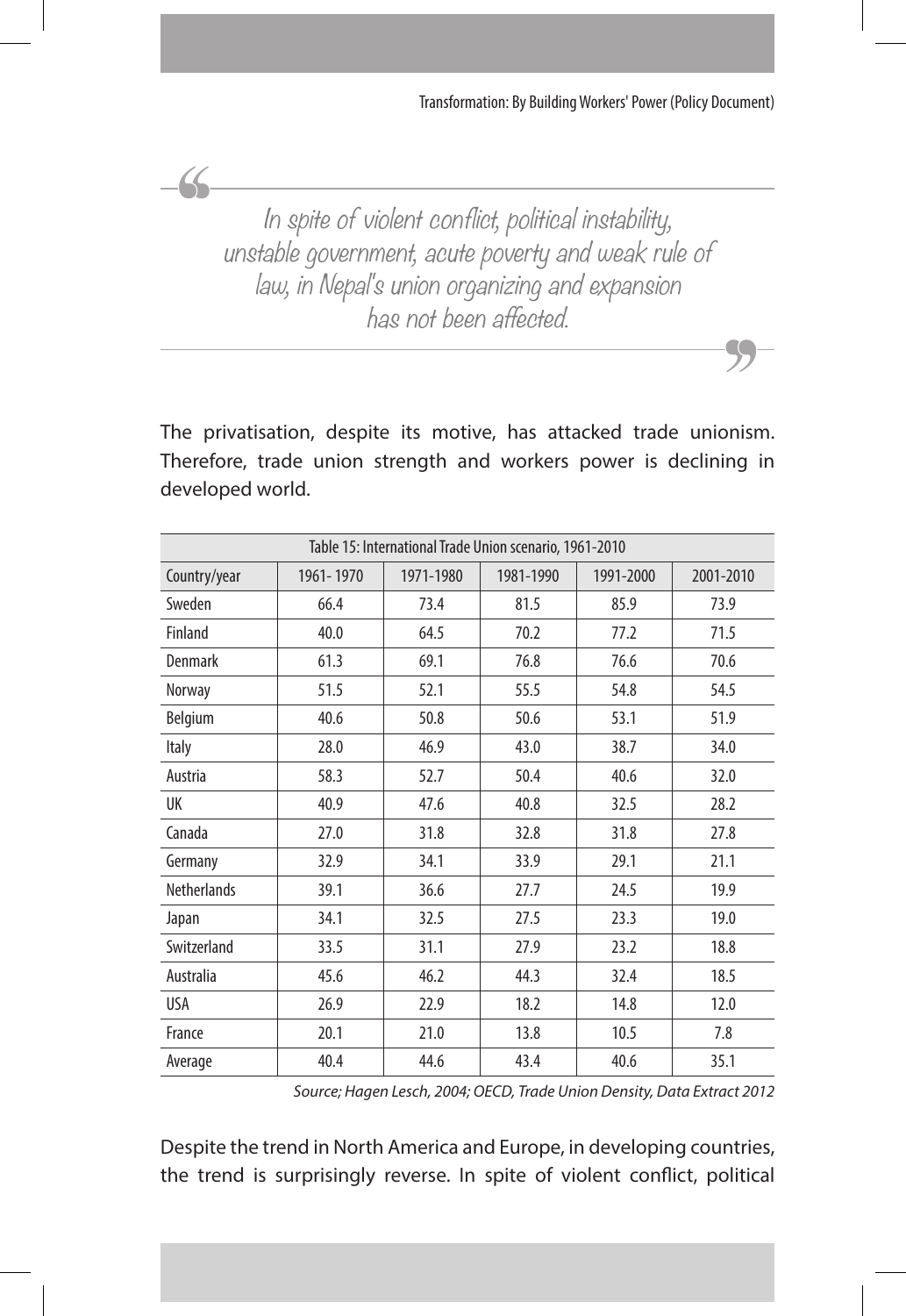> In spite of violent conflict, political instability, unstable government, acute poverty and weak rule of law, in Nepal's union organizing and expansion has not been affected.

The privatisation, despite its motive, has attacked trade unionism. Therefore, trade union strength and workers power is declining in developed world.

Table 15: International Trade Union scenario, 1961-2010

| Country/year | 1961- 1970 | 1971-1980 | 1981-1990 | 1991-2000 | 2001-2010 |
|---|---|---|---|---|---|
| Sweden | 66.4 | 73.4 | 81.5 | 85.9 | 73.9 |
| Finland | 40.0 | 64.5 | 70.2 | 77.2 | 71.5 |
| Denmark | 61.3 | 69.1 | 76.8 | 76.6 | 70.6 |
| Norway | 51.5 | 52.1 | 55.5 | 54.8 | 54.5 |
| Belgium | 40.6 | 50.8 | 50.6 | 53.1 | 51.9 |
| Italy | 28.0 | 46.9 | 43.0 | 38.7 | 34.0 |
| Austria | 58.3 | 52.7 | 50.4 | 40.6 | 32.0 |
| UK | 40.9 | 47.6 | 40.8 | 32.5 | 28.2 |
| Canada | 27.0 | 31.8 | 32.8 | 31.8 | 27.8 |
| Germany | 32.9 | 34.1 | 33.9 | 29.1 | 21.1 |
| Netherlands | 39.1 | 36.6 | 27.7 | 24.5 | 19.9 |
| Japan | 34.1 | 32.5 | 27.5 | 23.3 | 19.0 |
| Switzerland | 33.5 | 31.1 | 27.9 | 23.2 | 18.8 |
| Australia | 45.6 | 46.2 | 44.3 | 32.4 | 18.5 |
| USA | 26.9 | 22.9 | 18.2 | 14.8 | 12.0 |
| France | 20.1 | 21.0 | 13.8 | 10.5 | 7.8 |
| Average | 40.4 | 44.6 | 43.4 | 40.6 | 35.1 |

*Source; Hagen Lesch, 2004; OECD, Trade Union Density, Data Extract 2012*

Despite the trend in North America and Europe, in developing countries, the trend is surprisingly reverse. In spite of violent conflict, political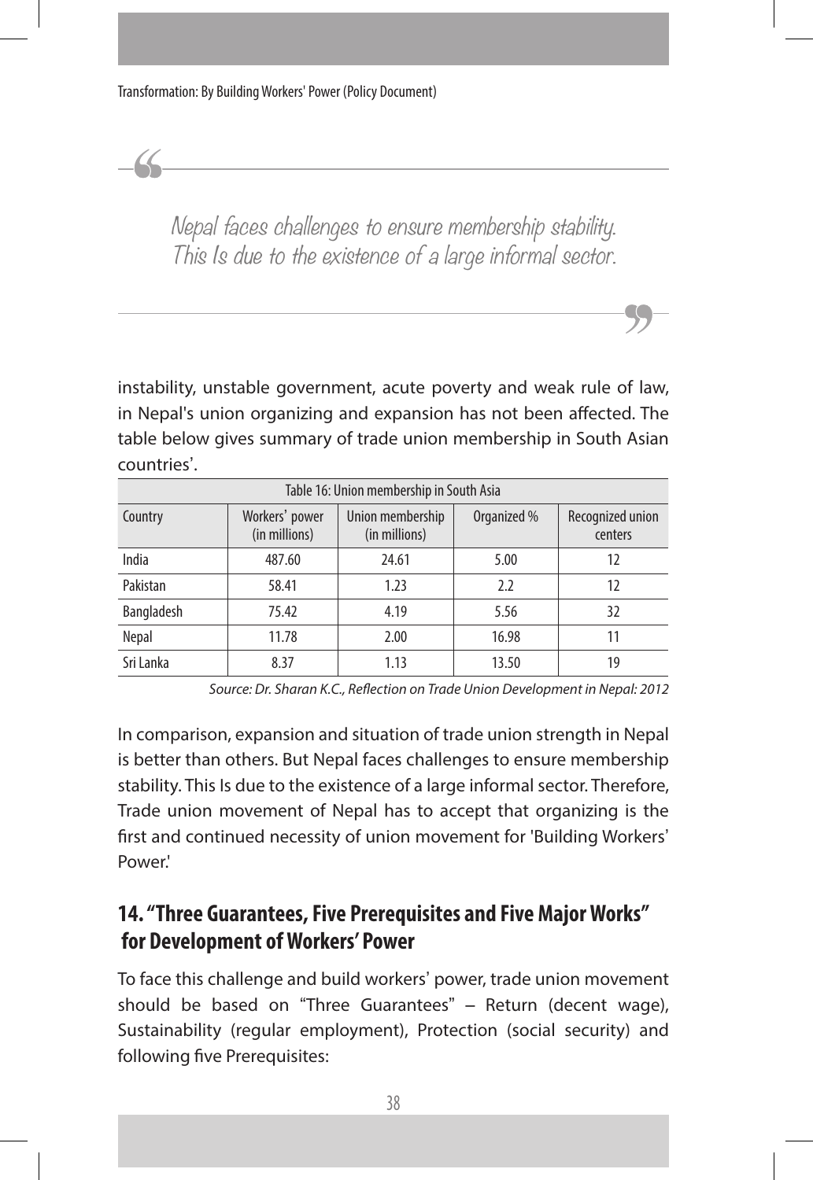> Nepal faces challenges to ensure membership stability. This Is due to the existence of a large informal sector.

instability, unstable government, acute poverty and weak rule of law, in Nepal's union organizing and expansion has not been affected. The table below gives summary of trade union membership in South Asian countries'.

Table 16: Union membership in South Asia

| Country | Workers' power (in millions) | Union membership (in millions) | Organized % | Recognized union centers |
|---|---|---|---|---|
| India | 487.60 | 24.61 | 5.00 | 12 |
| Pakistan | 58.41 | 1.23 | 2.2 | 12 |
| Bangladesh | 75.42 | 4.19 | 5.56 | 32 |
| Nepal | 11.78 | 2.00 | 16.98 | 11 |
| Sri Lanka | 8.37 | 1.13 | 13.50 | 19 |

*Source: Dr. Sharan K.C., Reflection on Trade Union Development in Nepal: 2012*

In comparison, expansion and situation of trade union strength in Nepal is better than others. But Nepal faces challenges to ensure membership stability. This Is due to the existence of a large informal sector. Therefore, Trade union movement of Nepal has to accept that organizing is the first and continued necessity of union movement for 'Building Workers' Power.'

## 14. "Three Guarantees, Five Prerequisites and Five Major Works" for Development of Workers' Power

To face this challenge and build workers' power, trade union movement should be based on "Three Guarantees" – Return (decent wage), Sustainability (regular employment), Protection (social security) and following five Prerequisites: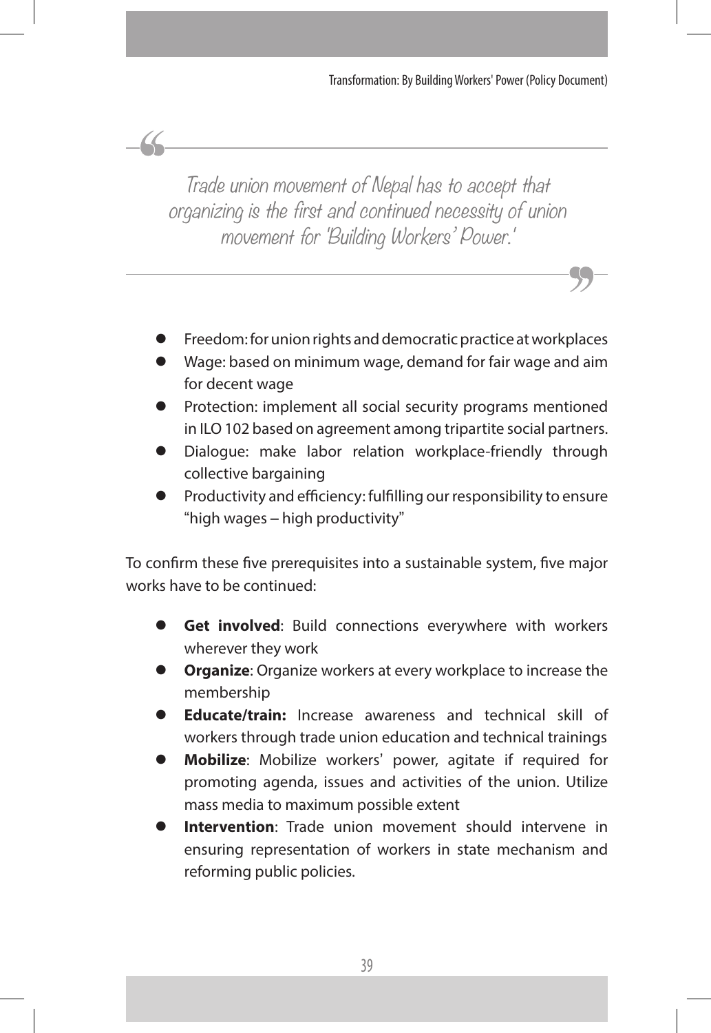> *Trade union movement of Nepal has to accept that organizing is the first and continued necessity of union movement for 'Building Workers' Power.'*

- Freedom: for union rights and democratic practice at workplaces
- Wage: based on minimum wage, demand for fair wage and aim for decent wage
- Protection: implement all social security programs mentioned in ILO 102 based on agreement among tripartite social partners.
- Dialogue: make labor relation workplace-friendly through collective bargaining
- Productivity and efficiency: fulfilling our responsibility to ensure "high wages – high productivity"

To confirm these five prerequisites into a sustainable system, five major works have to be continued:

- **Get involved**: Build connections everywhere with workers wherever they work
- **Organize**: Organize workers at every workplace to increase the membership
- **Educate/train:** Increase awareness and technical skill of workers through trade union education and technical trainings
- **Mobilize**: Mobilize workers' power, agitate if required for promoting agenda, issues and activities of the union. Utilize mass media to maximum possible extent
- **Intervention**: Trade union movement should intervene in ensuring representation of workers in state mechanism and reforming public policies.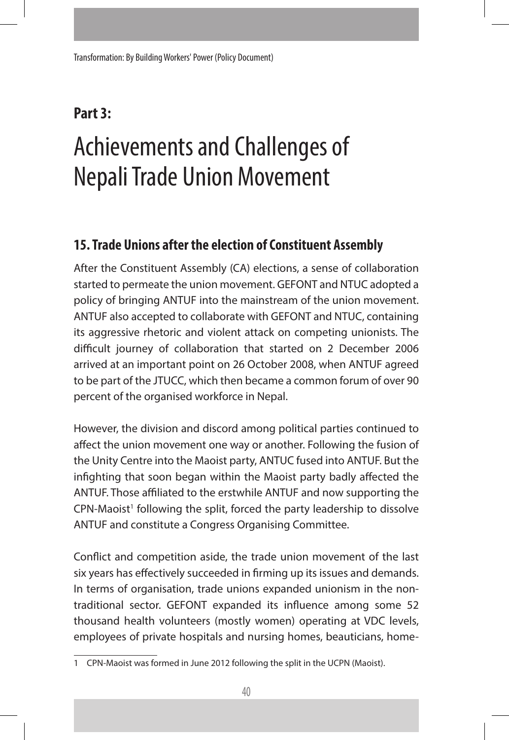## Part 3:

# Achievements and Challenges of Nepali Trade Union Movement

### 15. Trade Unions after the election of Constituent Assembly

After the Constituent Assembly (CA) elections, a sense of collaboration started to permeate the union movement. GEFONT and NTUC adopted a policy of bringing ANTUF into the mainstream of the union movement. ANTUF also accepted to collaborate with GEFONT and NTUC, containing its aggressive rhetoric and violent attack on competing unionists. The difficult journey of collaboration that started on 2 December 2006 arrived at an important point on 26 October 2008, when ANTUF agreed to be part of the JTUCC, which then became a common forum of over 90 percent of the organised workforce in Nepal.

However, the division and discord among political parties continued to affect the union movement one way or another. Following the fusion of the Unity Centre into the Maoist party, ANTUC fused into ANTUF. But the infighting that soon began within the Maoist party badly affected the ANTUF. Those affiliated to the erstwhile ANTUF and now supporting the CPN-Maoist[1] following the split, forced the party leadership to dissolve ANTUF and constitute a Congress Organising Committee.

Conflict and competition aside, the trade union movement of the last six years has effectively succeeded in firming up its issues and demands. In terms of organisation, trade unions expanded unionism in the non-traditional sector. GEFONT expanded its influence among some 52 thousand health volunteers (mostly women) operating at VDC levels, employees of private hospitals and nursing homes, beauticians, home-

---

1 CPN-Maoist was formed in June 2012 following the split in the UCPN (Maoist).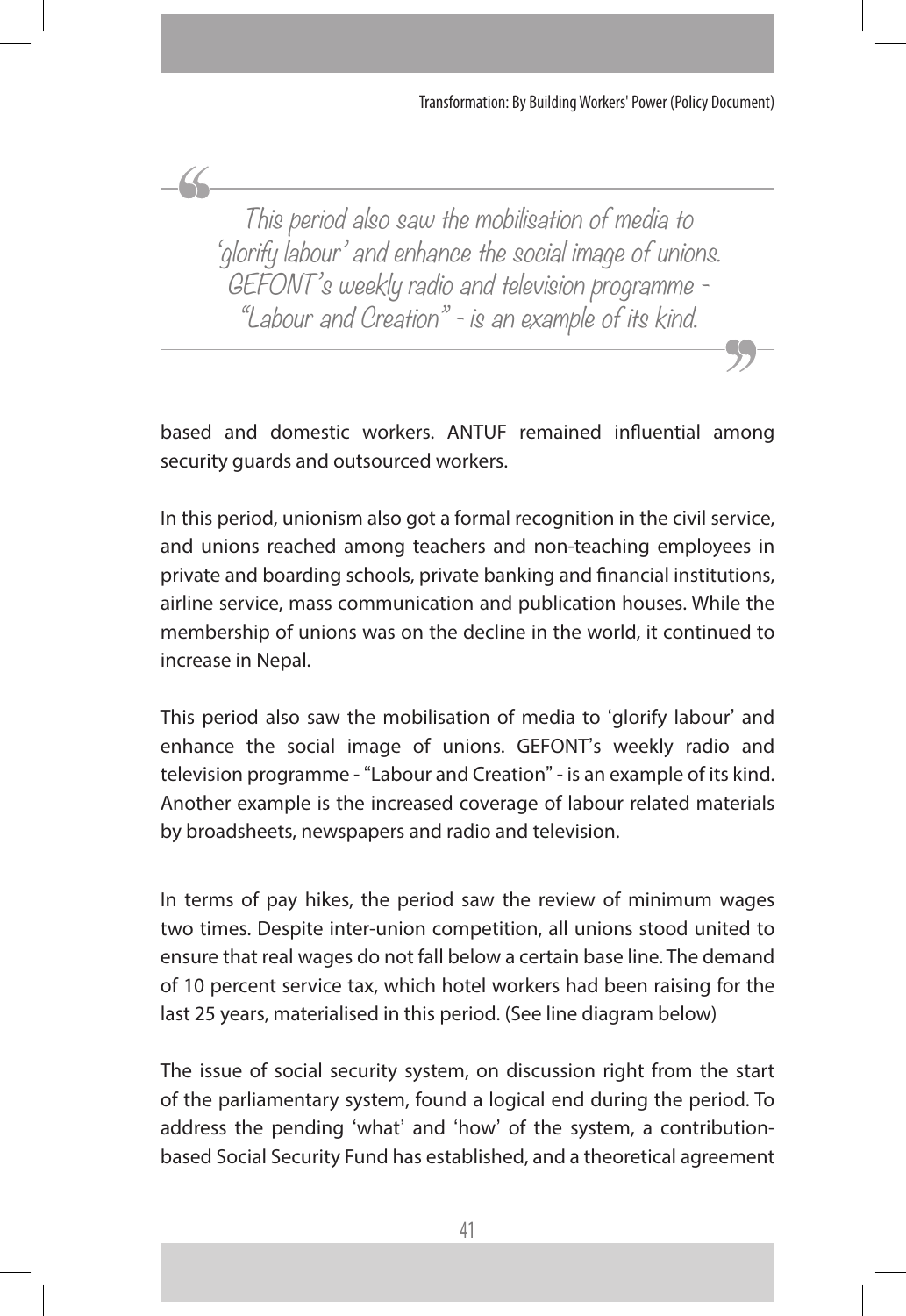> *This period also saw the mobilisation of media to 'glorify labour' and enhance the social image of unions. GEFONT's weekly radio and television programme - "Labour and Creation" - is an example of its kind.*

based and domestic workers. ANTUF remained influential among security guards and outsourced workers.

In this period, unionism also got a formal recognition in the civil service, and unions reached among teachers and non-teaching employees in private and boarding schools, private banking and financial institutions, airline service, mass communication and publication houses. While the membership of unions was on the decline in the world, it continued to increase in Nepal.

This period also saw the mobilisation of media to 'glorify labour' and enhance the social image of unions. GEFONT's weekly radio and television programme - "Labour and Creation" - is an example of its kind. Another example is the increased coverage of labour related materials by broadsheets, newspapers and radio and television.

In terms of pay hikes, the period saw the review of minimum wages two times. Despite inter-union competition, all unions stood united to ensure that real wages do not fall below a certain base line. The demand of 10 percent service tax, which hotel workers had been raising for the last 25 years, materialised in this period. (See line diagram below)

The issue of social security system, on discussion right from the start of the parliamentary system, found a logical end during the period. To address the pending 'what' and 'how' of the system, a contribution-based Social Security Fund has established, and a theoretical agreement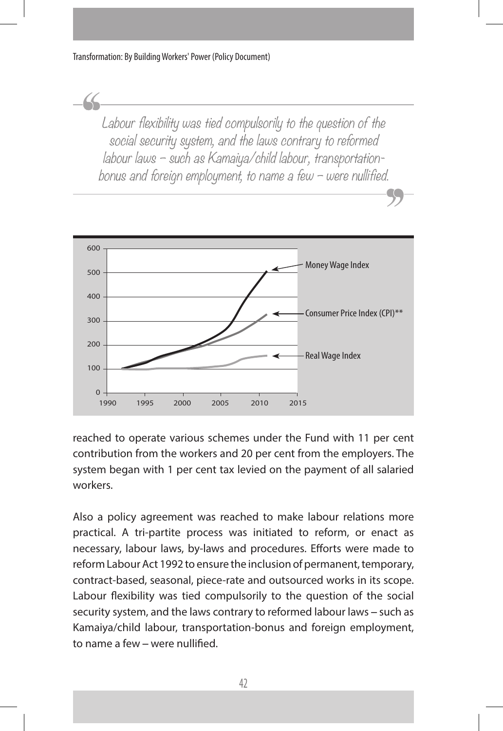> *Labour flexibility was tied compulsorily to the question of the social security system, and the laws contrary to reformed labour laws – such as Kamaiya/child labour, transportation-bonus and foreign employment, to name a few – were nullified.*

reached to operate various schemes under the Fund with 11 per cent contribution from the workers and 20 per cent from the employers. The system began with 1 per cent tax levied on the payment of all salaried workers.

Also a policy agreement was reached to make labour relations more practical. A tri-partite process was initiated to reform, or enact as necessary, labour laws, by-laws and procedures. Efforts were made to reform Labour Act 1992 to ensure the inclusion of permanent, temporary, contract-based, seasonal, piece-rate and outsourced works in its scope. Labour flexibility was tied compulsorily to the question of the social security system, and the laws contrary to reformed labour laws – such as Kamaiya/child labour, transportation-bonus and foreign employment, to name a few – were nullified.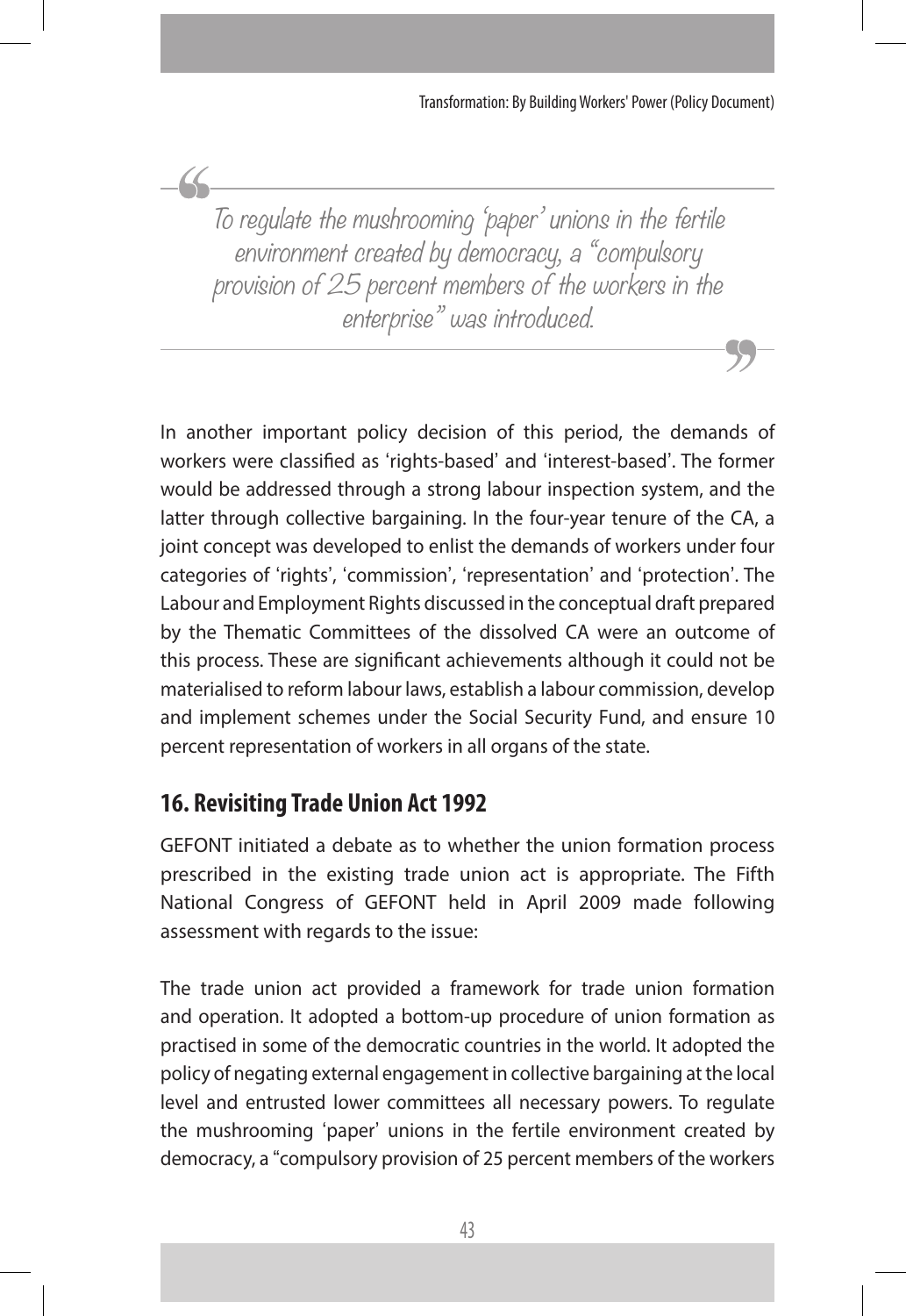> To regulate the mushrooming 'paper' unions in the fertile environment created by democracy, a "compulsory provision of 25 percent members of the workers in the enterprise" was introduced.

In another important policy decision of this period, the demands of workers were classified as 'rights-based' and 'interest-based'. The former would be addressed through a strong labour inspection system, and the latter through collective bargaining. In the four-year tenure of the CA, a joint concept was developed to enlist the demands of workers under four categories of 'rights', 'commission', 'representation' and 'protection'. The Labour and Employment Rights discussed in the conceptual draft prepared by the Thematic Committees of the dissolved CA were an outcome of this process. These are significant achievements although it could not be materialised to reform labour laws, establish a labour commission, develop and implement schemes under the Social Security Fund, and ensure 10 percent representation of workers in all organs of the state.

## 16. Revisiting Trade Union Act 1992

GEFONT initiated a debate as to whether the union formation process prescribed in the existing trade union act is appropriate. The Fifth National Congress of GEFONT held in April 2009 made following assessment with regards to the issue:

The trade union act provided a framework for trade union formation and operation. It adopted a bottom-up procedure of union formation as practised in some of the democratic countries in the world. It adopted the policy of negating external engagement in collective bargaining at the local level and entrusted lower committees all necessary powers. To regulate the mushrooming 'paper' unions in the fertile environment created by democracy, a "compulsory provision of 25 percent members of the workers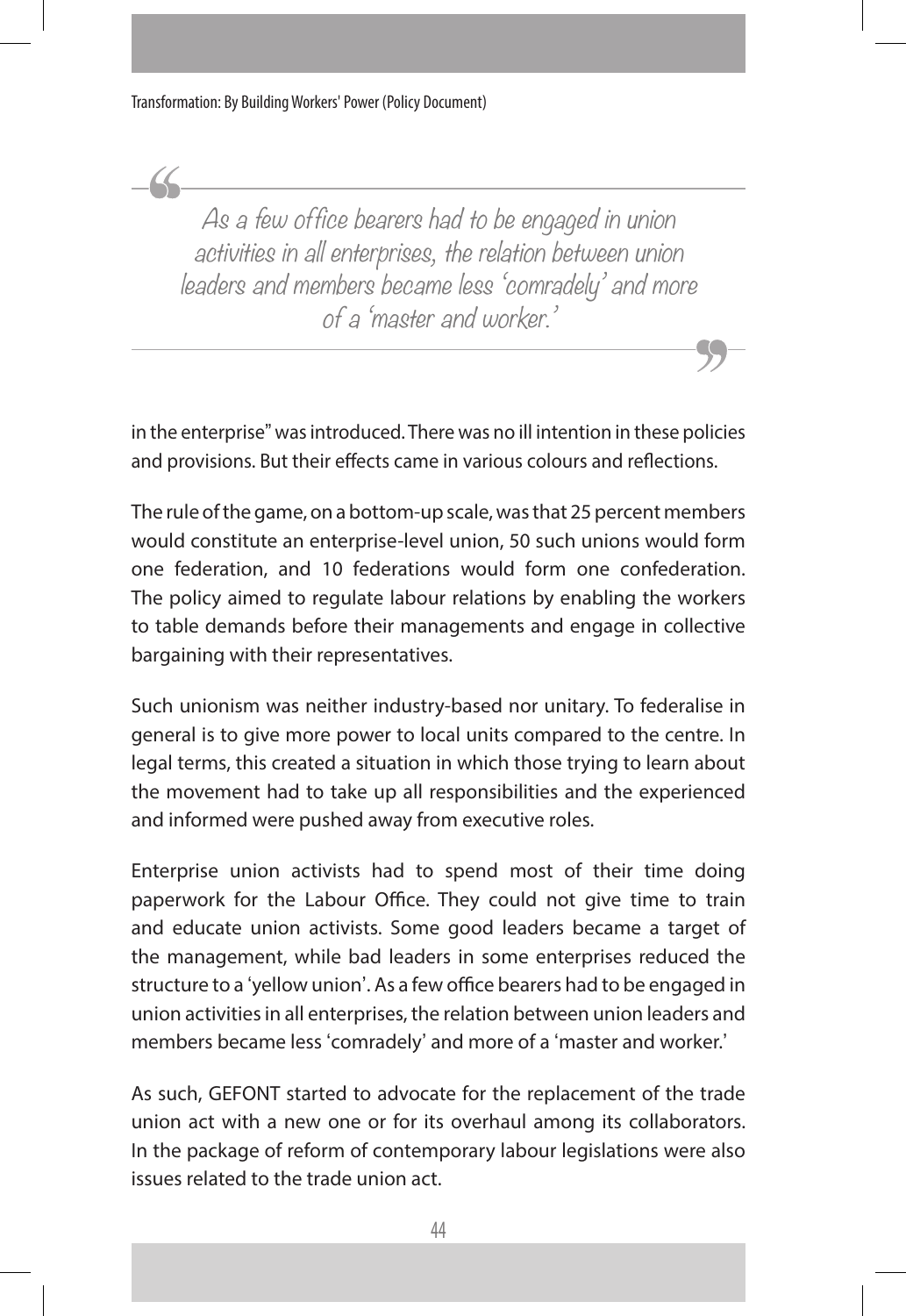> *As a few office bearers had to be engaged in union activities in all enterprises, the relation between union leaders and members became less 'comradely' and more of a 'master and worker.'*

in the enterprise" was introduced. There was no ill intention in these policies and provisions. But their effects came in various colours and reflections.

The rule of the game, on a bottom-up scale, was that 25 percent members would constitute an enterprise-level union, 50 such unions would form one federation, and 10 federations would form one confederation. The policy aimed to regulate labour relations by enabling the workers to table demands before their managements and engage in collective bargaining with their representatives.

Such unionism was neither industry-based nor unitary. To federalise in general is to give more power to local units compared to the centre. In legal terms, this created a situation in which those trying to learn about the movement had to take up all responsibilities and the experienced and informed were pushed away from executive roles.

Enterprise union activists had to spend most of their time doing paperwork for the Labour Office. They could not give time to train and educate union activists. Some good leaders became a target of the management, while bad leaders in some enterprises reduced the structure to a 'yellow union'. As a few office bearers had to be engaged in union activities in all enterprises, the relation between union leaders and members became less 'comradely' and more of a 'master and worker.'

As such, GEFONT started to advocate for the replacement of the trade union act with a new one or for its overhaul among its collaborators. In the package of reform of contemporary labour legislations were also issues related to the trade union act.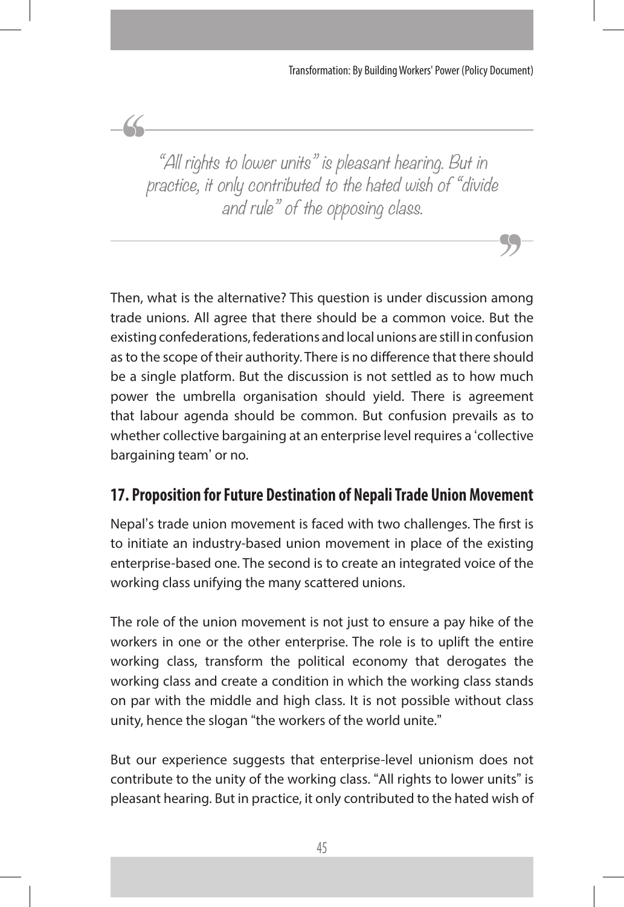> "All rights to lower units" is pleasant hearing. But in practice, it only contributed to the hated wish of "divide and rule" of the opposing class.

Then, what is the alternative? This question is under discussion among trade unions. All agree that there should be a common voice. But the existing confederations, federations and local unions are still in confusion as to the scope of their authority. There is no difference that there should be a single platform. But the discussion is not settled as to how much power the umbrella organisation should yield. There is agreement that labour agenda should be common. But confusion prevails as to whether collective bargaining at an enterprise level requires a 'collective bargaining team' or no.

## 17. Proposition for Future Destination of Nepali Trade Union Movement

Nepal's trade union movement is faced with two challenges. The first is to initiate an industry-based union movement in place of the existing enterprise-based one. The second is to create an integrated voice of the working class unifying the many scattered unions.

The role of the union movement is not just to ensure a pay hike of the workers in one or the other enterprise. The role is to uplift the entire working class, transform the political economy that derogates the working class and create a condition in which the working class stands on par with the middle and high class. It is not possible without class unity, hence the slogan "the workers of the world unite."

But our experience suggests that enterprise-level unionism does not contribute to the unity of the working class. "All rights to lower units" is pleasant hearing. But in practice, it only contributed to the hated wish of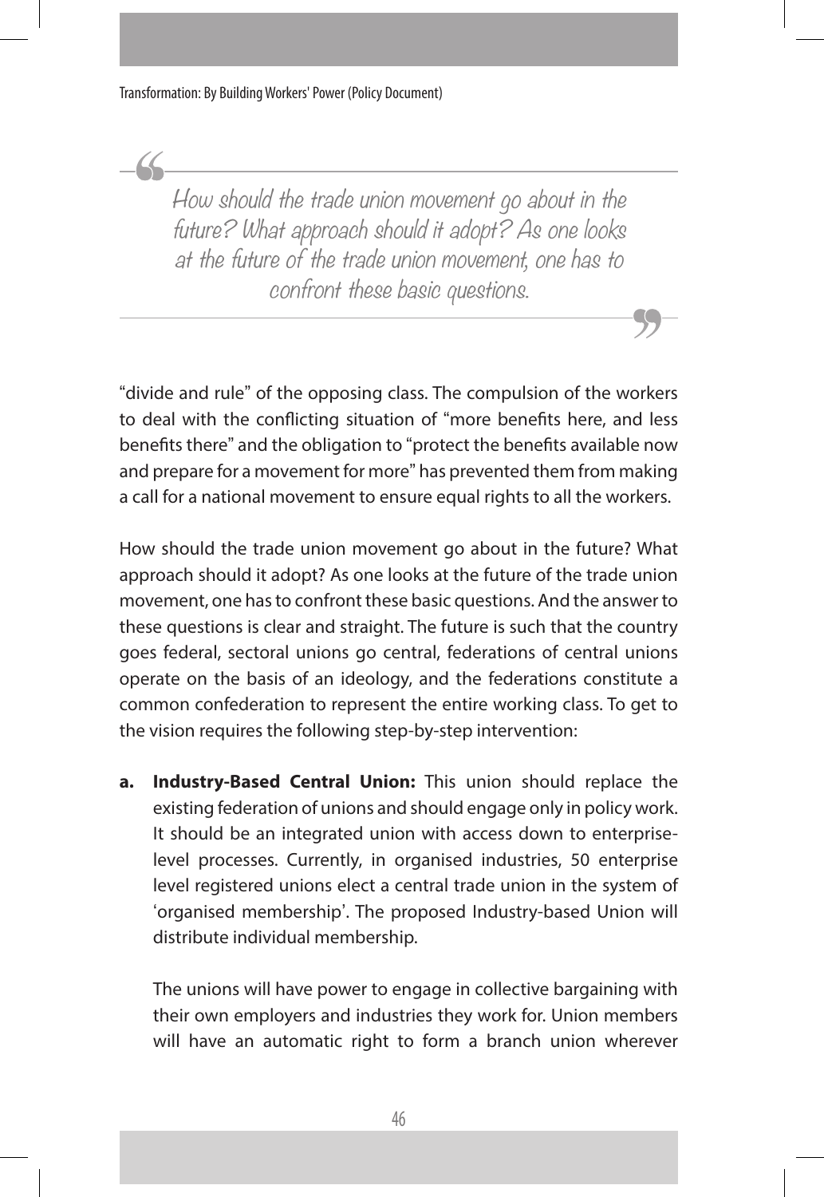> *How should the trade union movement go about in the future? What approach should it adopt? As one looks at the future of the trade union movement, one has to confront these basic questions.*

"divide and rule" of the opposing class. The compulsion of the workers to deal with the conflicting situation of "more benefits here, and less benefits there" and the obligation to "protect the benefits available now and prepare for a movement for more" has prevented them from making a call for a national movement to ensure equal rights to all the workers.

How should the trade union movement go about in the future? What approach should it adopt? As one looks at the future of the trade union movement, one has to confront these basic questions. And the answer to these questions is clear and straight. The future is such that the country goes federal, sectoral unions go central, federations of central unions operate on the basis of an ideology, and the federations constitute a common confederation to represent the entire working class. To get to the vision requires the following step-by-step intervention:

a. **Industry-Based Central Union:** This union should replace the existing federation of unions and should engage only in policy work. It should be an integrated union with access down to enterprise-level processes. Currently, in organised industries, 50 enterprise level registered unions elect a central trade union in the system of 'organised membership'. The proposed Industry-based Union will distribute individual membership.

   The unions will have power to engage in collective bargaining with their own employers and industries they work for. Union members will have an automatic right to form a branch union wherever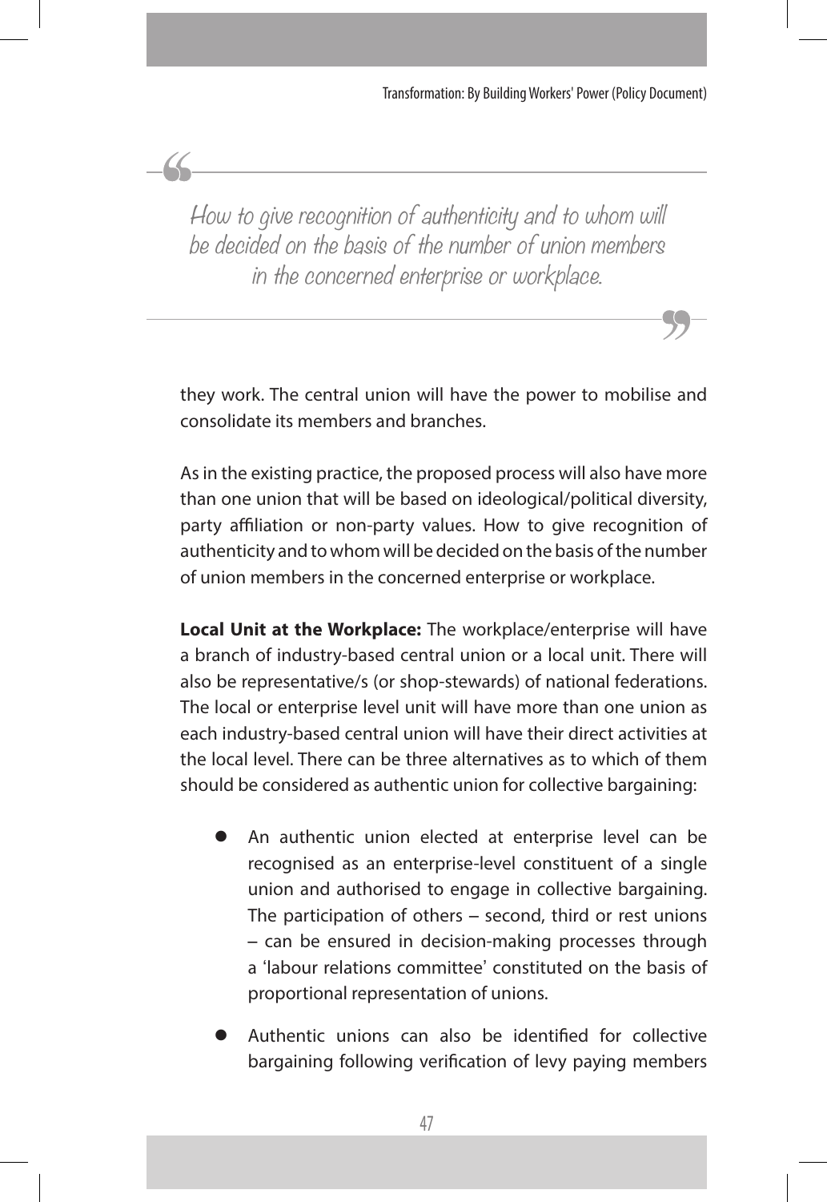> *How to give recognition of authenticity and to whom will be decided on the basis of the number of union members in the concerned enterprise or workplace.*

they work. The central union will have the power to mobilise and consolidate its members and branches.

As in the existing practice, the proposed process will also have more than one union that will be based on ideological/political diversity, party affiliation or non-party values. How to give recognition of authenticity and to whom will be decided on the basis of the number of union members in the concerned enterprise or workplace.

**Local Unit at the Workplace:** The workplace/enterprise will have a branch of industry-based central union or a local unit. There will also be representative/s (or shop-stewards) of national federations. The local or enterprise level unit will have more than one union as each industry-based central union will have their direct activities at the local level. There can be three alternatives as to which of them should be considered as authentic union for collective bargaining:

- An authentic union elected at enterprise level can be recognised as an enterprise-level constituent of a single union and authorised to engage in collective bargaining. The participation of others – second, third or rest unions – can be ensured in decision-making processes through a 'labour relations committee' constituted on the basis of proportional representation of unions.
- Authentic unions can also be identified for collective bargaining following verification of levy paying members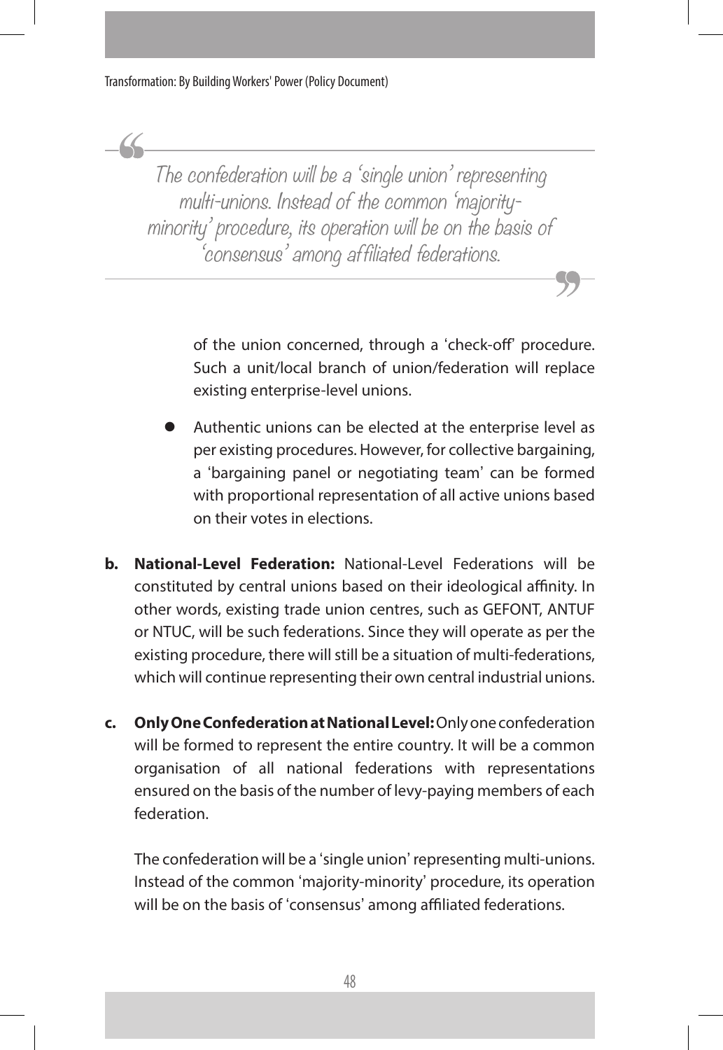> The confederation will be a 'single union' representing multi-unions. Instead of the common 'majority-minority' procedure, its operation will be on the basis of 'consensus' among affiliated federations.

of the union concerned, through a 'check-off' procedure. Such a unit/local branch of union/federation will replace existing enterprise-level unions.

- Authentic unions can be elected at the enterprise level as per existing procedures. However, for collective bargaining, a 'bargaining panel or negotiating team' can be formed with proportional representation of all active unions based on their votes in elections.

**b. National-Level Federation:** National-Level Federations will be constituted by central unions based on their ideological affinity. In other words, existing trade union centres, such as GEFONT, ANTUF or NTUC, will be such federations. Since they will operate as per the existing procedure, there will still be a situation of multi-federations, which will continue representing their own central industrial unions.

**c. Only One Confederation at National Level:** Only one confederation will be formed to represent the entire country. It will be a common organisation of all national federations with representations ensured on the basis of the number of levy-paying members of each federation.

The confederation will be a 'single union' representing multi-unions. Instead of the common 'majority-minority' procedure, its operation will be on the basis of 'consensus' among affiliated federations.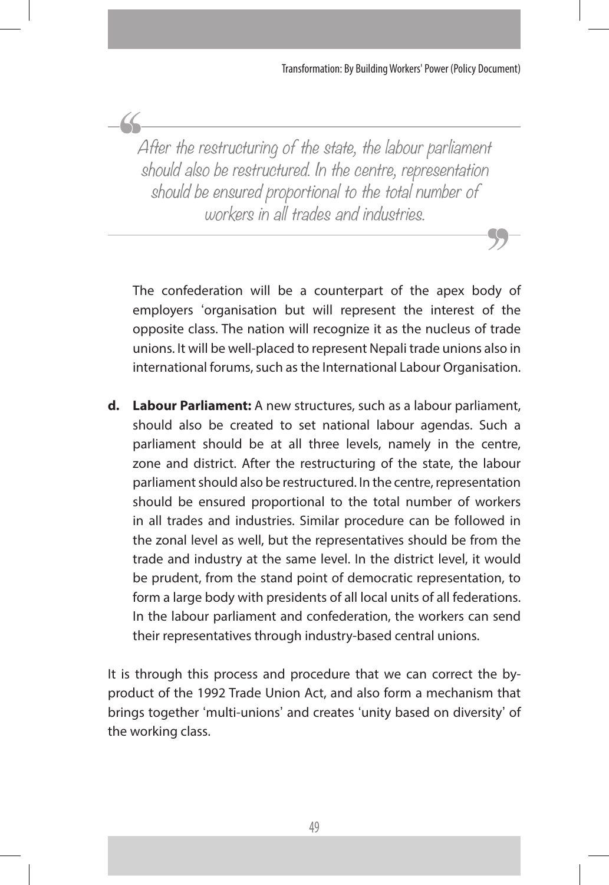> *After the restructuring of the state, the labour parliament should also be restructured. In the centre, representation should be ensured proportional to the total number of workers in all trades and industries.*

The confederation will be a counterpart of the apex body of employers 'organisation but will represent the interest of the opposite class. The nation will recognize it as the nucleus of trade unions. It will be well-placed to represent Nepali trade unions also in international forums, such as the International Labour Organisation.

**d. Labour Parliament:** A new structures, such as a labour parliament, should also be created to set national labour agendas. Such a parliament should be at all three levels, namely in the centre, zone and district. After the restructuring of the state, the labour parliament should also be restructured. In the centre, representation should be ensured proportional to the total number of workers in all trades and industries. Similar procedure can be followed in the zonal level as well, but the representatives should be from the trade and industry at the same level. In the district level, it would be prudent, from the stand point of democratic representation, to form a large body with presidents of all local units of all federations. In the labour parliament and confederation, the workers can send their representatives through industry-based central unions.

It is through this process and procedure that we can correct the by-product of the 1992 Trade Union Act, and also form a mechanism that brings together 'multi-unions' and creates 'unity based on diversity' of the working class.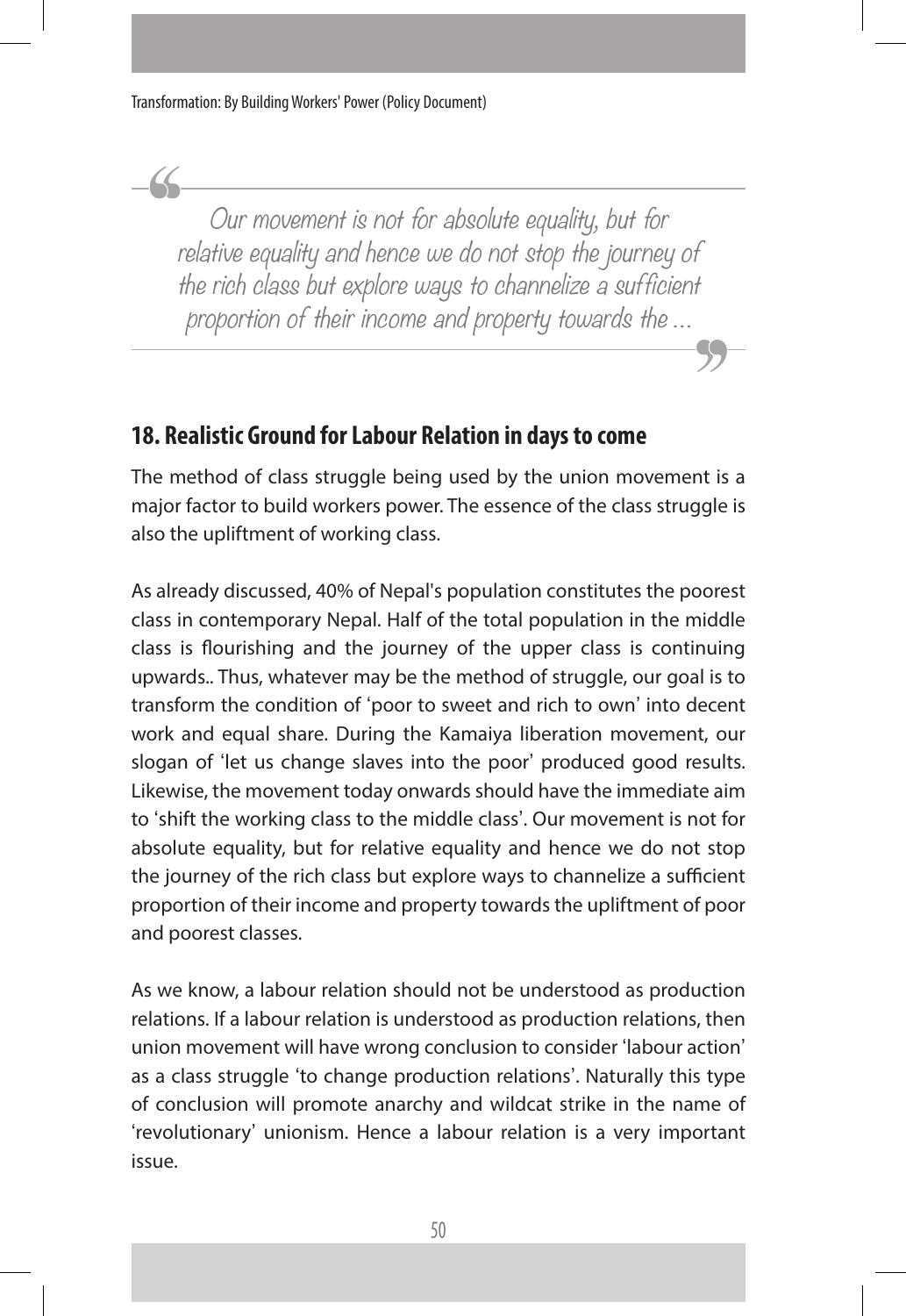> Our movement is not for absolute equality, but for relative equality and hence we do not stop the journey of the rich class but explore ways to channelize a sufficient proportion of their income and property towards the ...

## 18. Realistic Ground for Labour Relation in days to come

The method of class struggle being used by the union movement is a major factor to build workers power. The essence of the class struggle is also the upliftment of working class.

As already discussed, 40% of Nepal's population constitutes the poorest class in contemporary Nepal. Half of the total population in the middle class is flourishing and the journey of the upper class is continuing upwards.. Thus, whatever may be the method of struggle, our goal is to transform the condition of 'poor to sweet and rich to own' into decent work and equal share. During the Kamaiya liberation movement, our slogan of 'let us change slaves into the poor' produced good results. Likewise, the movement today onwards should have the immediate aim to 'shift the working class to the middle class'. Our movement is not for absolute equality, but for relative equality and hence we do not stop the journey of the rich class but explore ways to channelize a sufficient proportion of their income and property towards the upliftment of poor and poorest classes.

As we know, a labour relation should not be understood as production relations. If a labour relation is understood as production relations, then union movement will have wrong conclusion to consider 'labour action' as a class struggle 'to change production relations'. Naturally this type of conclusion will promote anarchy and wildcat strike in the name of 'revolutionary' unionism. Hence a labour relation is a very important issue.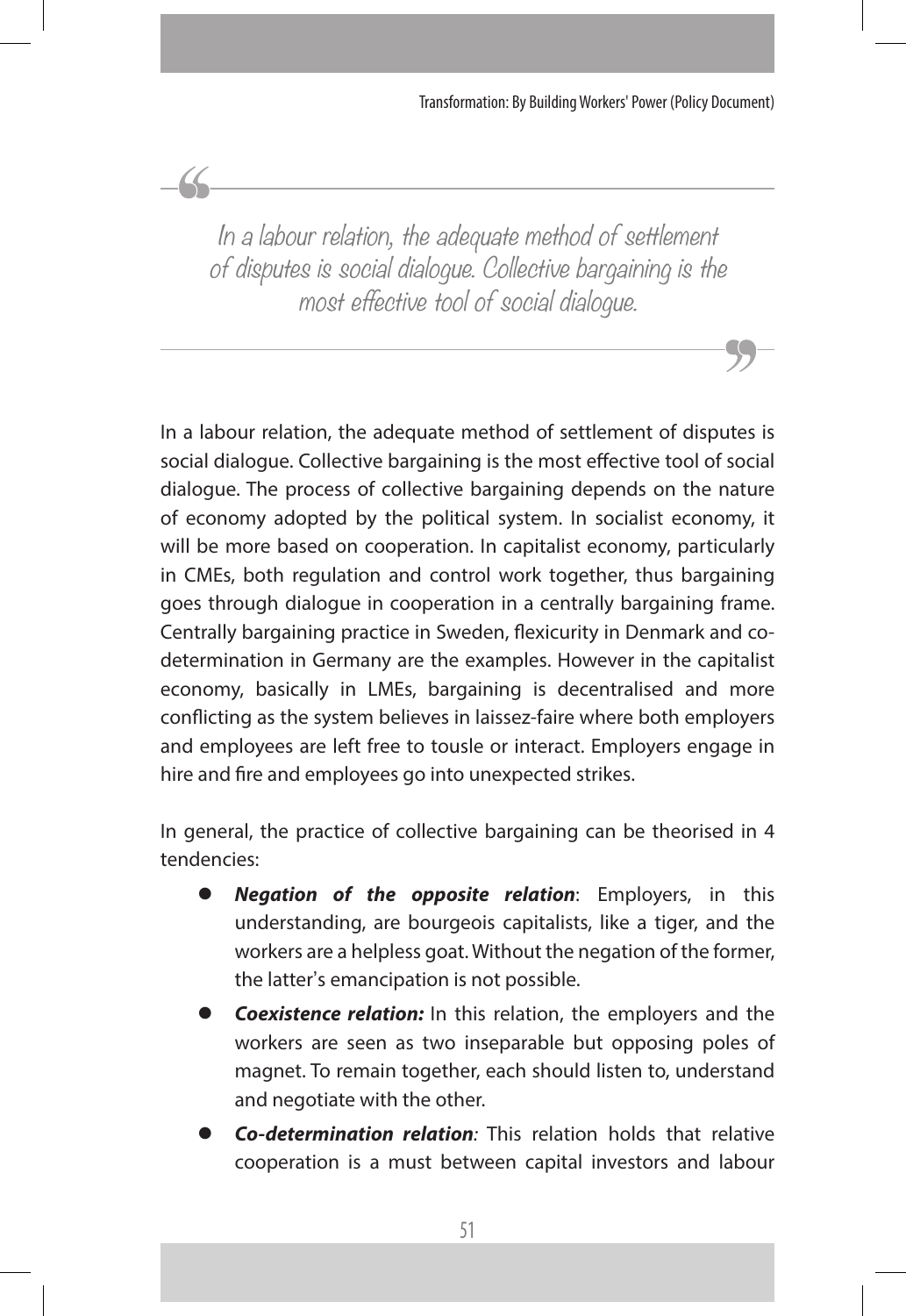> In a labour relation, the adequate method of settlement of disputes is social dialogue. Collective bargaining is the most effective tool of social dialogue.

In a labour relation, the adequate method of settlement of disputes is social dialogue. Collective bargaining is the most effective tool of social dialogue. The process of collective bargaining depends on the nature of economy adopted by the political system. In socialist economy, it will be more based on cooperation. In capitalist economy, particularly in CMEs, both regulation and control work together, thus bargaining goes through dialogue in cooperation in a centrally bargaining frame. Centrally bargaining practice in Sweden, flexicurity in Denmark and co-determination in Germany are the examples. However in the capitalist economy, basically in LMEs, bargaining is decentralised and more conflicting as the system believes in laissez-faire where both employers and employees are left free to tousle or interact. Employers engage in hire and fire and employees go into unexpected strikes.

In general, the practice of collective bargaining can be theorised in 4 tendencies:

- ***Negation of the opposite relation***: Employers, in this understanding, are bourgeois capitalists, like a tiger, and the workers are a helpless goat. Without the negation of the former, the latter's emancipation is not possible.
- ***Coexistence relation:*** In this relation, the employers and the workers are seen as two inseparable but opposing poles of magnet. To remain together, each should listen to, understand and negotiate with the other.
- ***Co-determination relation***: This relation holds that relative cooperation is a must between capital investors and labour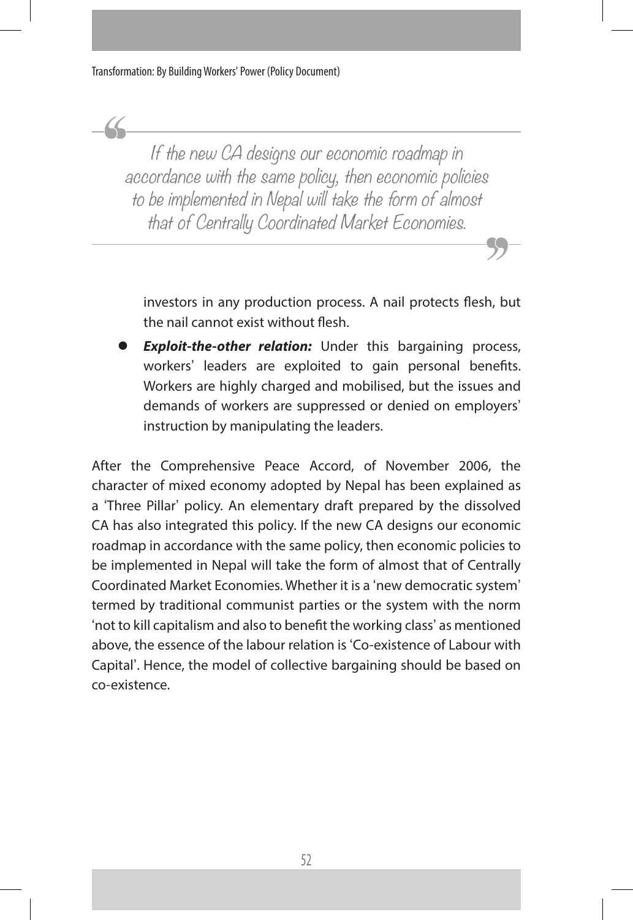> If the new CA designs our economic roadmap in accordance with the same policy, then economic policies to be implemented in Nepal will take the form of almost that of Centrally Coordinated Market Economies.

investors in any production process. A nail protects flesh, but the nail cannot exist without flesh.

- ***Exploit-the-other relation:*** Under this bargaining process, workers' leaders are exploited to gain personal benefits. Workers are highly charged and mobilised, but the issues and demands of workers are suppressed or denied on employers' instruction by manipulating the leaders.

After the Comprehensive Peace Accord, of November 2006, the character of mixed economy adopted by Nepal has been explained as a 'Three Pillar' policy. An elementary draft prepared by the dissolved CA has also integrated this policy. If the new CA designs our economic roadmap in accordance with the same policy, then economic policies to be implemented in Nepal will take the form of almost that of Centrally Coordinated Market Economies. Whether it is a 'new democratic system' termed by traditional communist parties or the system with the norm 'not to kill capitalism and also to benefit the working class' as mentioned above, the essence of the labour relation is 'Co-existence of Labour with Capital'. Hence, the model of collective bargaining should be based on co-existence.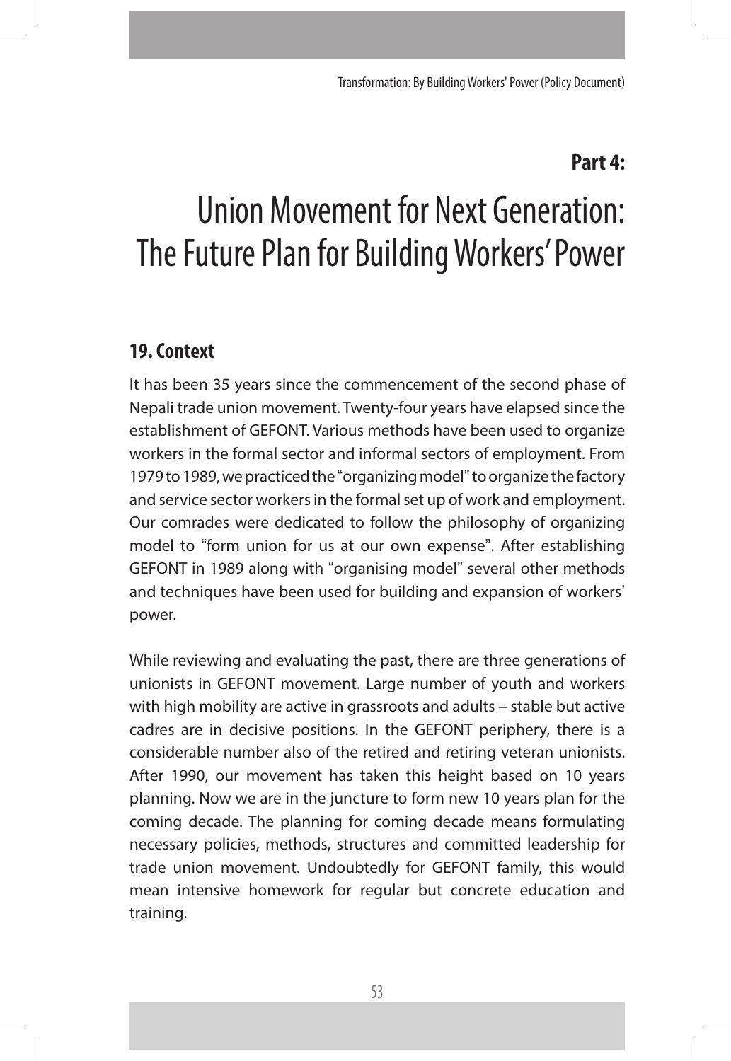**Part 4:**

# Union Movement for Next Generation: The Future Plan for Building Workers' Power

## 19. Context

It has been 35 years since the commencement of the second phase of Nepali trade union movement. Twenty-four years have elapsed since the establishment of GEFONT. Various methods have been used to organize workers in the formal sector and informal sectors of employment. From 1979 to 1989, we practiced the "organizing model" to organize the factory and service sector workers in the formal set up of work and employment. Our comrades were dedicated to follow the philosophy of organizing model to "form union for us at our own expense". After establishing GEFONT in 1989 along with "organising model" several other methods and techniques have been used for building and expansion of workers' power.

While reviewing and evaluating the past, there are three generations of unionists in GEFONT movement. Large number of youth and workers with high mobility are active in grassroots and adults – stable but active cadres are in decisive positions. In the GEFONT periphery, there is a considerable number also of the retired and retiring veteran unionists. After 1990, our movement has taken this height based on 10 years planning. Now we are in the juncture to form new 10 years plan for the coming decade. The planning for coming decade means formulating necessary policies, methods, structures and committed leadership for trade union movement. Undoubtedly for GEFONT family, this would mean intensive homework for regular but concrete education and training.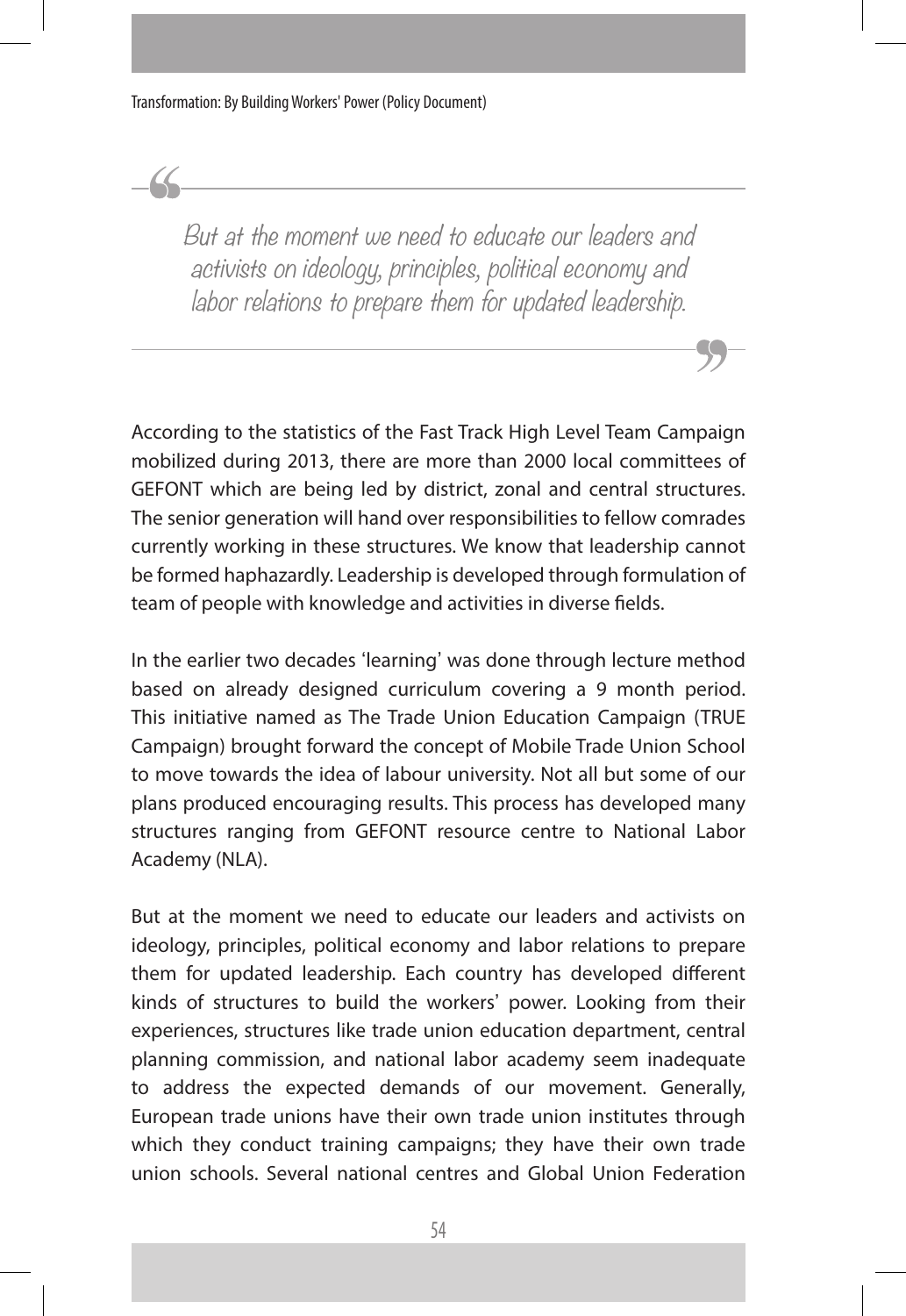> *But at the moment we need to educate our leaders and activists on ideology, principles, political economy and labor relations to prepare them for updated leadership.*

According to the statistics of the Fast Track High Level Team Campaign mobilized during 2013, there are more than 2000 local committees of GEFONT which are being led by district, zonal and central structures. The senior generation will hand over responsibilities to fellow comrades currently working in these structures. We know that leadership cannot be formed haphazardly. Leadership is developed through formulation of team of people with knowledge and activities in diverse fields.

In the earlier two decades 'learning' was done through lecture method based on already designed curriculum covering a 9 month period. This initiative named as The Trade Union Education Campaign (TRUE Campaign) brought forward the concept of Mobile Trade Union School to move towards the idea of labour university. Not all but some of our plans produced encouraging results. This process has developed many structures ranging from GEFONT resource centre to National Labor Academy (NLA).

But at the moment we need to educate our leaders and activists on ideology, principles, political economy and labor relations to prepare them for updated leadership. Each country has developed different kinds of structures to build the workers' power. Looking from their experiences, structures like trade union education department, central planning commission, and national labor academy seem inadequate to address the expected demands of our movement. Generally, European trade unions have their own trade union institutes through which they conduct training campaigns; they have their own trade union schools. Several national centres and Global Union Federation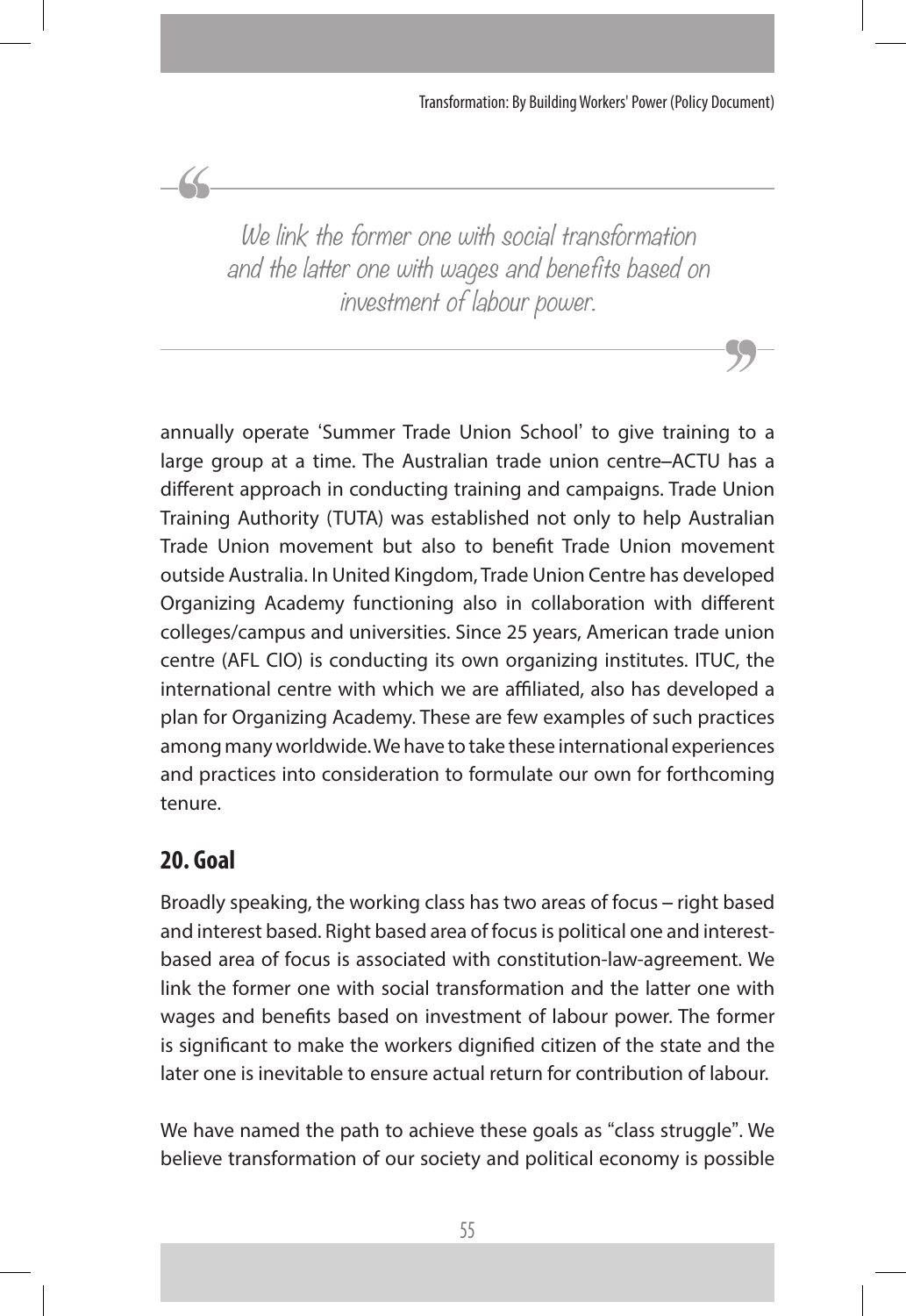> We link the former one with social transformation and the latter one with wages and benefits based on investment of labour power.

annually operate 'Summer Trade Union School' to give training to a large group at a time. The Australian trade union centre–ACTU has a different approach in conducting training and campaigns. Trade Union Training Authority (TUTA) was established not only to help Australian Trade Union movement but also to benefit Trade Union movement outside Australia. In United Kingdom, Trade Union Centre has developed Organizing Academy functioning also in collaboration with different colleges/campus and universities. Since 25 years, American trade union centre (AFL CIO) is conducting its own organizing institutes. ITUC, the international centre with which we are affiliated, also has developed a plan for Organizing Academy. These are few examples of such practices among many worldwide. We have to take these international experiences and practices into consideration to formulate our own for forthcoming tenure.

## 20. Goal

Broadly speaking, the working class has two areas of focus – right based and interest based. Right based area of focus is political one and interest-based area of focus is associated with constitution-law-agreement. We link the former one with social transformation and the latter one with wages and benefits based on investment of labour power. The former is significant to make the workers dignified citizen of the state and the later one is inevitable to ensure actual return for contribution of labour.

We have named the path to achieve these goals as "class struggle". We believe transformation of our society and political economy is possible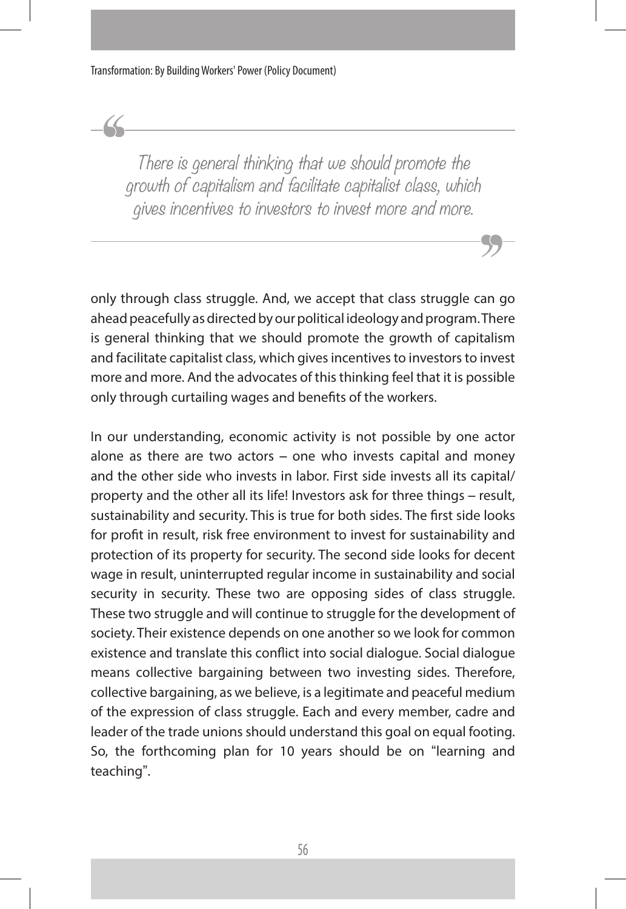> *There is general thinking that we should promote the growth of capitalism and facilitate capitalist class, which gives incentives to investors to invest more and more.*

only through class struggle. And, we accept that class struggle can go ahead peacefully as directed by our political ideology and program. There is general thinking that we should promote the growth of capitalism and facilitate capitalist class, which gives incentives to investors to invest more and more. And the advocates of this thinking feel that it is possible only through curtailing wages and benefits of the workers.

In our understanding, economic activity is not possible by one actor alone as there are two actors – one who invests capital and money and the other side who invests in labor. First side invests all its capital/property and the other all its life! Investors ask for three things – result, sustainability and security. This is true for both sides. The first side looks for profit in result, risk free environment to invest for sustainability and protection of its property for security. The second side looks for decent wage in result, uninterrupted regular income in sustainability and social security in security. These two are opposing sides of class struggle. These two struggle and will continue to struggle for the development of society. Their existence depends on one another so we look for common existence and translate this conflict into social dialogue. Social dialogue means collective bargaining between two investing sides. Therefore, collective bargaining, as we believe, is a legitimate and peaceful medium of the expression of class struggle. Each and every member, cadre and leader of the trade unions should understand this goal on equal footing. So, the forthcoming plan for 10 years should be on "learning and teaching".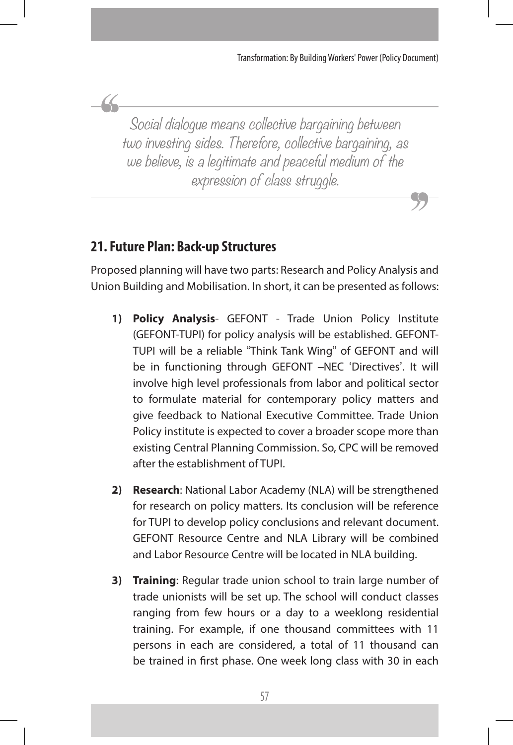> *Social dialogue means collective bargaining between two investing sides. Therefore, collective bargaining, as we believe, is a legitimate and peaceful medium of the expression of class struggle.*

## 21. Future Plan: Back-up Structures

Proposed planning will have two parts: Research and Policy Analysis and Union Building and Mobilisation. In short, it can be presented as follows:

1) **Policy Analysis**- GEFONT - Trade Union Policy Institute (GEFONT-TUPI) for policy analysis will be established. GEFONT-TUPI will be a reliable "Think Tank Wing" of GEFONT and will be in functioning through GEFONT –NEC 'Directives'. It will involve high level professionals from labor and political sector to formulate material for contemporary policy matters and give feedback to National Executive Committee. Trade Union Policy institute is expected to cover a broader scope more than existing Central Planning Commission. So, CPC will be removed after the establishment of TUPI.

2) **Research**: National Labor Academy (NLA) will be strengthened for research on policy matters. Its conclusion will be reference for TUPI to develop policy conclusions and relevant document. GEFONT Resource Centre and NLA Library will be combined and Labor Resource Centre will be located in NLA building.

3) **Training**: Regular trade union school to train large number of trade unionists will be set up. The school will conduct classes ranging from few hours or a day to a weeklong residential training. For example, if one thousand committees with 11 persons in each are considered, a total of 11 thousand can be trained in first phase. One week long class with 30 in each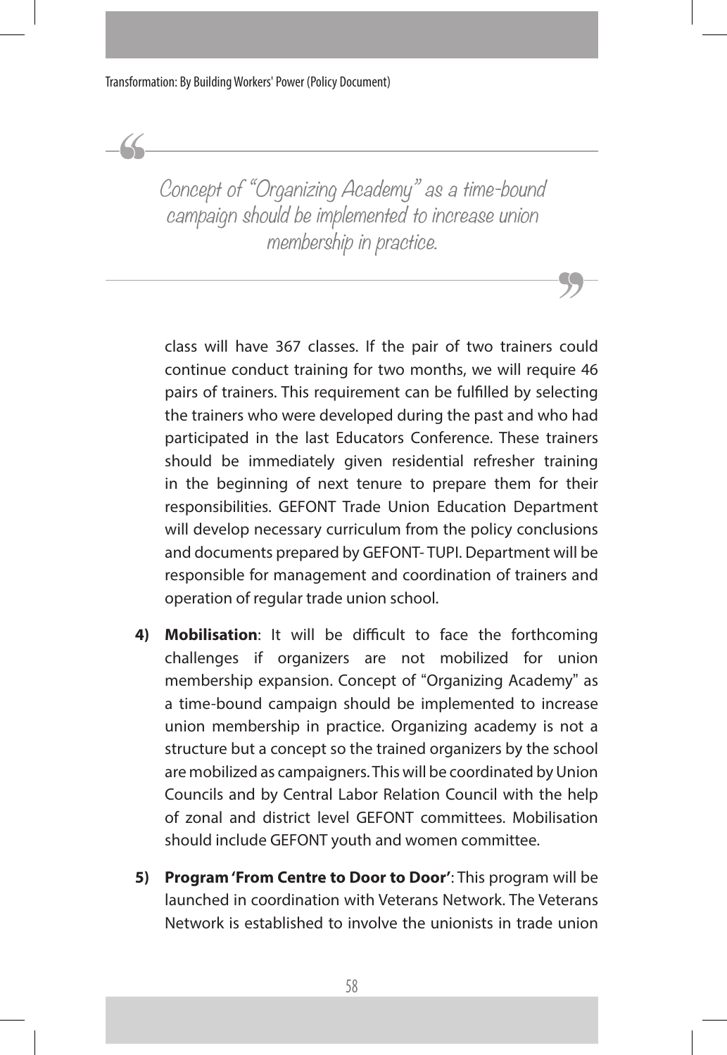> Concept of "Organizing Academy" as a time-bound campaign should be implemented to increase union membership in practice.

class will have 367 classes. If the pair of two trainers could continue conduct training for two months, we will require 46 pairs of trainers. This requirement can be fulfilled by selecting the trainers who were developed during the past and who had participated in the last Educators Conference. These trainers should be immediately given residential refresher training in the beginning of next tenure to prepare them for their responsibilities. GEFONT Trade Union Education Department will develop necessary curriculum from the policy conclusions and documents prepared by GEFONT- TUPI. Department will be responsible for management and coordination of trainers and operation of regular trade union school.

4) **Mobilisation**: It will be difficult to face the forthcoming challenges if organizers are not mobilized for union membership expansion. Concept of "Organizing Academy" as a time-bound campaign should be implemented to increase union membership in practice. Organizing academy is not a structure but a concept so the trained organizers by the school are mobilized as campaigners. This will be coordinated by Union Councils and by Central Labor Relation Council with the help of zonal and district level GEFONT committees. Mobilisation should include GEFONT youth and women committee.

5) **Program 'From Centre to Door to Door'**: This program will be launched in coordination with Veterans Network. The Veterans Network is established to involve the unionists in trade union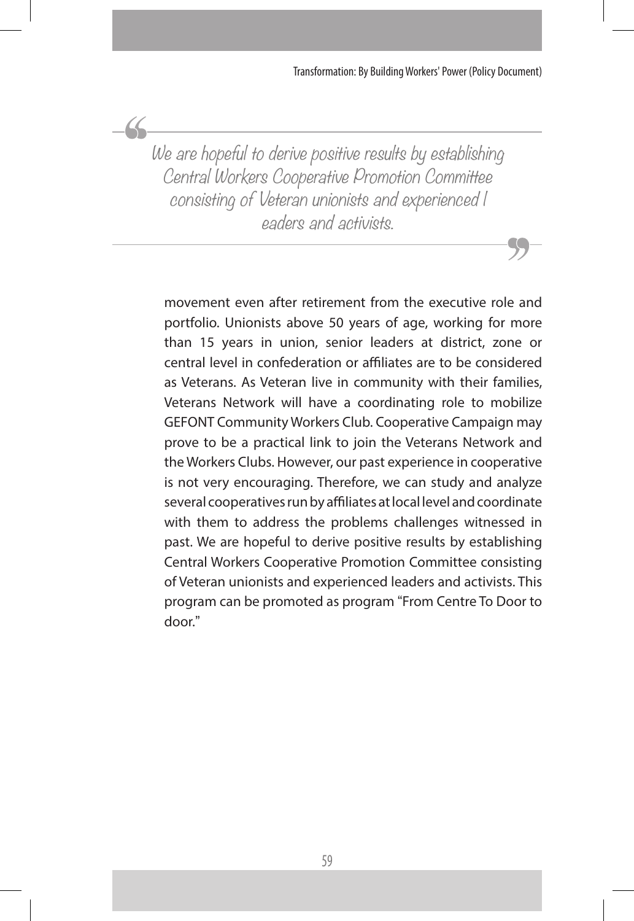> *We are hopeful to derive positive results by establishing Central Workers Cooperative Promotion Committee consisting of Veteran unionists and experienced l eaders and activists.*

movement even after retirement from the executive role and portfolio. Unionists above 50 years of age, working for more than 15 years in union, senior leaders at district, zone or central level in confederation or affiliates are to be considered as Veterans. As Veteran live in community with their families, Veterans Network will have a coordinating role to mobilize GEFONT Community Workers Club. Cooperative Campaign may prove to be a practical link to join the Veterans Network and the Workers Clubs. However, our past experience in cooperative is not very encouraging. Therefore, we can study and analyze several cooperatives run by affiliates at local level and coordinate with them to address the problems challenges witnessed in past. We are hopeful to derive positive results by establishing Central Workers Cooperative Promotion Committee consisting of Veteran unionists and experienced leaders and activists. This program can be promoted as program "From Centre To Door to door."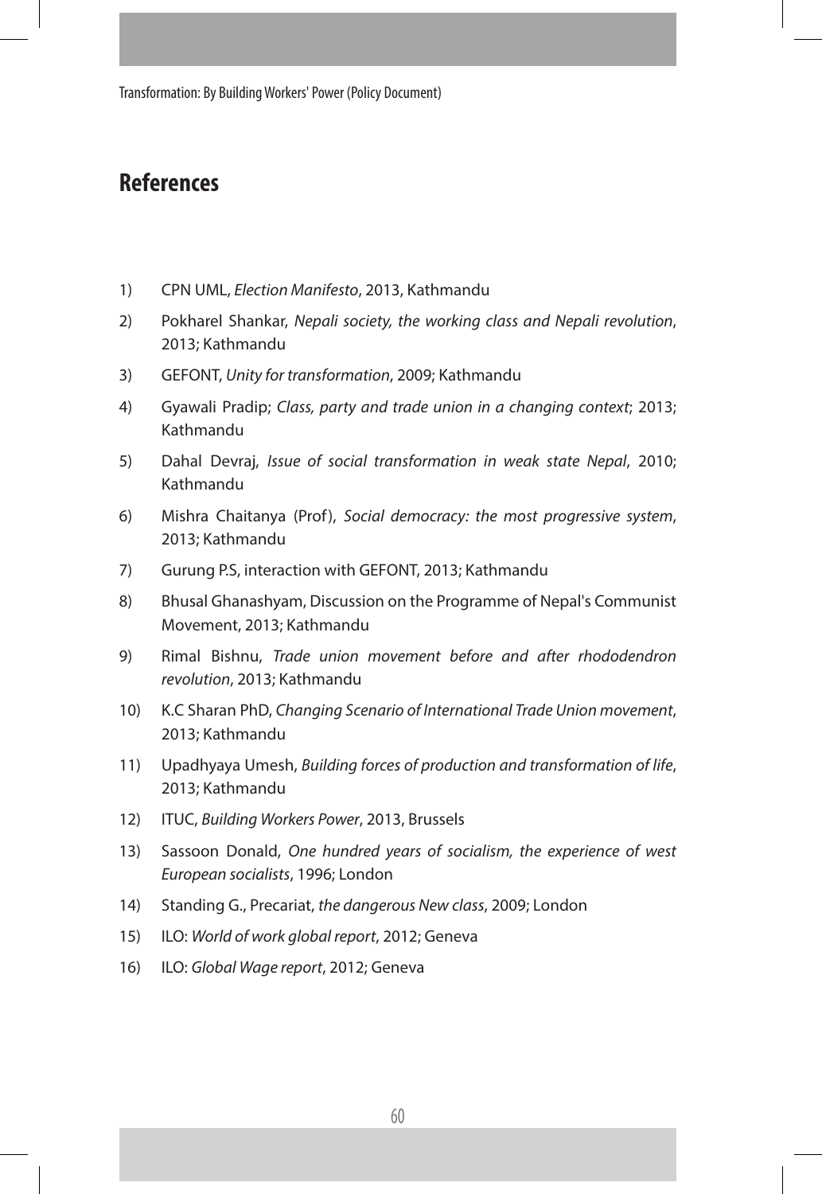## References

1) CPN UML, *Election Manifesto*, 2013, Kathmandu
2) Pokharel Shankar, *Nepali society, the working class and Nepali revolution*, 2013; Kathmandu
3) GEFONT, *Unity for transformation*, 2009; Kathmandu
4) Gyawali Pradip; *Class, party and trade union in a changing context*; 2013; Kathmandu
5) Dahal Devraj, *Issue of social transformation in weak state Nepal*, 2010; Kathmandu
6) Mishra Chaitanya (Prof), *Social democracy: the most progressive system*, 2013; Kathmandu
7) Gurung P.S, interaction with GEFONT, 2013; Kathmandu
8) Bhusal Ghanashyam, Discussion on the Programme of Nepal's Communist Movement, 2013; Kathmandu
9) Rimal Bishnu, *Trade union movement before and after rhododendron revolution*, 2013; Kathmandu
10) K.C Sharan PhD, *Changing Scenario of International Trade Union movement*, 2013; Kathmandu
11) Upadhyaya Umesh, *Building forces of production and transformation of life*, 2013; Kathmandu
12) ITUC, *Building Workers Power*, 2013, Brussels
13) Sassoon Donald, *One hundred years of socialism, the experience of west European socialists*, 1996; London
14) Standing G., Precariat, *the dangerous New class*, 2009; London
15) ILO: *World of work global report*, 2012; Geneva
16) ILO: *Global Wage report*, 2012; Geneva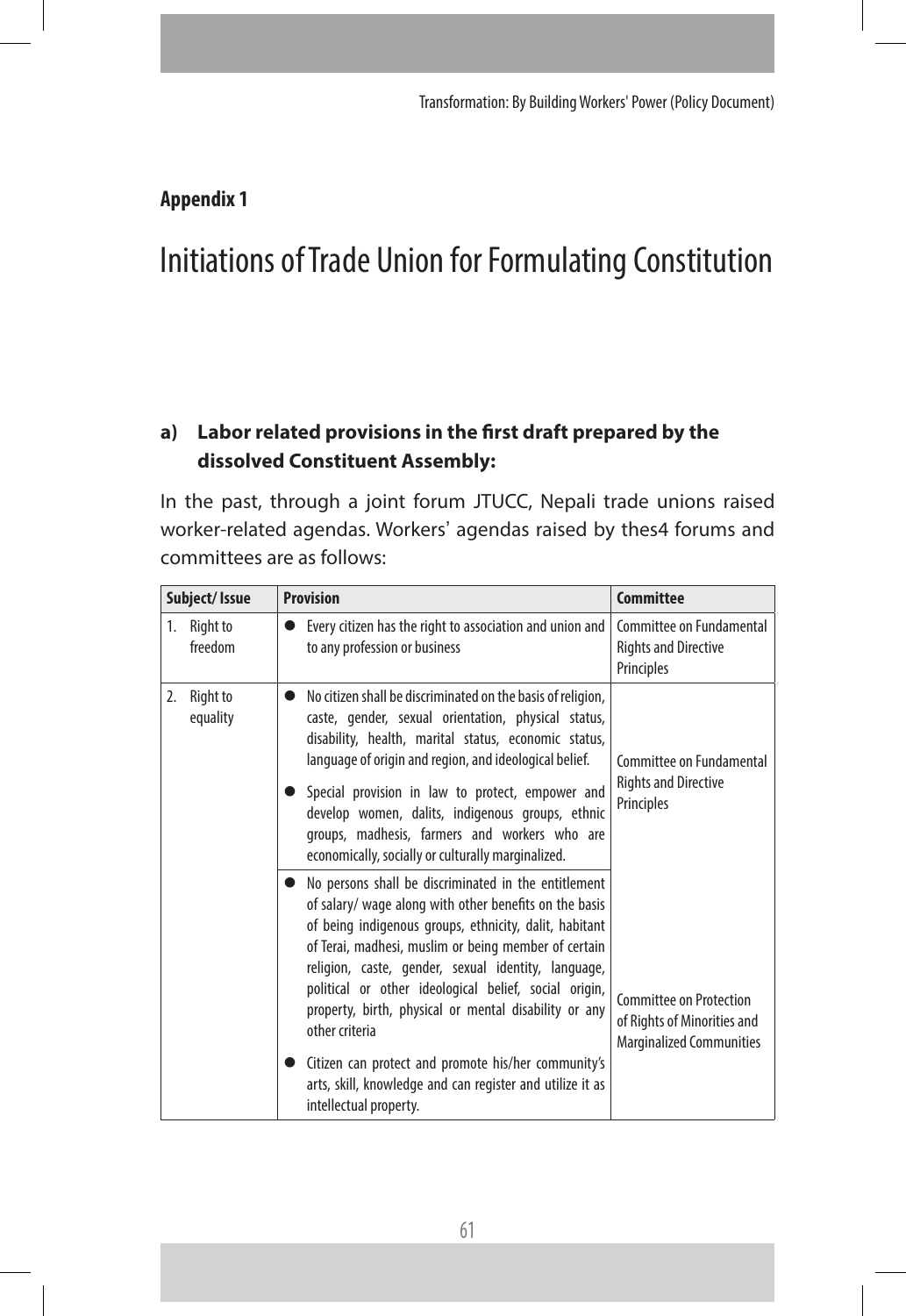**Appendix 1**

# Initiations of Trade Union for Formulating Constitution

## a) Labor related provisions in the first draft prepared by the dissolved Constituent Assembly:

In the past, through a joint forum JTUCC, Nepali trade unions raised worker-related agendas. Workers' agendas raised by thes4 forums and committees are as follows:

| Subject/ Issue | Provision | Committee |
|---|---|---|
| 1. Right to freedom | ● Every citizen has the right to association and union and to any profession or business | Committee on Fundamental Rights and Directive Principles |
| 2. Right to equality | ● No citizen shall be discriminated on the basis of religion, caste, gender, sexual orientation, physical status, disability, health, marital status, economic status, language of origin and region, and ideological belief.<br>● Special provision in law to protect, empower and develop women, dalits, indigenous groups, ethnic groups, madhesis, farmers and workers who are economically, socially or culturally marginalized. | Committee on Fundamental Rights and Directive Principles |
| | ● No persons shall be discriminated in the entitlement of salary/ wage along with other benefits on the basis of being indigenous groups, ethnicity, dalit, habitant of Terai, madhesi, muslim or being member of certain religion, caste, gender, sexual identity, language, political or other ideological belief, social origin, property, birth, physical or mental disability or any other criteria<br>● Citizen can protect and promote his/her community's arts, skill, knowledge and can register and utilize it as intellectual property. | Committee on Protection of Rights of Minorities and Marginalized Communities |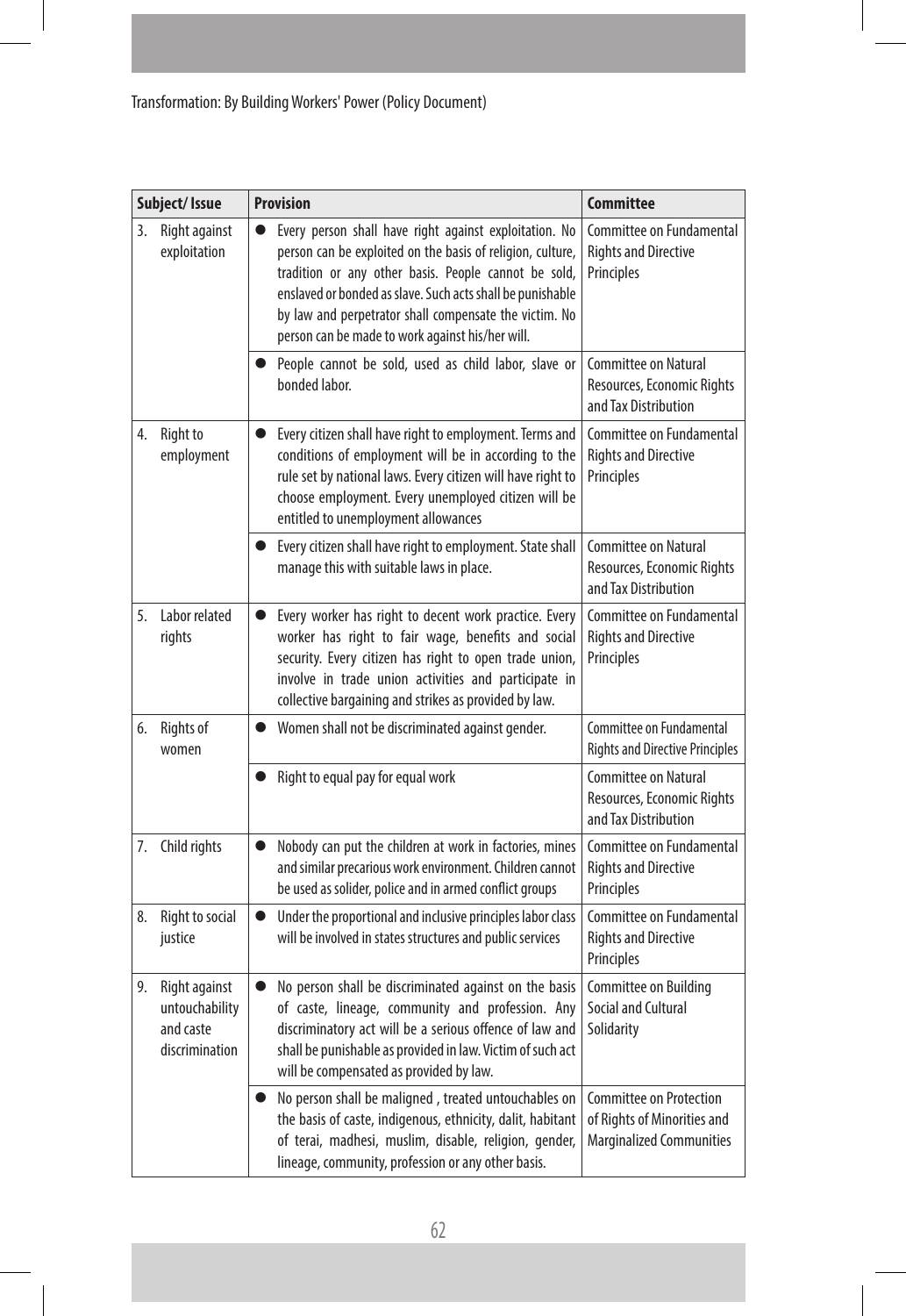| Subject/ Issue | Provision | Committee |
|---|---|---|
| 3. Right against exploitation | ● Every person shall have right against exploitation. No person can be exploited on the basis of religion, culture, tradition or any other basis. People cannot be sold, enslaved or bonded as slave. Such acts shall be punishable by law and perpetrator shall compensate the victim. No person can be made to work against his/her will. | Committee on Fundamental Rights and Directive Principles |
| | ● People cannot be sold, used as child labor, slave or bonded labor. | Committee on Natural Resources, Economic Rights and Tax Distribution |
| 4. Right to employment | ● Every citizen shall have right to employment. Terms and conditions of employment will be in according to the rule set by national laws. Every citizen will have right to choose employment. Every unemployed citizen will be entitled to unemployment allowances | Committee on Fundamental Rights and Directive Principles |
| | ● Every citizen shall have right to employment. State shall manage this with suitable laws in place. | Committee on Natural Resources, Economic Rights and Tax Distribution |
| 5. Labor related rights | ● Every worker has right to decent work practice. Every worker has right to fair wage, benefits and social security. Every citizen has right to open trade union, involve in trade union activities and participate in collective bargaining and strikes as provided by law. | Committee on Fundamental Rights and Directive Principles |
| 6. Rights of women | ● Women shall not be discriminated against gender. | Committee on Fundamental Rights and Directive Principles |
| | ● Right to equal pay for equal work | Committee on Natural Resources, Economic Rights and Tax Distribution |
| 7. Child rights | ● Nobody can put the children at work in factories, mines and similar precarious work environment. Children cannot be used as solider, police and in armed conflict groups | Committee on Fundamental Rights and Directive Principles |
| 8. Right to social justice | ● Under the proportional and inclusive principles labor class will be involved in states structures and public services | Committee on Fundamental Rights and Directive Principles |
| 9. Right against untouchability and caste discrimination | ● No person shall be discriminated against on the basis of caste, lineage, community and profession. Any discriminatory act will be a serious offence of law and shall be punishable as provided in law. Victim of such act will be compensated as provided by law. | Committee on Building Social and Cultural Solidarity |
| | ● No person shall be maligned , treated untouchables on the basis of caste, indigenous, ethnicity, dalit, habitant of terai, madhesi, muslim, disable, religion, gender, lineage, community, profession or any other basis. | Committee on Protection of Rights of Minorities and Marginalized Communities |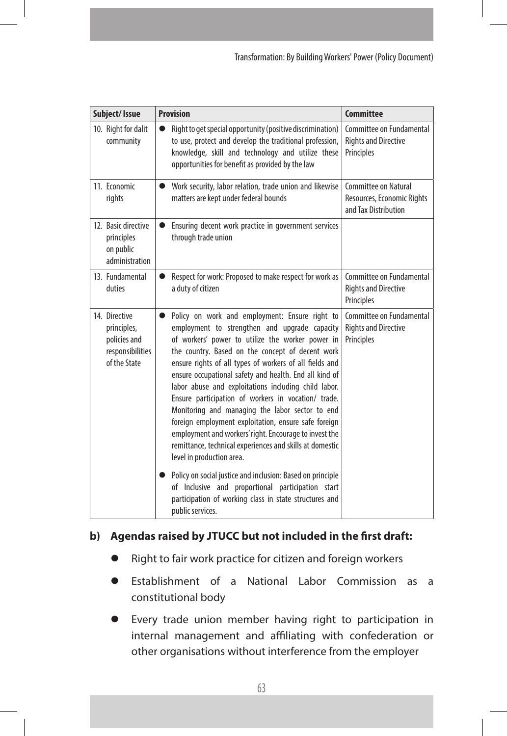| Subject/ Issue | Provision | Committee |
|---|---|---|
| 10. Right for dalit community | ● Right to get special opportunity (positive discrimination) to use, protect and develop the traditional profession, knowledge, skill and technology and utilize these opportunities for benefit as provided by the law | Committee on Fundamental Rights and Directive Principles |
| 11. Economic rights | ● Work security, labor relation, trade union and likewise matters are kept under federal bounds | Committee on Natural Resources, Economic Rights and Tax Distribution |
| 12. Basic directive principles on public administration | ● Ensuring decent work practice in government services through trade union | |
| 13. Fundamental duties | ● Respect for work: Proposed to make respect for work as a duty of citizen | Committee on Fundamental Rights and Directive Principles |
| 14. Directive principles, policies and responsibilities of the State | ● Policy on work and employment: Ensure right to employment to strengthen and upgrade capacity of workers' power to utilize the worker power in the country. Based on the concept of decent work ensure rights of all types of workers of all fields and ensure occupational safety and health. End all kind of labor abuse and exploitations including child labor. Ensure participation of workers in vocation/ trade. Monitoring and managing the labor sector to end foreign employment exploitation, ensure safe foreign employment and workers' right. Encourage to invest the remittance, technical experiences and skills at domestic level in production area.<br><br>● Policy on social justice and inclusion: Based on principle of Inclusive and proportional participation start participation of working class in state structures and public services. | Committee on Fundamental Rights and Directive Principles |

**b) Agendas raised by JTUCC but not included in the first draft:**

- Right to fair work practice for citizen and foreign workers
- Establishment of a National Labor Commission as a constitutional body
- Every trade union member having right to participation in internal management and affiliating with confederation or other organisations without interference from the employer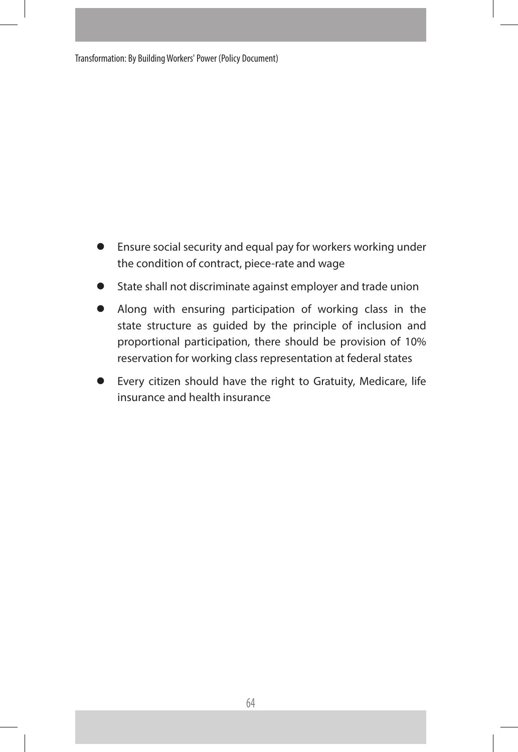- Ensure social security and equal pay for workers working under the condition of contract, piece-rate and wage
- State shall not discriminate against employer and trade union
- Along with ensuring participation of working class in the state structure as guided by the principle of inclusion and proportional participation, there should be provision of 10% reservation for working class representation at federal states
- Every citizen should have the right to Gratuity, Medicare, life insurance and health insurance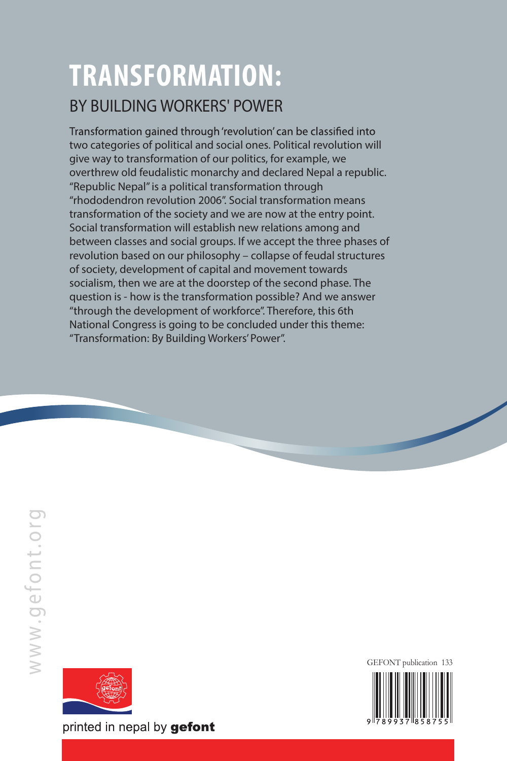# TRANSFORMATION:

## BY BUILDING WORKERS' POWER

Transformation gained through 'revolution' can be classified into two categories of political and social ones. Political revolution will give way to transformation of our politics, for example, we overthrew old feudalistic monarchy and declared Nepal a republic. "Republic Nepal" is a political transformation through "rhododendron revolution 2006". Social transformation means transformation of the society and we are now at the entry point. Social transformation will establish new relations among and between classes and social groups. If we accept the three phases of revolution based on our philosophy – collapse of feudal structures of society, development of capital and movement towards socialism, then we are at the doorstep of the second phase. The question is - how is the transformation possible? And we answer "through the development of workforce". Therefore, this 6th National Congress is going to be concluded under this theme: "Transformation: By Building Workers' Power".

www.gefont.org

GEFONT publication 133

9 789937 858755

printed in nepal by **gefont**